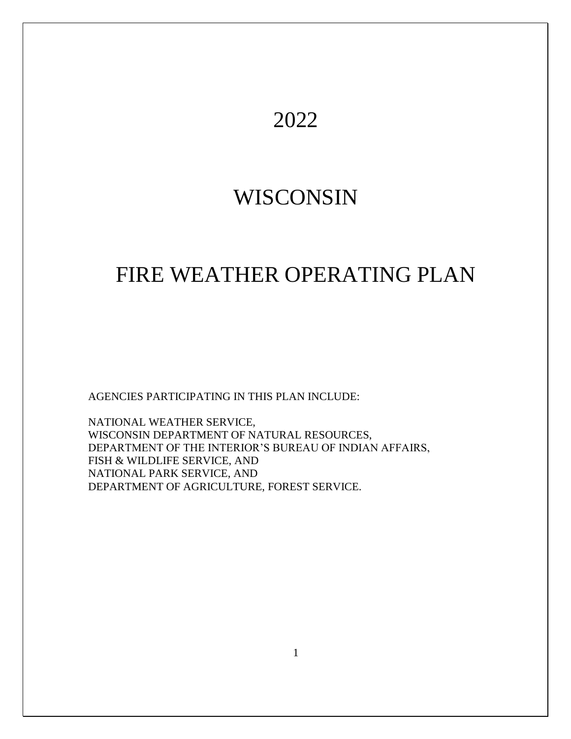# 2022

# WISCONSIN

# FIRE WEATHER OPERATING PLAN

AGENCIES PARTICIPATING IN THIS PLAN INCLUDE:

NATIONAL WEATHER SERVICE,
WISCONSIN DEPARTMENT OF NATURAL RESOURCES,
DEPARTMENT OF THE INTERIOR'S BUREAU OF INDIAN AFFAIRS,
FISH & WILDLIFE SERVICE, AND
NATIONAL PARK SERVICE, AND
DEPARTMENT OF AGRICULTURE, FOREST SERVICE.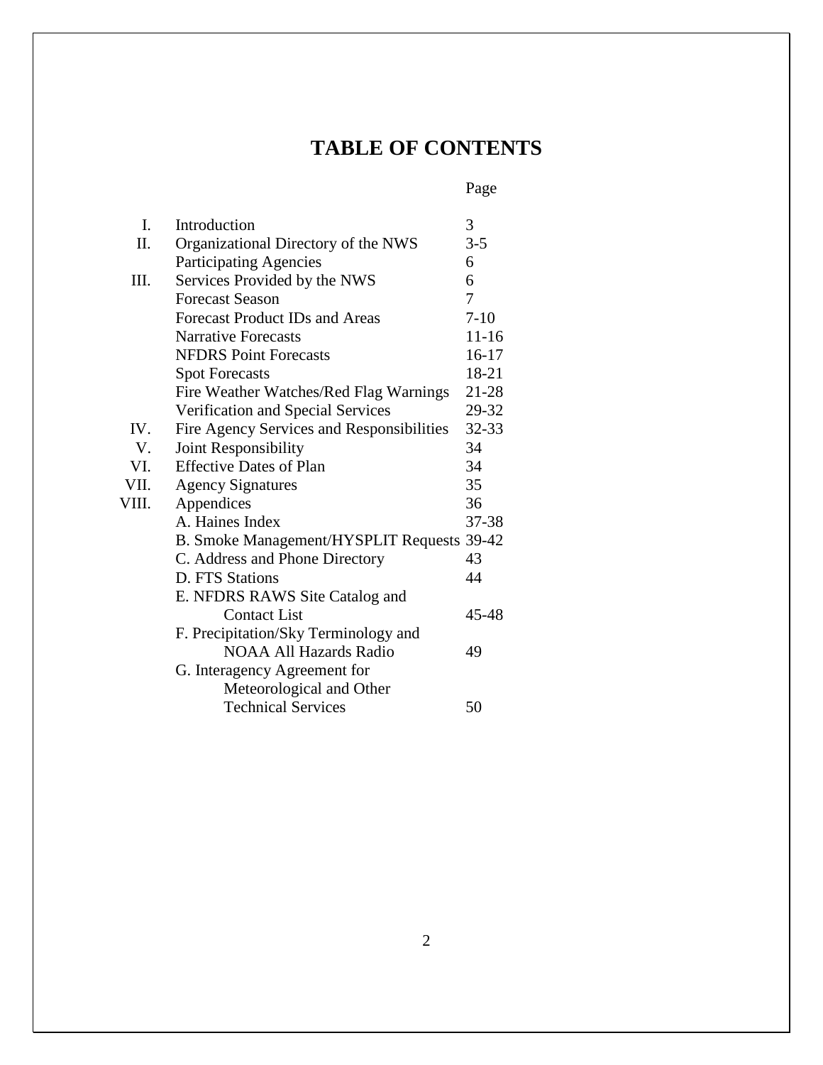# TABLE OF CONTENTS

| | | Page |
|---|---|---|
| I. | Introduction | 3 |
| II. | Organizational Directory of the NWS | 3-5 |
| | Participating Agencies | 6 |
| III. | Services Provided by the NWS | 6 |
| | Forecast Season | 7 |
| | Forecast Product IDs and Areas | 7-10 |
| | Narrative Forecasts | 11-16 |
| | NFDRS Point Forecasts | 16-17 |
| | Spot Forecasts | 18-21 |
| | Fire Weather Watches/Red Flag Warnings | 21-28 |
| | Verification and Special Services | 29-32 |
| IV. | Fire Agency Services and Responsibilities | 32-33 |
| V. | Joint Responsibility | 34 |
| VI. | Effective Dates of Plan | 34 |
| VII. | Agency Signatures | 35 |
| VIII. | Appendices | 36 |
| | A. Haines Index | 37-38 |
| | B. Smoke Management/HYSPLIT Requests | 39-42 |
| | C. Address and Phone Directory | 43 |
| | D. FTS Stations | 44 |
| | E. NFDRS RAWS Site Catalog and Contact List | 45-48 |
| | F. Precipitation/Sky Terminology and NOAA All Hazards Radio | 49 |
| | G. Interagency Agreement for Meteorological and Other Technical Services | 50 |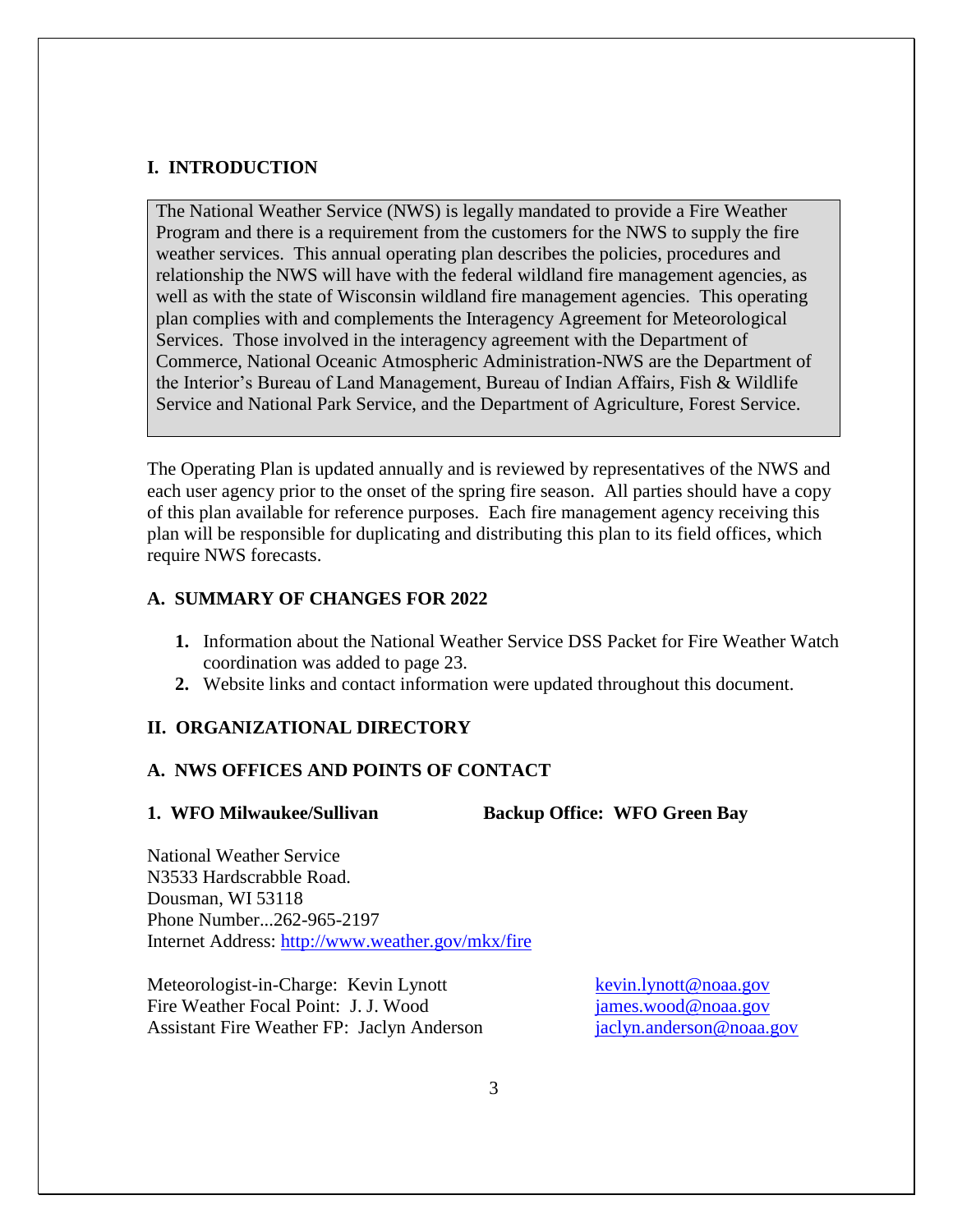## I. INTRODUCTION

The National Weather Service (NWS) is legally mandated to provide a Fire Weather Program and there is a requirement from the customers for the NWS to supply the fire weather services. This annual operating plan describes the policies, procedures and relationship the NWS will have with the federal wildland fire management agencies, as well as with the state of Wisconsin wildland fire management agencies. This operating plan complies with and complements the Interagency Agreement for Meteorological Services. Those involved in the interagency agreement with the Department of Commerce, National Oceanic Atmospheric Administration-NWS are the Department of the Interior's Bureau of Land Management, Bureau of Indian Affairs, Fish & Wildlife Service and National Park Service, and the Department of Agriculture, Forest Service.

The Operating Plan is updated annually and is reviewed by representatives of the NWS and each user agency prior to the onset of the spring fire season. All parties should have a copy of this plan available for reference purposes. Each fire management agency receiving this plan will be responsible for duplicating and distributing this plan to its field offices, which require NWS forecasts.

### A. SUMMARY OF CHANGES FOR 2022

1. Information about the National Weather Service DSS Packet for Fire Weather Watch coordination was added to page 23.
2. Website links and contact information were updated throughout this document.

## II. ORGANIZATIONAL DIRECTORY

### A. NWS OFFICES AND POINTS OF CONTACT

**1. WFO Milwaukee/Sullivan** **Backup Office: WFO Green Bay**

National Weather Service
N3533 Hardscrabble Road.
Dousman, WI 53118
Phone Number...262-965-2197
Internet Address: http://www.weather.gov/mkx/fire

| | |
|---|---|
| Meteorologist-in-Charge: Kevin Lynott | kevin.lynott@noaa.gov |
| Fire Weather Focal Point: J. J. Wood | james.wood@noaa.gov |
| Assistant Fire Weather FP: Jaclyn Anderson | jaclyn.anderson@noaa.gov |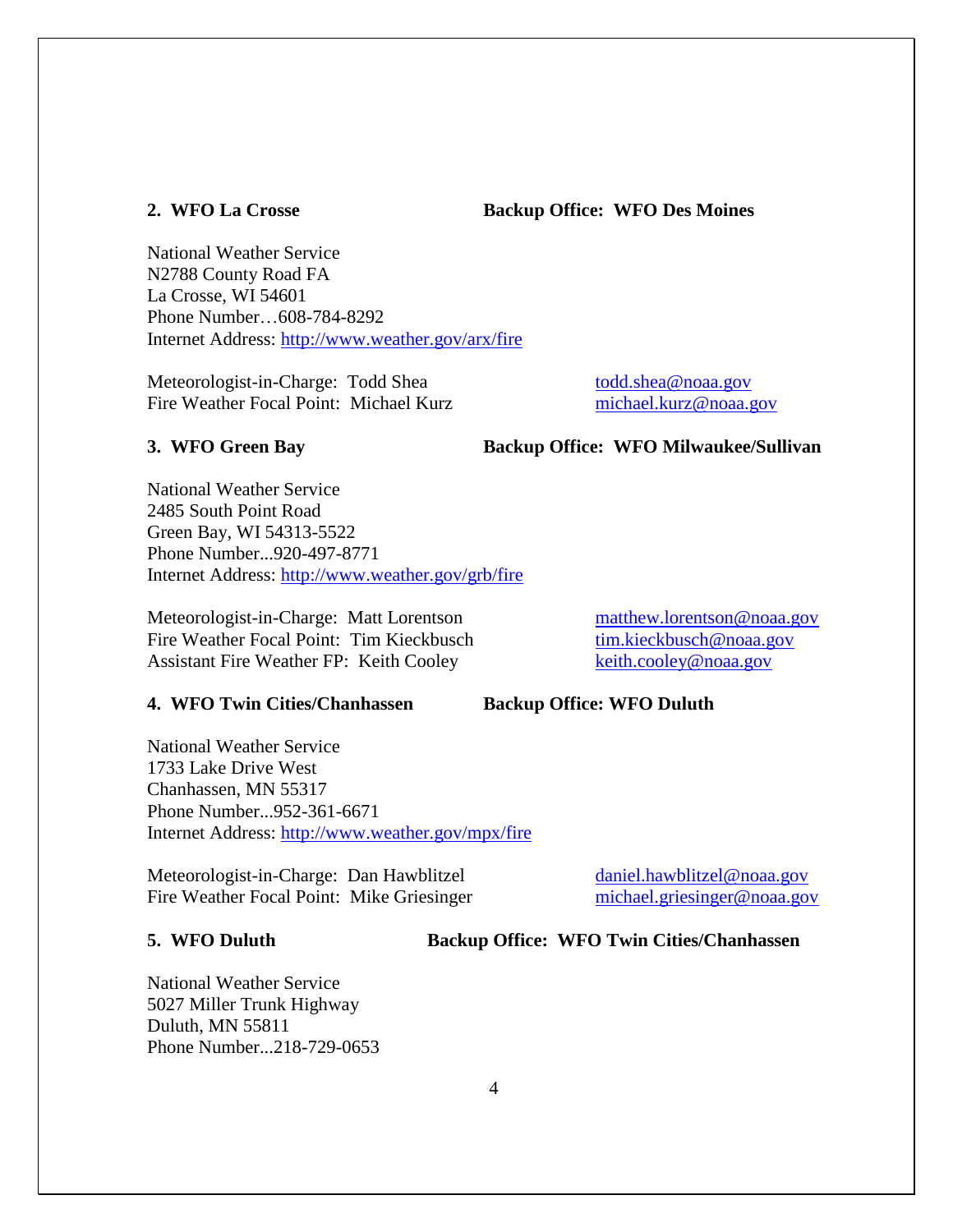**2. WFO La Crosse** **Backup Office: WFO Des Moines**

National Weather Service
N2788 County Road FA
La Crosse, WI 54601
Phone Number…608-784-8292
Internet Address: http://www.weather.gov/arx/fire

Meteorologist-in-Charge: Todd Shea todd.shea@noaa.gov
Fire Weather Focal Point: Michael Kurz michael.kurz@noaa.gov

**3. WFO Green Bay** **Backup Office: WFO Milwaukee/Sullivan**

National Weather Service
2485 South Point Road
Green Bay, WI 54313-5522
Phone Number...920-497-8771
Internet Address: http://www.weather.gov/grb/fire

Meteorologist-in-Charge: Matt Lorentson matthew.lorentson@noaa.gov
Fire Weather Focal Point: Tim Kieckbusch tim.kieckbusch@noaa.gov
Assistant Fire Weather FP: Keith Cooley keith.cooley@noaa.gov

**4. WFO Twin Cities/Chanhassen** **Backup Office: WFO Duluth**

National Weather Service
1733 Lake Drive West
Chanhassen, MN 55317
Phone Number...952-361-6671
Internet Address: http://www.weather.gov/mpx/fire

Meteorologist-in-Charge: Dan Hawblitzel daniel.hawblitzel@noaa.gov
Fire Weather Focal Point: Mike Griesinger michael.griesinger@noaa.gov

**5. WFO Duluth** **Backup Office: WFO Twin Cities/Chanhassen**

National Weather Service
5027 Miller Trunk Highway
Duluth, MN 55811
Phone Number...218-729-0653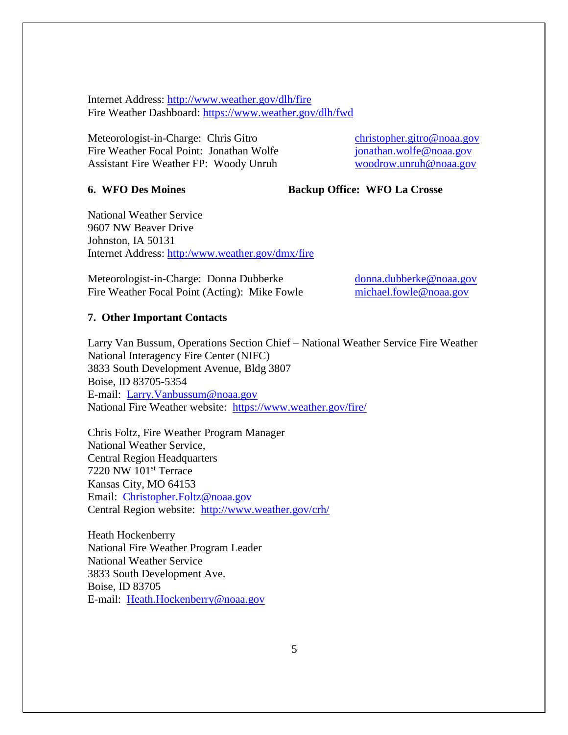Internet Address: http://www.weather.gov/dlh/fire
Fire Weather Dashboard: https://www.weather.gov/dlh/fwd

Meteorologist-in-Charge: Chris Gitro christopher.gitro@noaa.gov
Fire Weather Focal Point: Jonathan Wolfe jonathan.wolfe@noaa.gov
Assistant Fire Weather FP: Woody Unruh woodrow.unruh@noaa.gov

**6. WFO Des Moines** **Backup Office: WFO La Crosse**

National Weather Service
9607 NW Beaver Drive
Johnston, IA 50131
Internet Address: http:/www.weather.gov/dmx/fire

Meteorologist-in-Charge: Donna Dubberke donna.dubberke@noaa.gov
Fire Weather Focal Point (Acting): Mike Fowle michael.fowle@noaa.gov

**7. Other Important Contacts**

Larry Van Bussum, Operations Section Chief – National Weather Service Fire Weather
National Interagency Fire Center (NIFC)
3833 South Development Avenue, Bldg 3807
Boise, ID 83705-5354
E-mail: Larry.Vanbussum@noaa.gov
National Fire Weather website: https://www.weather.gov/fire/

Chris Foltz, Fire Weather Program Manager
National Weather Service,
Central Region Headquarters
7220 NW 101st Terrace
Kansas City, MO 64153
Email: Christopher.Foltz@noaa.gov
Central Region website: http://www.weather.gov/crh/

Heath Hockenberry
National Fire Weather Program Leader
National Weather Service
3833 South Development Ave.
Boise, ID 83705
E-mail: Heath.Hockenberry@noaa.gov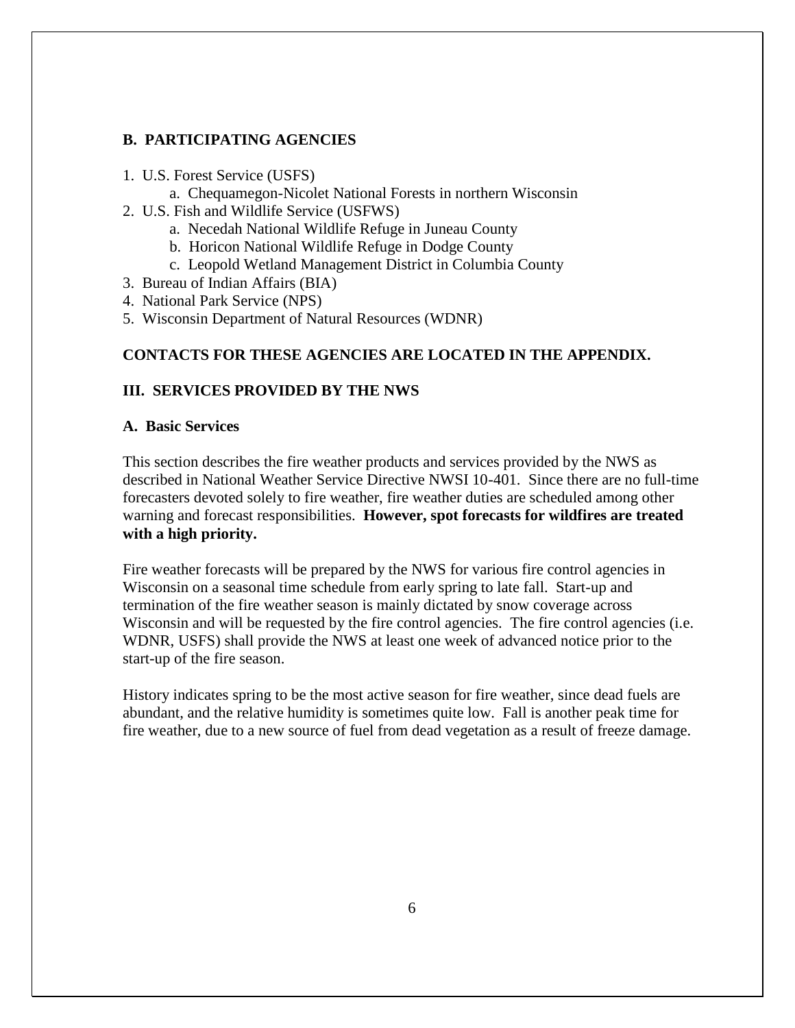### B. PARTICIPATING AGENCIES

1. U.S. Forest Service (USFS)
    a. Chequamegon-Nicolet National Forests in northern Wisconsin
2. U.S. Fish and Wildlife Service (USFWS)
    a. Necedah National Wildlife Refuge in Juneau County
    b. Horicon National Wildlife Refuge in Dodge County
    c. Leopold Wetland Management District in Columbia County
3. Bureau of Indian Affairs (BIA)
4. National Park Service (NPS)
5. Wisconsin Department of Natural Resources (WDNR)

**CONTACTS FOR THESE AGENCIES ARE LOCATED IN THE APPENDIX.**

## III. SERVICES PROVIDED BY THE NWS

### A. Basic Services

This section describes the fire weather products and services provided by the NWS as described in National Weather Service Directive NWSI 10-401. Since there are no full-time forecasters devoted solely to fire weather, fire weather duties are scheduled among other warning and forecast responsibilities. **However, spot forecasts for wildfires are treated with a high priority.**

Fire weather forecasts will be prepared by the NWS for various fire control agencies in Wisconsin on a seasonal time schedule from early spring to late fall. Start-up and termination of the fire weather season is mainly dictated by snow coverage across Wisconsin and will be requested by the fire control agencies. The fire control agencies (i.e. WDNR, USFS) shall provide the NWS at least one week of advanced notice prior to the start-up of the fire season.

History indicates spring to be the most active season for fire weather, since dead fuels are abundant, and the relative humidity is sometimes quite low. Fall is another peak time for fire weather, due to a new source of fuel from dead vegetation as a result of freeze damage.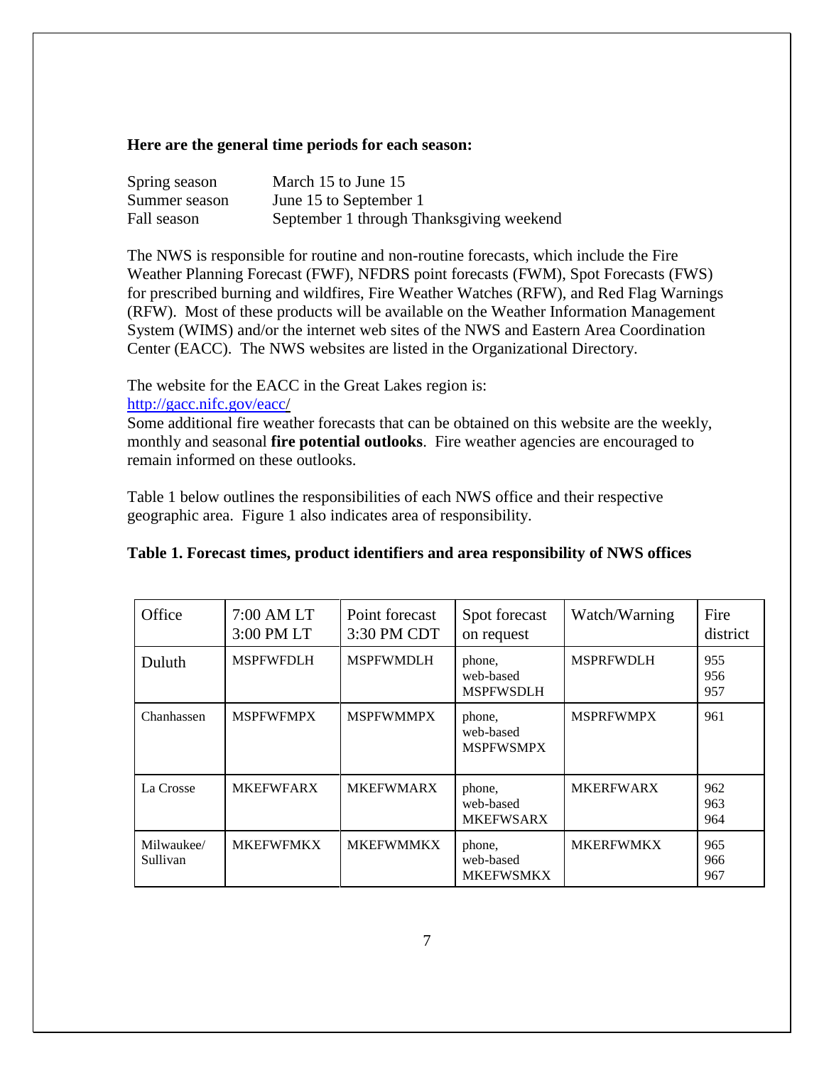**Here are the general time periods for each season:**

| | |
|---|---|
| Spring season | March 15 to June 15 |
| Summer season | June 15 to September 1 |
| Fall season | September 1 through Thanksgiving weekend |

The NWS is responsible for routine and non-routine forecasts, which include the Fire Weather Planning Forecast (FWF), NFDRS point forecasts (FWM), Spot Forecasts (FWS) for prescribed burning and wildfires, Fire Weather Watches (RFW), and Red Flag Warnings (RFW). Most of these products will be available on the Weather Information Management System (WIMS) and/or the internet web sites of the NWS and Eastern Area Coordination Center (EACC). The NWS websites are listed in the Organizational Directory.

The website for the EACC in the Great Lakes region is:
[http://gacc.nifc.gov/eacc/](http://gacc.nifc.gov/eacc/)
Some additional fire weather forecasts that can be obtained on this website are the weekly, monthly and seasonal **fire potential outlooks**. Fire weather agencies are encouraged to remain informed on these outlooks.

Table 1 below outlines the responsibilities of each NWS office and their respective geographic area. Figure 1 also indicates area of responsibility.

**Table 1. Forecast times, product identifiers and area responsibility of NWS offices**

| Office | 7:00 AM LT 3:00 PM LT | Point forecast 3:30 PM CDT | Spot forecast on request | Watch/Warning | Fire district |
|---|---|---|---|---|---|
| Duluth | MSPFWFDLH | MSPFWMDLH | phone, web-based MSPFWSDLH | MSPRFWDLH | 955 956 957 |
| Chanhassen | MSPFWFMPX | MSPFWMMPX | phone, web-based MSPFWSMPX | MSPRFWMPX | 961 |
| La Crosse | MKEFWFARX | MKEFWMARX | phone, web-based MKEFWSARX | MKERFWARX | 962 963 964 |
| Milwaukee/ Sullivan | MKEFWFMKX | MKEFWMMKX | phone, web-based MKEFWSMKX | MKERFWMKX | 965 966 967 |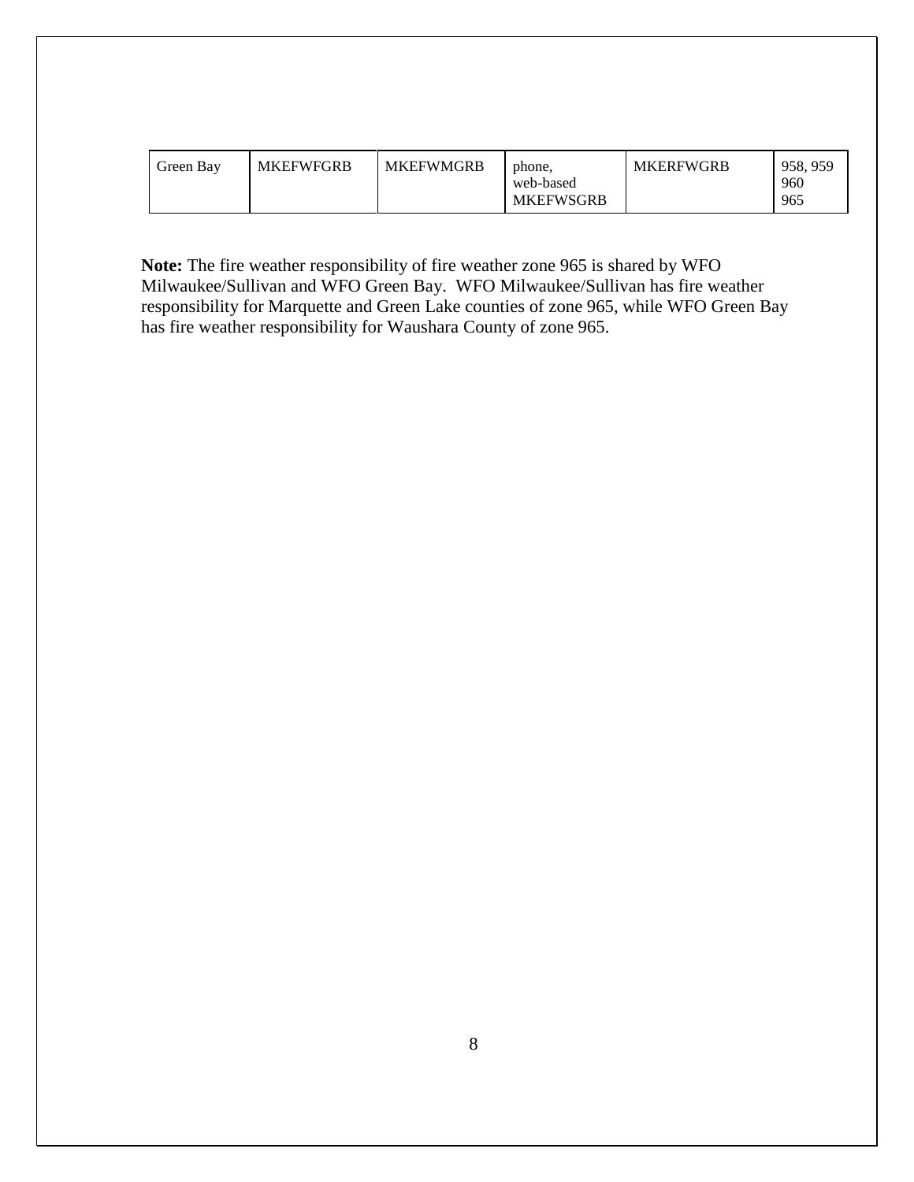| | | | | | |
|---|---|---|---|---|---|
| Green Bay | MKEFWFGRB | MKEFWMGRB | phone, web-based MKEFWSGRB | MKERFWGRB | 958, 959 960 965 |

**Note:** The fire weather responsibility of fire weather zone 965 is shared by WFO Milwaukee/Sullivan and WFO Green Bay. WFO Milwaukee/Sullivan has fire weather responsibility for Marquette and Green Lake counties of zone 965, while WFO Green Bay has fire weather responsibility for Waushara County of zone 965.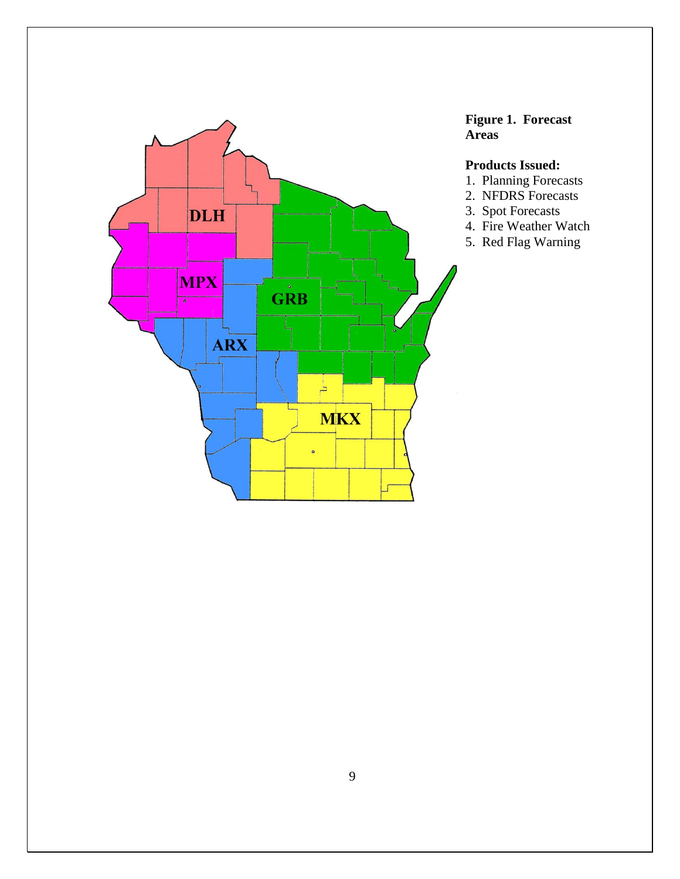DLH

MPX

GRB

ARX

MKX

**Figure 1. Forecast Areas**

**Products Issued:**

1. Planning Forecasts
2. NFDRS Forecasts
3. Spot Forecasts
4. Fire Weather Watch
5. Red Flag Warning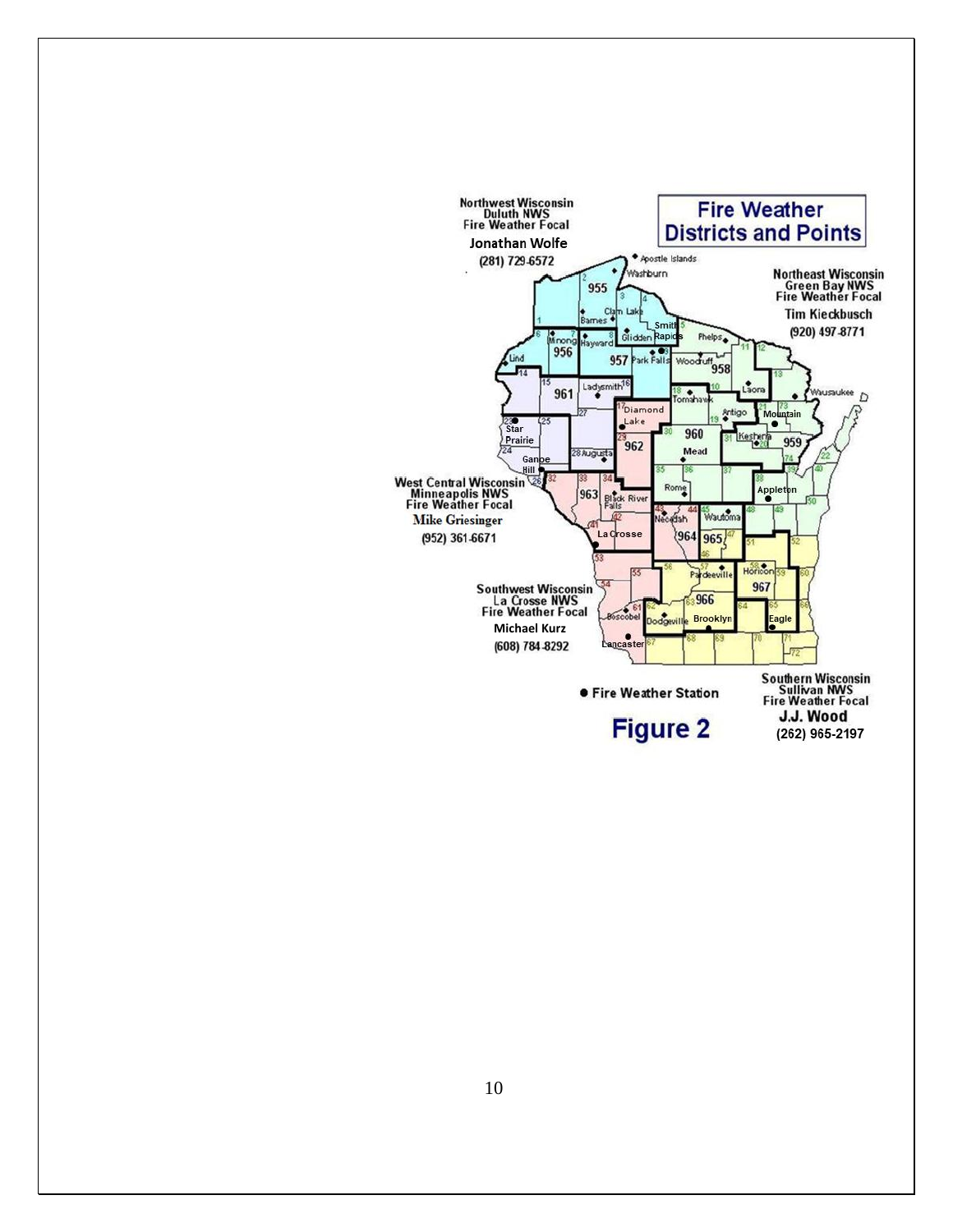Fire Weather Districts and Points

Northwest Wisconsin
Duluth NWS
Fire Weather Focal
Jonathan Wolfe
(281) 729-6572

Northeast Wisconsin
Green Bay NWS
Fire Weather Focal
Tim Kieckbusch
(920) 497-8771

West Central Wisconsin
Minneapolis NWS
Fire Weather Focal
Mike Griesinger
(952) 361-6671

Southwest Wisconsin
La Crosse NWS
Fire Weather Focal
Michael Kurz
(608) 784-8292

Southern Wisconsin
Sullivan NWS
Fire Weather Focal
J.J. Wood
(262) 965-2197

955 956 957 958 959 960 961 962 963 964 965 966 967

Apostle Islands, Washburn, Clam Lake, Barnes, Smith Rapids, Glidden, Minong, Hayward, Park Falls, Phelps, Woodruff, Lind, Ladysmith, Laona, Wausaukee, Tomahawk, Diamond Lake, Antigo, Mountain, Star Prairie, Keshena, Mead, Augusta, Ganoe Hill, Rome, Appleton, Black River Falls, Necedah, Wautoma, La Crosse, Pardeeville, Horicon, Boscobel, Dodgeville, Brooklyn, Eagle, Lancaster

● Fire Weather Station

Figure 2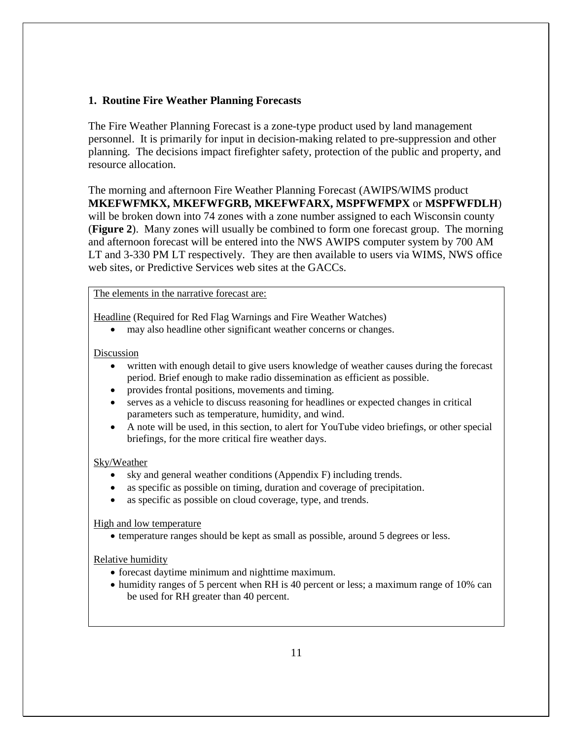### 1. Routine Fire Weather Planning Forecasts

The Fire Weather Planning Forecast is a zone-type product used by land management personnel. It is primarily for input in decision-making related to pre-suppression and other planning. The decisions impact firefighter safety, protection of the public and property, and resource allocation.

The morning and afternoon Fire Weather Planning Forecast (AWIPS/WIMS product **MKEFWFMKX, MKEFWFGRB, MKEFWFARX, MSPFWFMPX** or **MSPFWFDLH**) will be broken down into 74 zones with a zone number assigned to each Wisconsin county (**Figure 2**). Many zones will usually be combined to form one forecast group. The morning and afternoon forecast will be entered into the NWS AWIPS computer system by 700 AM LT and 3-330 PM LT respectively. They are then available to users via WIMS, NWS office web sites, or Predictive Services web sites at the GACCs.

<u>The elements in the narrative forecast are:</u>

<u>Headline</u> (Required for Red Flag Warnings and Fire Weather Watches)

- may also headline other significant weather concerns or changes.

<u>Discussion</u>

- written with enough detail to give users knowledge of weather causes during the forecast period. Brief enough to make radio dissemination as efficient as possible.
- provides frontal positions, movements and timing.
- serves as a vehicle to discuss reasoning for headlines or expected changes in critical parameters such as temperature, humidity, and wind.
- A note will be used, in this section, to alert for YouTube video briefings, or other special briefings, for the more critical fire weather days.

<u>Sky/Weather</u>

- sky and general weather conditions (Appendix F) including trends.
- as specific as possible on timing, duration and coverage of precipitation.
- as specific as possible on cloud coverage, type, and trends.

<u>High and low temperature</u>

- temperature ranges should be kept as small as possible, around 5 degrees or less.

<u>Relative humidity</u>

- forecast daytime minimum and nighttime maximum.
- humidity ranges of 5 percent when RH is 40 percent or less; a maximum range of 10% can be used for RH greater than 40 percent.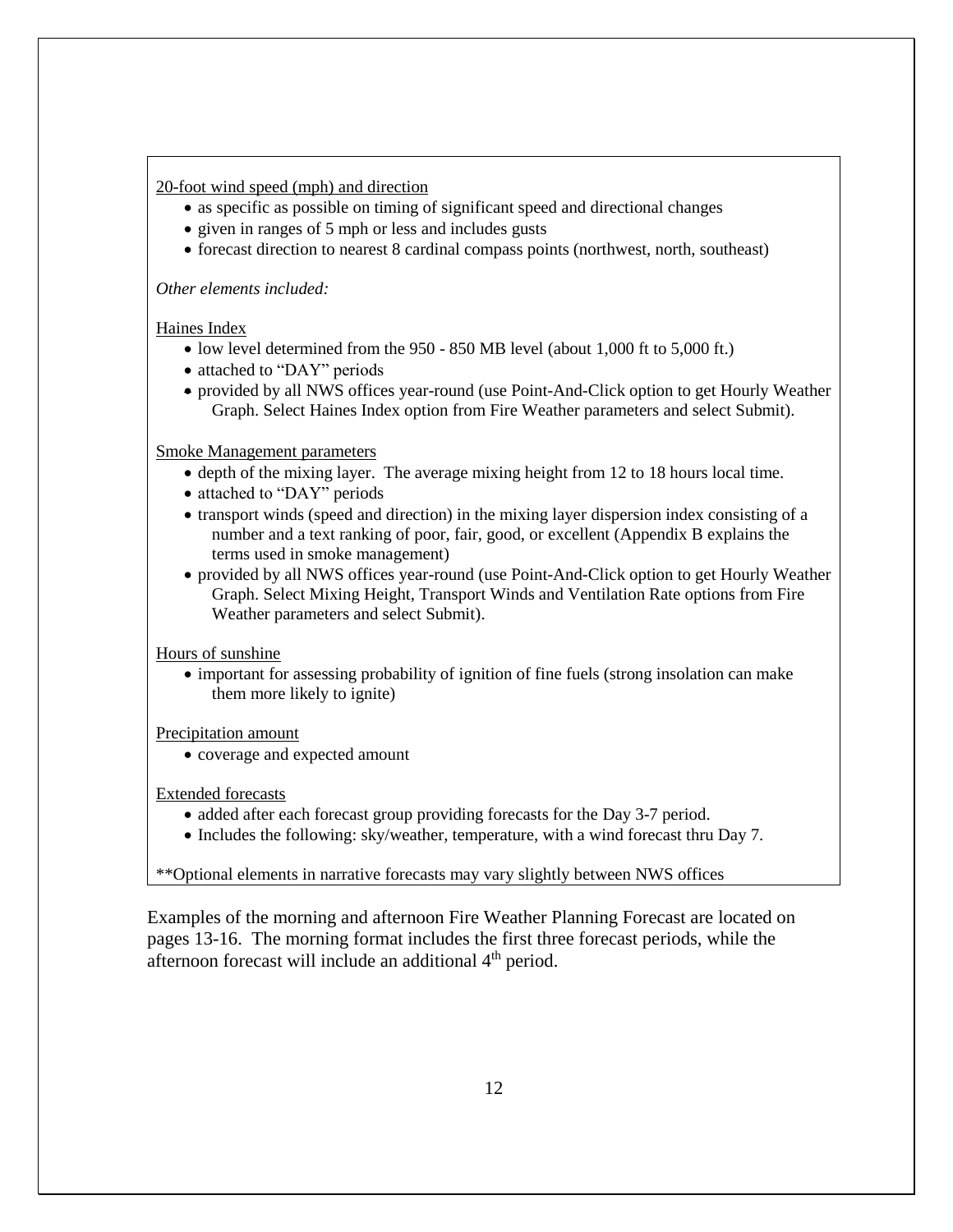20-foot wind speed (mph) and direction

- as specific as possible on timing of significant speed and directional changes
- given in ranges of 5 mph or less and includes gusts
- forecast direction to nearest 8 cardinal compass points (northwest, north, southeast)

*Other elements included:*

Haines Index

- low level determined from the 950 - 850 MB level (about 1,000 ft to 5,000 ft.)
- attached to "DAY" periods
- provided by all NWS offices year-round (use Point-And-Click option to get Hourly Weather Graph. Select Haines Index option from Fire Weather parameters and select Submit).

Smoke Management parameters

- depth of the mixing layer. The average mixing height from 12 to 18 hours local time.
- attached to "DAY" periods
- transport winds (speed and direction) in the mixing layer dispersion index consisting of a number and a text ranking of poor, fair, good, or excellent (Appendix B explains the terms used in smoke management)
- provided by all NWS offices year-round (use Point-And-Click option to get Hourly Weather Graph. Select Mixing Height, Transport Winds and Ventilation Rate options from Fire Weather parameters and select Submit).

Hours of sunshine

- important for assessing probability of ignition of fine fuels (strong insolation can make them more likely to ignite)

Precipitation amount

- coverage and expected amount

Extended forecasts

- added after each forecast group providing forecasts for the Day 3-7 period.
- Includes the following: sky/weather, temperature, with a wind forecast thru Day 7.

**Optional elements in narrative forecasts may vary slightly between NWS offices

Examples of the morning and afternoon Fire Weather Planning Forecast are located on pages 13-16. The morning format includes the first three forecast periods, while the afternoon forecast will include an additional 4th period.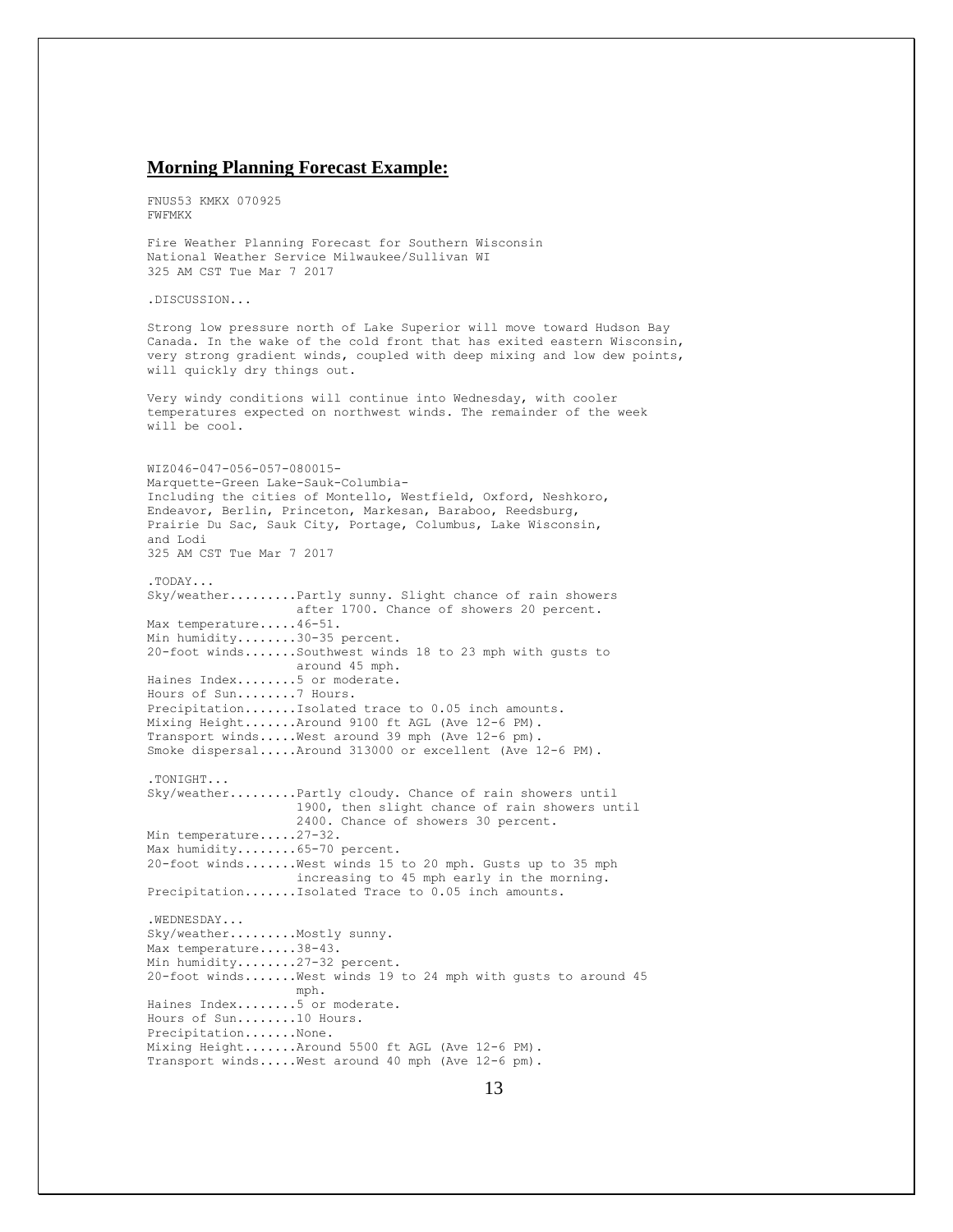## Morning Planning Forecast Example:

```
FNUS53 KMKX 070925
FWFMKX

Fire Weather Planning Forecast for Southern Wisconsin
National Weather Service Milwaukee/Sullivan WI
325 AM CST Tue Mar 7 2017

.DISCUSSION...

Strong low pressure north of Lake Superior will move toward Hudson Bay
Canada. In the wake of the cold front that has exited eastern Wisconsin,
very strong gradient winds, coupled with deep mixing and low dew points,
will quickly dry things out.

Very windy conditions will continue into Wednesday, with cooler
temperatures expected on northwest winds. The remainder of the week
will be cool.


WIZ046-047-056-057-080015-
Marquette-Green Lake-Sauk-Columbia-
Including the cities of Montello, Westfield, Oxford, Neshkoro,
Endeavor, Berlin, Princeton, Markesan, Baraboo, Reedsburg,
Prairie Du Sac, Sauk City, Portage, Columbus, Lake Wisconsin,
and Lodi
325 AM CST Tue Mar 7 2017

.TODAY...
Sky/weather.........Partly sunny. Slight chance of rain showers
                    after 1700. Chance of showers 20 percent.
Max temperature.....46-51.
Min humidity........30-35 percent.
20-foot winds.......Southwest winds 18 to 23 mph with gusts to
                    around 45 mph.
Haines Index........5 or moderate.
Hours of Sun........7 Hours.
Precipitation.......Isolated trace to 0.05 inch amounts.
Mixing Height.......Around 9100 ft AGL (Ave 12-6 PM).
Transport winds.....West around 39 mph (Ave 12-6 pm).
Smoke dispersal.....Around 313000 or excellent (Ave 12-6 PM).

.TONIGHT...
Sky/weather.........Partly cloudy. Chance of rain showers until
                    1900, then slight chance of rain showers until
                    2400. Chance of showers 30 percent.
Min temperature.....27-32.
Max humidity........65-70 percent.
20-foot winds.......West winds 15 to 20 mph. Gusts up to 35 mph
                    increasing to 45 mph early in the morning.
Precipitation.......Isolated Trace to 0.05 inch amounts.

.WEDNESDAY...
Sky/weather.........Mostly sunny.
Max temperature.....38-43.
Min humidity........27-32 percent.
20-foot winds.......West winds 19 to 24 mph with gusts to around 45
                    mph.
Haines Index........5 or moderate.
Hours of Sun........10 Hours.
Precipitation.......None.
Mixing Height.......Around 5500 ft AGL (Ave 12-6 PM).
Transport winds.....West around 40 mph (Ave 12-6 pm).
```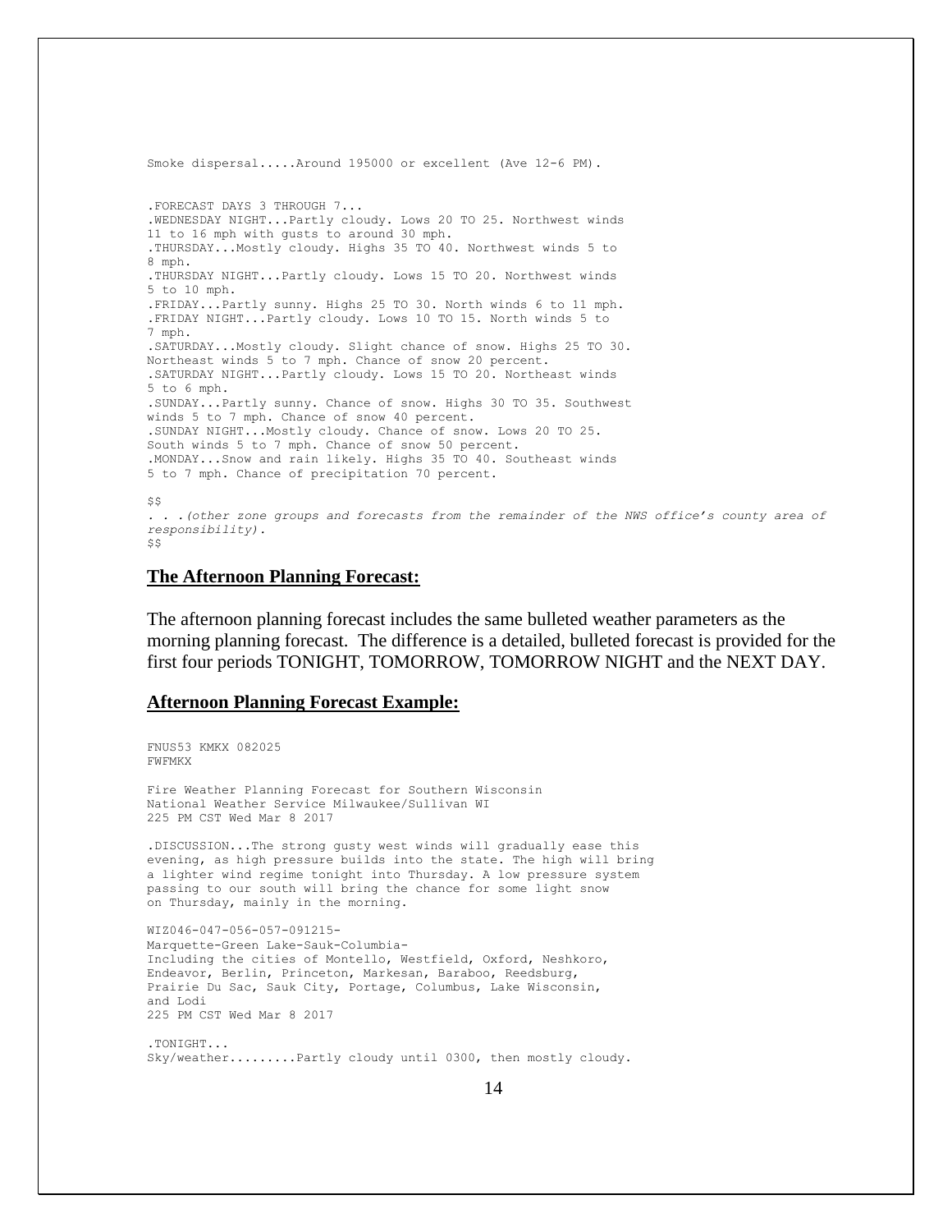```
Smoke dispersal.....Around 195000 or excellent (Ave 12-6 PM).


.FORECAST DAYS 3 THROUGH 7...
.WEDNESDAY NIGHT...Partly cloudy. Lows 20 TO 25. Northwest winds
11 to 16 mph with gusts to around 30 mph.
.THURSDAY...Mostly cloudy. Highs 35 TO 40. Northwest winds 5 to
8 mph.
.THURSDAY NIGHT...Partly cloudy. Lows 15 TO 20. Northwest winds
5 to 10 mph.
.FRIDAY...Partly sunny. Highs 25 TO 30. North winds 6 to 11 mph.
.FRIDAY NIGHT...Partly cloudy. Lows 10 TO 15. North winds 5 to
7 mph.
.SATURDAY...Mostly cloudy. Slight chance of snow. Highs 25 TO 30.
Northeast winds 5 to 7 mph. Chance of snow 20 percent.
.SATURDAY NIGHT...Partly cloudy. Lows 15 TO 20. Northeast winds
5 to 6 mph.
.SUNDAY...Partly sunny. Chance of snow. Highs 30 TO 35. Southwest
winds 5 to 7 mph. Chance of snow 40 percent.
.SUNDAY NIGHT...Mostly cloudy. Chance of snow. Lows 20 TO 25.
South winds 5 to 7 mph. Chance of snow 50 percent.
.MONDAY...Snow and rain likely. Highs 35 TO 40. Southeast winds
5 to 7 mph. Chance of precipitation 70 percent.

$$
. . .(other zone groups and forecasts from the remainder of the NWS office's county area of
responsibility).
$$
```

**The Afternoon Planning Forecast:**

The afternoon planning forecast includes the same bulleted weather parameters as the morning planning forecast. The difference is a detailed, bulleted forecast is provided for the first four periods TONIGHT, TOMORROW, TOMORROW NIGHT and the NEXT DAY.

**Afternoon Planning Forecast Example:**

```
FNUS53 KMKX 082025
FWFMKX

Fire Weather Planning Forecast for Southern Wisconsin
National Weather Service Milwaukee/Sullivan WI
225 PM CST Wed Mar 8 2017

.DISCUSSION...The strong gusty west winds will gradually ease this
evening, as high pressure builds into the state. The high will bring
a lighter wind regime tonight into Thursday. A low pressure system
passing to our south will bring the chance for some light snow
on Thursday, mainly in the morning.

WIZ046-047-056-057-091215-
Marquette-Green Lake-Sauk-Columbia-
Including the cities of Montello, Westfield, Oxford, Neshkoro,
Endeavor, Berlin, Princeton, Markesan, Baraboo, Reedsburg,
Prairie Du Sac, Sauk City, Portage, Columbus, Lake Wisconsin,
and Lodi
225 PM CST Wed Mar 8 2017

.TONIGHT...
Sky/weather.........Partly cloudy until 0300, then mostly cloudy.
```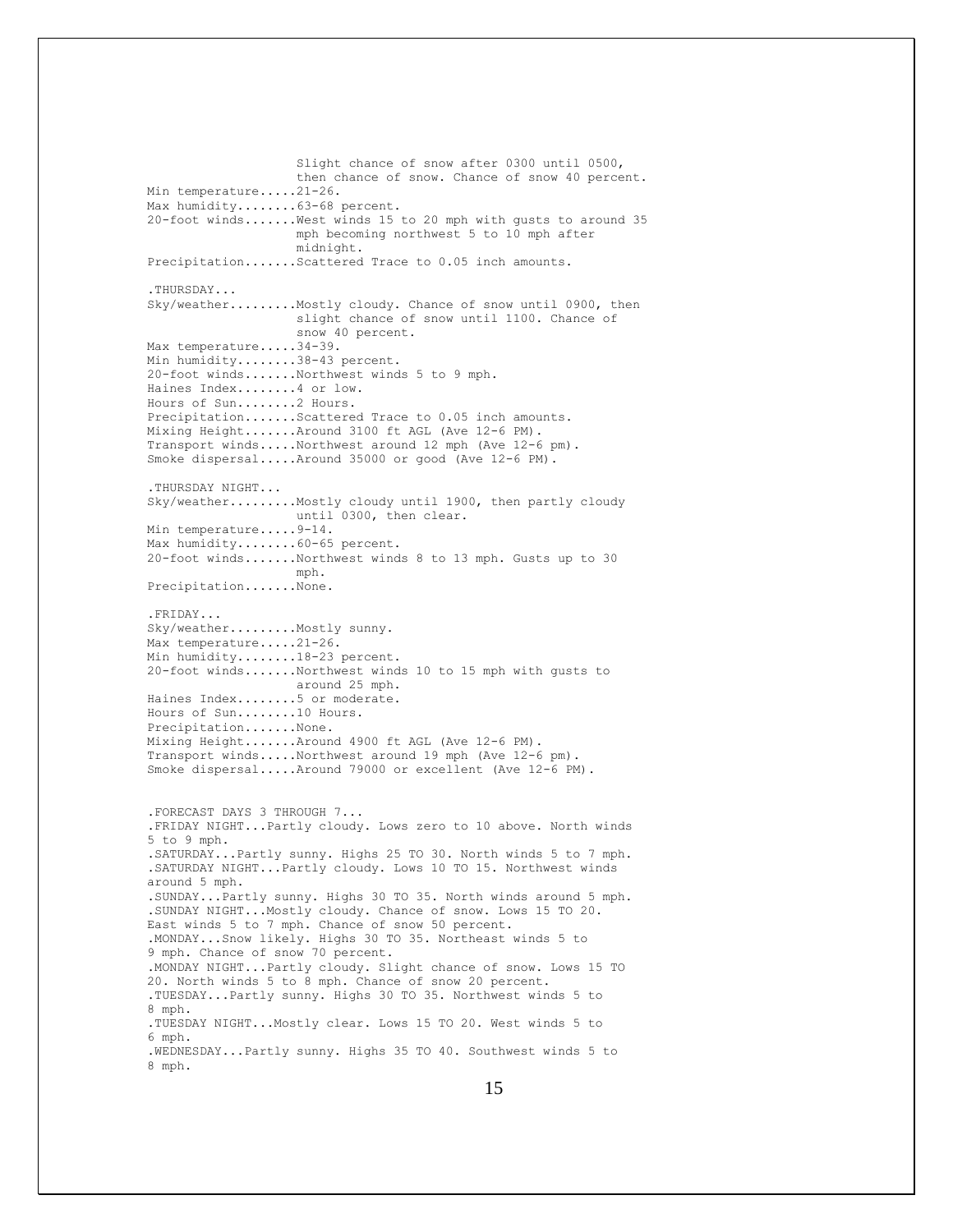```
                    Slight chance of snow after 0300 until 0500,
                    then chance of snow. Chance of snow 40 percent.
Min temperature.....21-26.
Max humidity........63-68 percent.
20-foot winds.......West winds 15 to 20 mph with gusts to around 35
                    mph becoming northwest 5 to 10 mph after
                    midnight.
Precipitation.......Scattered Trace to 0.05 inch amounts.

.THURSDAY...
Sky/weather.........Mostly cloudy. Chance of snow until 0900, then
                    slight chance of snow until 1100. Chance of
                    snow 40 percent.
Max temperature.....34-39.
Min humidity........38-43 percent.
20-foot winds.......Northwest winds 5 to 9 mph.
Haines Index........4 or low.
Hours of Sun........2 Hours.
Precipitation.......Scattered Trace to 0.05 inch amounts.
Mixing Height.......Around 3100 ft AGL (Ave 12-6 PM).
Transport winds.....Northwest around 12 mph (Ave 12-6 pm).
Smoke dispersal.....Around 35000 or good (Ave 12-6 PM).

.THURSDAY NIGHT...
Sky/weather.........Mostly cloudy until 1900, then partly cloudy
                    until 0300, then clear.
Min temperature.....9-14.
Max humidity........60-65 percent.
20-foot winds.......Northwest winds 8 to 13 mph. Gusts up to 30
                    mph.
Precipitation.......None.

.FRIDAY...
Sky/weather.........Mostly sunny.
Max temperature.....21-26.
Min humidity........18-23 percent.
20-foot winds.......Northwest winds 10 to 15 mph with gusts to
                    around 25 mph.
Haines Index........5 or moderate.
Hours of Sun........10 Hours.
Precipitation.......None.
Mixing Height.......Around 4900 ft AGL (Ave 12-6 PM).
Transport winds.....Northwest around 19 mph (Ave 12-6 pm).
Smoke dispersal.....Around 79000 or excellent (Ave 12-6 PM).


.FORECAST DAYS 3 THROUGH 7...
.FRIDAY NIGHT...Partly cloudy. Lows zero to 10 above. North winds
5 to 9 mph.
.SATURDAY...Partly sunny. Highs 25 TO 30. North winds 5 to 7 mph.
.SATURDAY NIGHT...Partly cloudy. Lows 10 TO 15. Northwest winds
around 5 mph.
.SUNDAY...Partly sunny. Highs 30 TO 35. North winds around 5 mph.
.SUNDAY NIGHT...Mostly cloudy. Chance of snow. Lows 15 TO 20.
East winds 5 to 7 mph. Chance of snow 50 percent.
.MONDAY...Snow likely. Highs 30 TO 35. Northeast winds 5 to
9 mph. Chance of snow 70 percent.
.MONDAY NIGHT...Partly cloudy. Slight chance of snow. Lows 15 TO
20. North winds 5 to 8 mph. Chance of snow 20 percent.
.TUESDAY...Partly sunny. Highs 30 TO 35. Northwest winds 5 to
8 mph.
.TUESDAY NIGHT...Mostly clear. Lows 15 TO 20. West winds 5 to
6 mph.
.WEDNESDAY...Partly sunny. Highs 35 TO 40. Southwest winds 5 to
8 mph.
```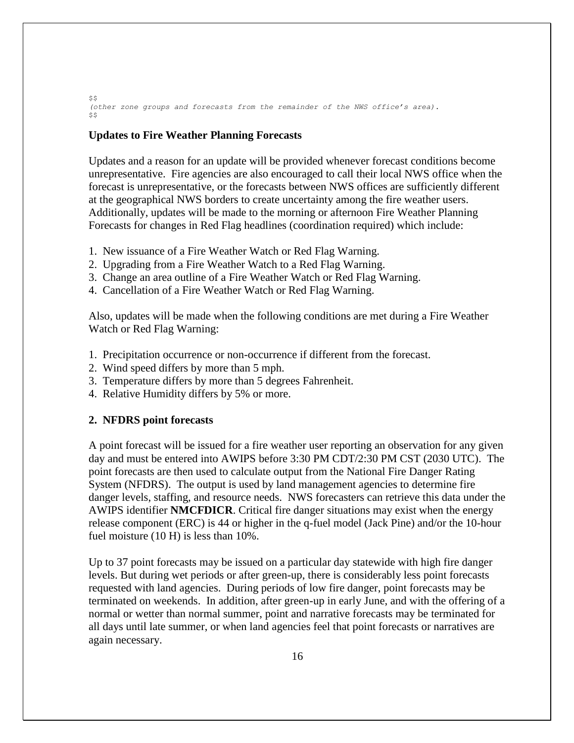```
$$
(other zone groups and forecasts from the remainder of the NWS office's area).
$$
```

**Updates to Fire Weather Planning Forecasts**

Updates and a reason for an update will be provided whenever forecast conditions become unrepresentative. Fire agencies are also encouraged to call their local NWS office when the forecast is unrepresentative, or the forecasts between NWS offices are sufficiently different at the geographical NWS borders to create uncertainty among the fire weather users. Additionally, updates will be made to the morning or afternoon Fire Weather Planning Forecasts for changes in Red Flag headlines (coordination required) which include:

1. New issuance of a Fire Weather Watch or Red Flag Warning.
2. Upgrading from a Fire Weather Watch to a Red Flag Warning.
3. Change an area outline of a Fire Weather Watch or Red Flag Warning.
4. Cancellation of a Fire Weather Watch or Red Flag Warning.

Also, updates will be made when the following conditions are met during a Fire Weather Watch or Red Flag Warning:

1. Precipitation occurrence or non-occurrence if different from the forecast.
2. Wind speed differs by more than 5 mph.
3. Temperature differs by more than 5 degrees Fahrenheit.
4. Relative Humidity differs by 5% or more.

**2. NFDRS point forecasts**

A point forecast will be issued for a fire weather user reporting an observation for any given day and must be entered into AWIPS before 3:30 PM CDT/2:30 PM CST (2030 UTC). The point forecasts are then used to calculate output from the National Fire Danger Rating System (NFDRS). The output is used by land management agencies to determine fire danger levels, staffing, and resource needs. NWS forecasters can retrieve this data under the AWIPS identifier **NMCFDICR**. Critical fire danger situations may exist when the energy release component (ERC) is 44 or higher in the q-fuel model (Jack Pine) and/or the 10-hour fuel moisture (10 H) is less than 10%.

Up to 37 point forecasts may be issued on a particular day statewide with high fire danger levels. But during wet periods or after green-up, there is considerably less point forecasts requested with land agencies. During periods of low fire danger, point forecasts may be terminated on weekends. In addition, after green-up in early June, and with the offering of a normal or wetter than normal summer, point and narrative forecasts may be terminated for all days until late summer, or when land agencies feel that point forecasts or narratives are again necessary.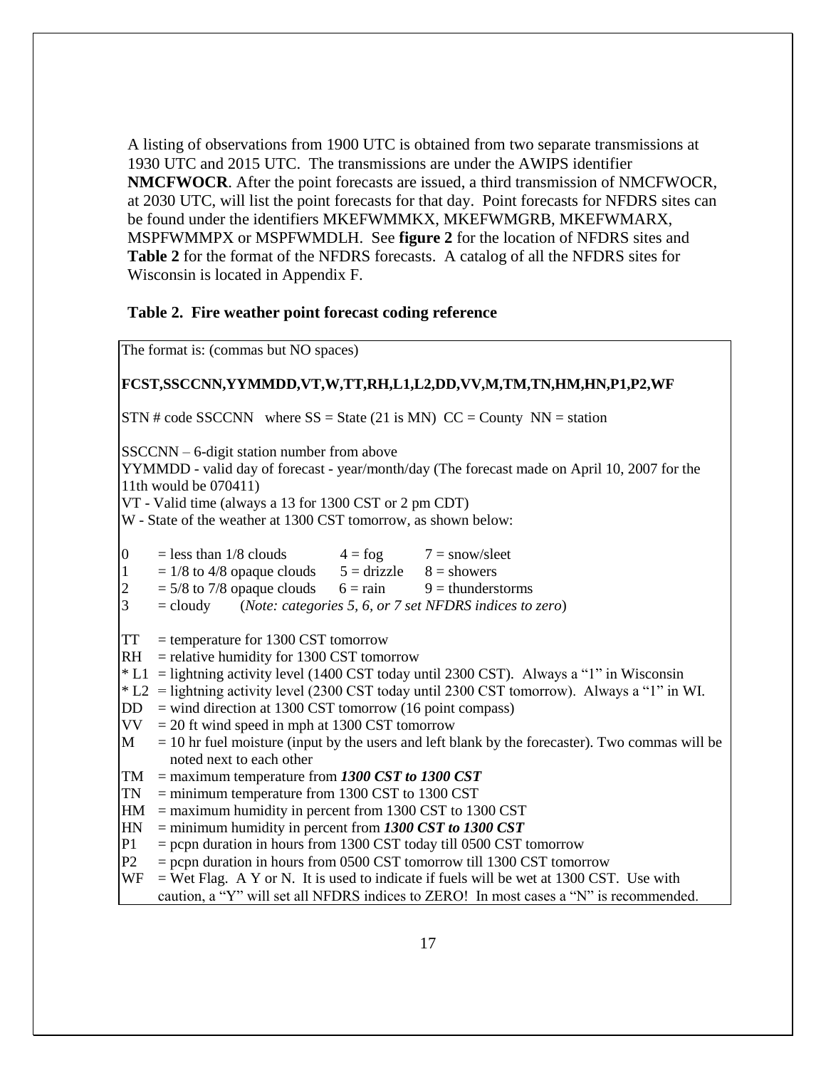A listing of observations from 1900 UTC is obtained from two separate transmissions at 1930 UTC and 2015 UTC. The transmissions are under the AWIPS identifier **NMCFWOCR**. After the point forecasts are issued, a third transmission of NMCFWOCR, at 2030 UTC, will list the point forecasts for that day. Point forecasts for NFDRS sites can be found under the identifiers MKEFWMMKX, MKEFWMGRB, MKEFWMARX, MSPFWMMPX or MSPFWMDLH. See **figure 2** for the location of NFDRS sites and **Table 2** for the format of the NFDRS forecasts. A catalog of all the NFDRS sites for Wisconsin is located in Appendix F.

**Table 2. Fire weather point forecast coding reference**

The format is: (commas but NO spaces)

**FCST,SSCCNN,YYMMDD,VT,W,TT,RH,L1,L2,DD,VV,M,TM,TN,HM,HN,P1,P2,WF**

STN # code SSCCNN where SS = State (21 is MN) CC = County NN = station

SSCCNN – 6-digit station number from above
YYMMDD - valid day of forecast - year/month/day (The forecast made on April 10, 2007 for the 11th would be 070411)
VT - Valid time (always a 13 for 1300 CST or 2 pm CDT)
W - State of the weather at 1300 CST tomorrow, as shown below:

| | | |
|---|---|---|
| 0 = less than 1/8 clouds | 4 = fog | 7 = snow/sleet |
| 1 = 1/8 to 4/8 opaque clouds | 5 = drizzle | 8 = showers |
| 2 = 5/8 to 7/8 opaque clouds | 6 = rain | 9 = thunderstorms |
| 3 = cloudy | | |

(*Note: categories 5, 6, or 7 set NFDRS indices to zero*)

- TT = temperature for 1300 CST tomorrow
- RH = relative humidity for 1300 CST tomorrow
- * L1 = lightning activity level (1400 CST today until 2300 CST). Always a "1" in Wisconsin
- * L2 = lightning activity level (2300 CST today until 2300 CST tomorrow). Always a "1" in WI.
- DD = wind direction at 1300 CST tomorrow (16 point compass)
- VV = 20 ft wind speed in mph at 1300 CST tomorrow
- M = 10 hr fuel moisture (input by the users and left blank by the forecaster). Two commas will be noted next to each other
- TM = maximum temperature from ***1300 CST to 1300 CST***
- TN = minimum temperature from 1300 CST to 1300 CST
- HM = maximum humidity in percent from 1300 CST to 1300 CST
- HN = minimum humidity in percent from ***1300 CST to 1300 CST***
- P1 = pcpn duration in hours from 1300 CST today till 0500 CST tomorrow
- P2 = pcpn duration in hours from 0500 CST tomorrow till 1300 CST tomorrow
- WF = Wet Flag. A Y or N. It is used to indicate if fuels will be wet at 1300 CST. Use with caution, a "Y" will set all NFDRS indices to ZERO! In most cases a "N" is recommended.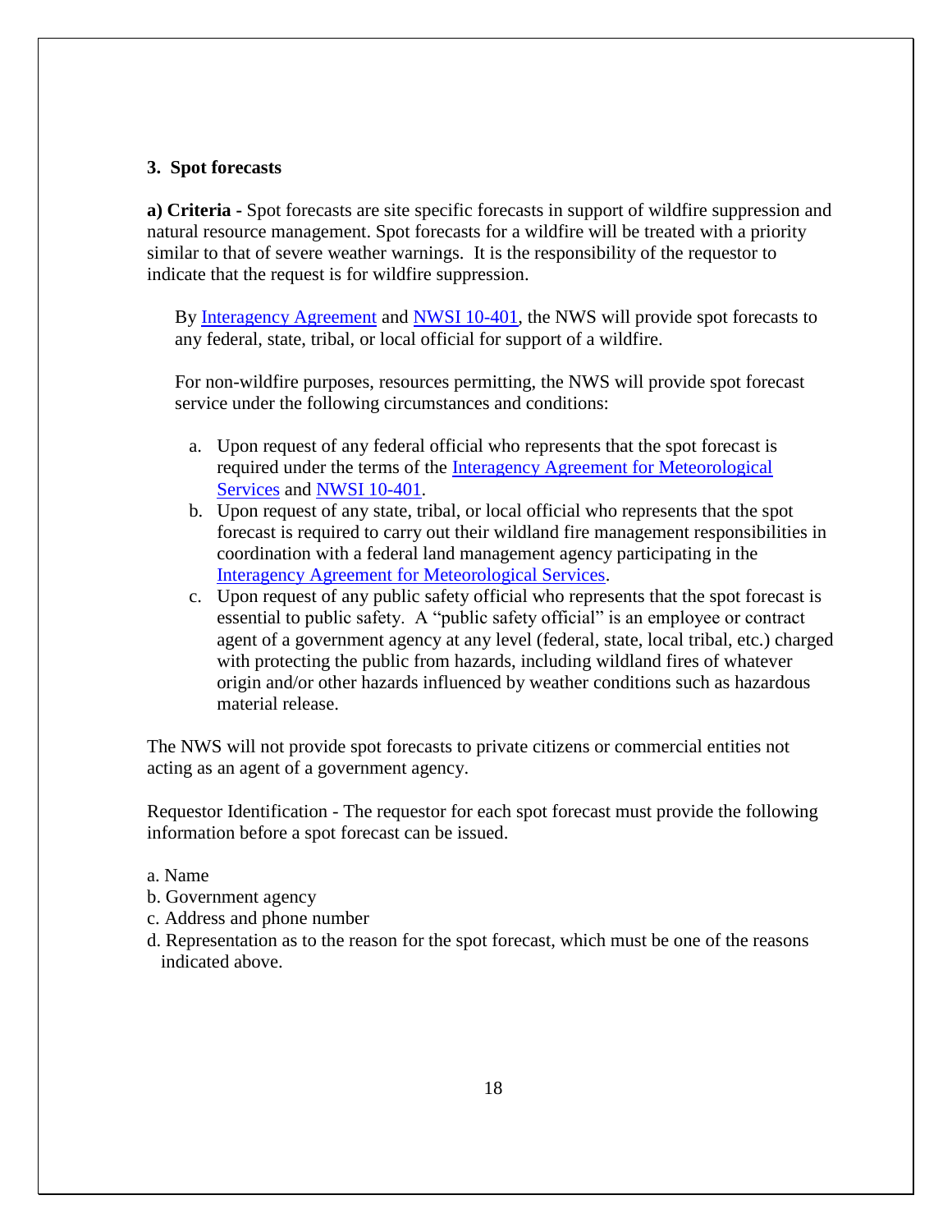### 3. Spot forecasts

**a) Criteria -** Spot forecasts are site specific forecasts in support of wildfire suppression and natural resource management. Spot forecasts for a wildfire will be treated with a priority similar to that of severe weather warnings. It is the responsibility of the requestor to indicate that the request is for wildfire suppression.

By Interagency Agreement and NWSI 10-401, the NWS will provide spot forecasts to any federal, state, tribal, or local official for support of a wildfire.

For non-wildfire purposes, resources permitting, the NWS will provide spot forecast service under the following circumstances and conditions:

a. Upon request of any federal official who represents that the spot forecast is required under the terms of the Interagency Agreement for Meteorological Services and NWSI 10-401.
b. Upon request of any state, tribal, or local official who represents that the spot forecast is required to carry out their wildland fire management responsibilities in coordination with a federal land management agency participating in the Interagency Agreement for Meteorological Services.
c. Upon request of any public safety official who represents that the spot forecast is essential to public safety. A "public safety official" is an employee or contract agent of a government agency at any level (federal, state, local tribal, etc.) charged with protecting the public from hazards, including wildland fires of whatever origin and/or other hazards influenced by weather conditions such as hazardous material release.

The NWS will not provide spot forecasts to private citizens or commercial entities not acting as an agent of a government agency.

Requestor Identification - The requestor for each spot forecast must provide the following information before a spot forecast can be issued.

a. Name
b. Government agency
c. Address and phone number
d. Representation as to the reason for the spot forecast, which must be one of the reasons indicated above.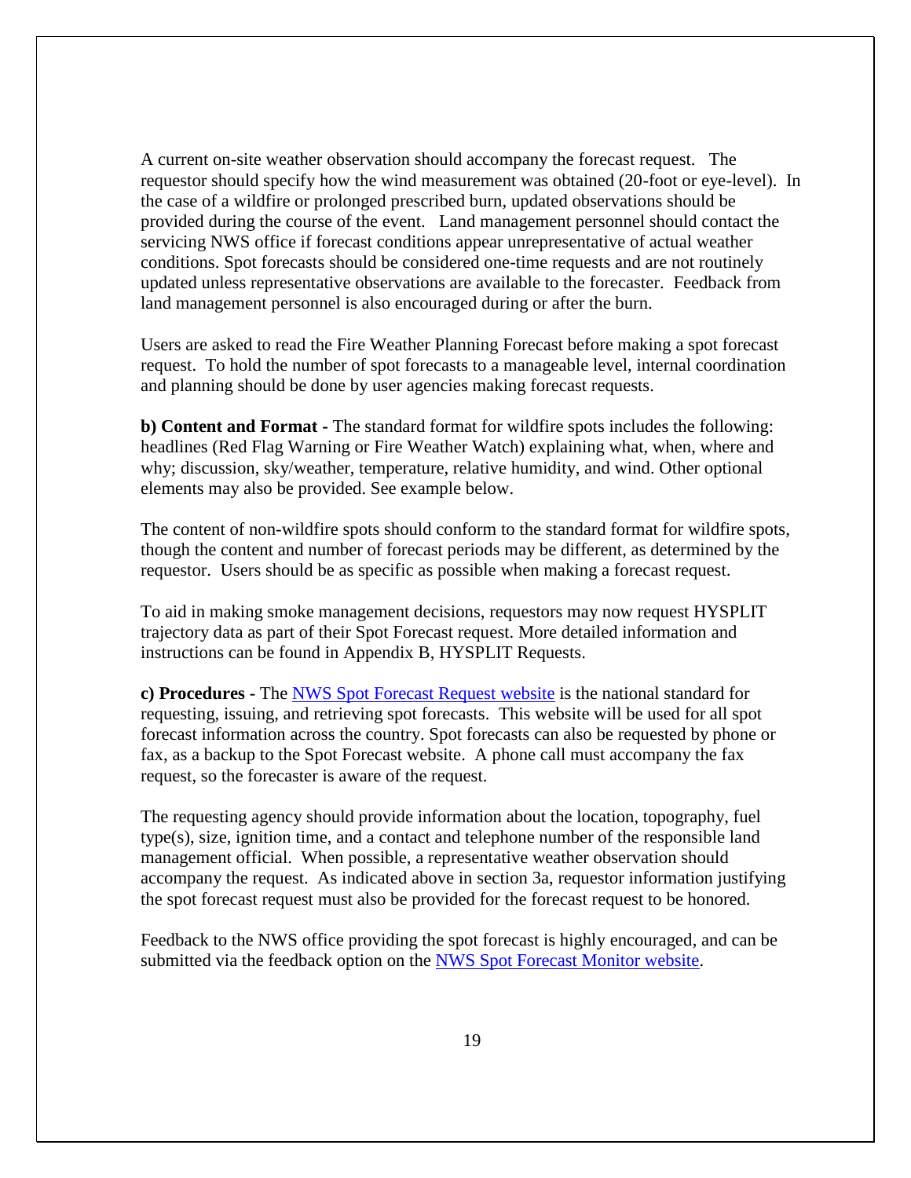A current on-site weather observation should accompany the forecast request. The requestor should specify how the wind measurement was obtained (20-foot or eye-level). In the case of a wildfire or prolonged prescribed burn, updated observations should be provided during the course of the event. Land management personnel should contact the servicing NWS office if forecast conditions appear unrepresentative of actual weather conditions. Spot forecasts should be considered one-time requests and are not routinely updated unless representative observations are available to the forecaster. Feedback from land management personnel is also encouraged during or after the burn.

Users are asked to read the Fire Weather Planning Forecast before making a spot forecast request. To hold the number of spot forecasts to a manageable level, internal coordination and planning should be done by user agencies making forecast requests.

**b) Content and Format -** The standard format for wildfire spots includes the following: headlines (Red Flag Warning or Fire Weather Watch) explaining what, when, where and why; discussion, sky/weather, temperature, relative humidity, and wind. Other optional elements may also be provided. See example below.

The content of non-wildfire spots should conform to the standard format for wildfire spots, though the content and number of forecast periods may be different, as determined by the requestor. Users should be as specific as possible when making a forecast request.

To aid in making smoke management decisions, requestors may now request HYSPLIT trajectory data as part of their Spot Forecast request. More detailed information and instructions can be found in Appendix B, HYSPLIT Requests.

**c) Procedures -** The NWS Spot Forecast Request website is the national standard for requesting, issuing, and retrieving spot forecasts. This website will be used for all spot forecast information across the country. Spot forecasts can also be requested by phone or fax, as a backup to the Spot Forecast website. A phone call must accompany the fax request, so the forecaster is aware of the request.

The requesting agency should provide information about the location, topography, fuel type(s), size, ignition time, and a contact and telephone number of the responsible land management official. When possible, a representative weather observation should accompany the request. As indicated above in section 3a, requestor information justifying the spot forecast request must also be provided for the forecast request to be honored.

Feedback to the NWS office providing the spot forecast is highly encouraged, and can be submitted via the feedback option on the NWS Spot Forecast Monitor website.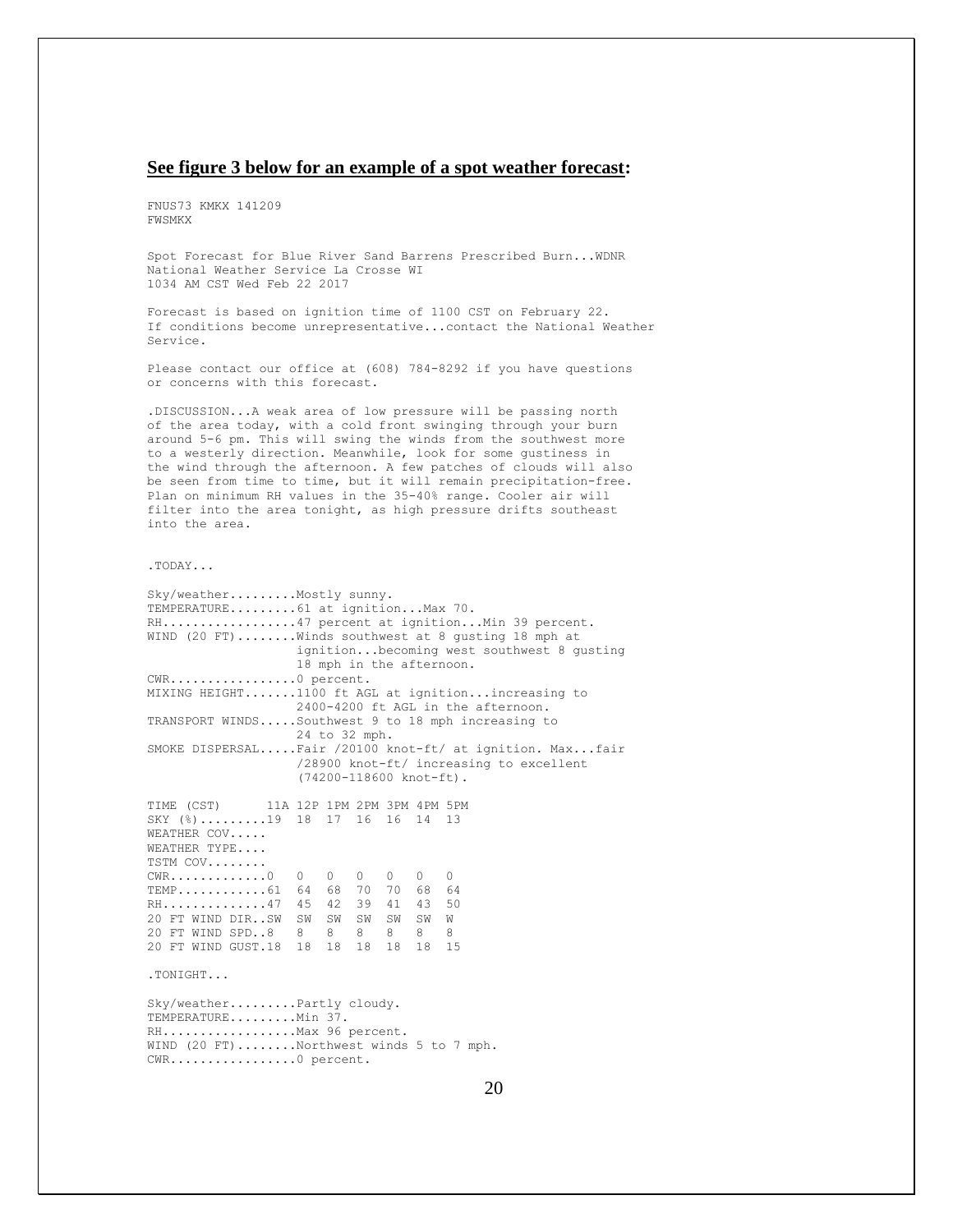**See figure 3 below for an example of a spot weather forecast:**

```
FNUS73 KMKX 141209
FWSMKX

Spot Forecast for Blue River Sand Barrens Prescribed Burn...WDNR
National Weather Service La Crosse WI
1034 AM CST Wed Feb 22 2017

Forecast is based on ignition time of 1100 CST on February 22.
If conditions become unrepresentative...contact the National Weather
Service.

Please contact our office at (608) 784-8292 if you have questions
or concerns with this forecast.

.DISCUSSION...A weak area of low pressure will be passing north
of the area today, with a cold front swinging through your burn
around 5-6 pm. This will swing the winds from the southwest more
to a westerly direction. Meanwhile, look for some gustiness in
the wind through the afternoon. A few patches of clouds will also
be seen from time to time, but it will remain precipitation-free.
Plan on minimum RH values in the 35-40% range. Cooler air will
filter into the area tonight, as high pressure drifts southeast
into the area.


.TODAY...

Sky/weather.........Mostly sunny.
TEMPERATURE.........61 at ignition...Max 70.
RH..................47 percent at ignition...Min 39 percent.
WIND (20 FT)........Winds southwest at 8 gusting 18 mph at
                    ignition...becoming west southwest 8 gusting
                    18 mph in the afternoon.
CWR.................0 percent.
MIXING HEIGHT.......1100 ft AGL at ignition...increasing to
                    2400-4200 ft AGL in the afternoon.
TRANSPORT WINDS.....Southwest 9 to 18 mph increasing to
                    24 to 32 mph.
SMOKE DISPERSAL.....Fair /20100 knot-ft/ at ignition. Max...fair
                    /28900 knot-ft/ increasing to excellent
                    (74200-118600 knot-ft).

TIME (CST)      11A 12P 1PM 2PM 3PM 4PM 5PM
SKY (%).........19  18  17  16  16  14  13
WEATHER COV.....
WEATHER TYPE....
TSTM COV........
CWR.............0   0   0   0   0   0   0
TEMP............61  64  68  70  70  68  64
RH..............47  45  42  39  41  43  50
20 FT WIND DIR..SW  SW  SW  SW  SW  SW  W
20 FT WIND SPD..8   8   8   8   8   8   8
20 FT WIND GUST.18  18  18  18  18  18  15

.TONIGHT...

Sky/weather.........Partly cloudy.
TEMPERATURE.........Min 37.
RH..................Max 96 percent.
WIND (20 FT)........Northwest winds 5 to 7 mph.
CWR.................0 percent.
```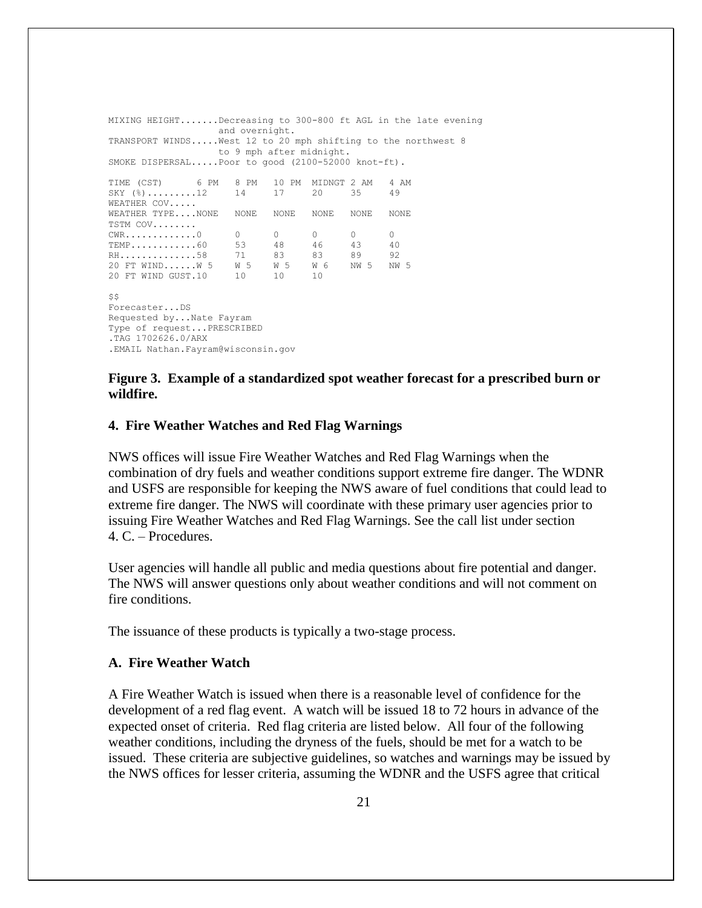```
MIXING HEIGHT.......Decreasing to 300-800 ft AGL in the late evening
                    and overnight.
TRANSPORT WINDS.....West 12 to 20 mph shifting to the northwest 8
                    to 9 mph after midnight.
SMOKE DISPERSAL.....Poor to good (2100-52000 knot-ft).

TIME (CST)      6 PM   8 PM   10 PM  MIDNGT 2 AM   4 AM
SKY (%).........12     14     17     20     35     49
WEATHER COV.....
WEATHER TYPE....NONE   NONE   NONE   NONE   NONE   NONE
TSTM COV........
CWR.............0      0      0      0      0      0
TEMP............60     53     48     46     43     40
RH..............58     71     83     83     89     92
20 FT WIND......W 5    W 5    W 5    W 6    NW 5   NW 5
20 FT WIND GUST.10     10     10     10

$$
Forecaster...DS
Requested by...Nate Fayram
Type of request...PRESCRIBED
.TAG 1702626.0/ARX
.EMAIL Nathan.Fayram@wisconsin.gov
```

**Figure 3. Example of a standardized spot weather forecast for a prescribed burn or wildfire.**

## 4. Fire Weather Watches and Red Flag Warnings

NWS offices will issue Fire Weather Watches and Red Flag Warnings when the combination of dry fuels and weather conditions support extreme fire danger. The WDNR and USFS are responsible for keeping the NWS aware of fuel conditions that could lead to extreme fire danger. The NWS will coordinate with these primary user agencies prior to issuing Fire Weather Watches and Red Flag Warnings. See the call list under section 4. C. – Procedures.

User agencies will handle all public and media questions about fire potential and danger. The NWS will answer questions only about weather conditions and will not comment on fire conditions.

The issuance of these products is typically a two-stage process.

### A. Fire Weather Watch

A Fire Weather Watch is issued when there is a reasonable level of confidence for the development of a red flag event. A watch will be issued 18 to 72 hours in advance of the expected onset of criteria. Red flag criteria are listed below. All four of the following weather conditions, including the dryness of the fuels, should be met for a watch to be issued. These criteria are subjective guidelines, so watches and warnings may be issued by the NWS offices for lesser criteria, assuming the WDNR and the USFS agree that critical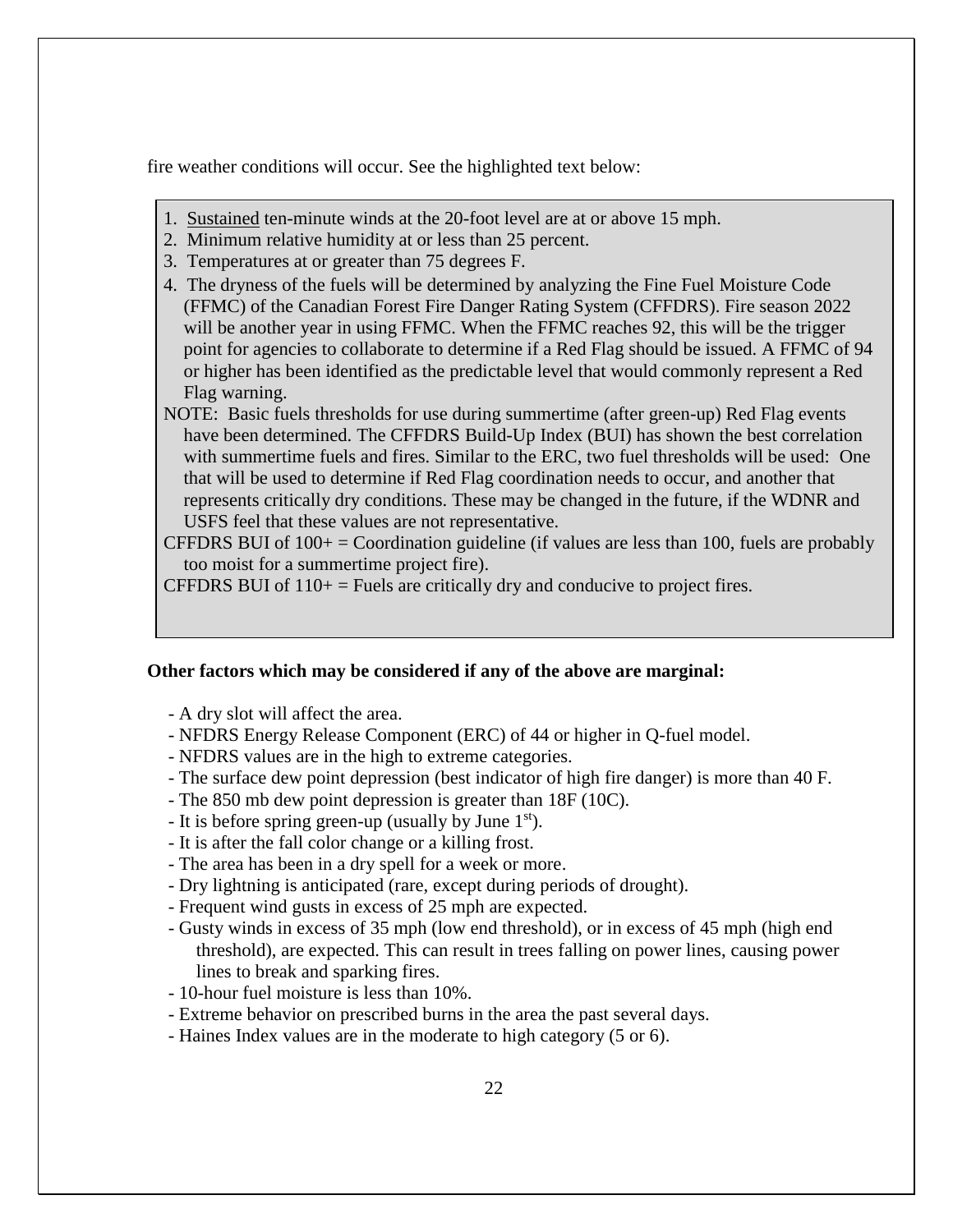fire weather conditions will occur. See the highlighted text below:

1. Sustained ten-minute winds at the 20-foot level are at or above 15 mph.
2. Minimum relative humidity at or less than 25 percent.
3. Temperatures at or greater than 75 degrees F.
4. The dryness of the fuels will be determined by analyzing the Fine Fuel Moisture Code (FFMC) of the Canadian Forest Fire Danger Rating System (CFFDRS). Fire season 2022 will be another year in using FFMC. When the FFMC reaches 92, this will be the trigger point for agencies to collaborate to determine if a Red Flag should be issued. A FFMC of 94 or higher has been identified as the predictable level that would commonly represent a Red Flag warning.

NOTE: Basic fuels thresholds for use during summertime (after green-up) Red Flag events have been determined. The CFFDRS Build-Up Index (BUI) has shown the best correlation with summertime fuels and fires. Similar to the ERC, two fuel thresholds will be used: One that will be used to determine if Red Flag coordination needs to occur, and another that represents critically dry conditions. These may be changed in the future, if the WDNR and USFS feel that these values are not representative.

CFFDRS BUI of 100+ = Coordination guideline (if values are less than 100, fuels are probably too moist for a summertime project fire).

CFFDRS BUI of 110+ = Fuels are critically dry and conducive to project fires.

**Other factors which may be considered if any of the above are marginal:**

- A dry slot will affect the area.
- NFDRS Energy Release Component (ERC) of 44 or higher in Q-fuel model.
- NFDRS values are in the high to extreme categories.
- The surface dew point depression (best indicator of high fire danger) is more than 40 F.
- The 850 mb dew point depression is greater than 18F (10C).
- It is before spring green-up (usually by June 1st).
- It is after the fall color change or a killing frost.
- The area has been in a dry spell for a week or more.
- Dry lightning is anticipated (rare, except during periods of drought).
- Frequent wind gusts in excess of 25 mph are expected.
- Gusty winds in excess of 35 mph (low end threshold), or in excess of 45 mph (high end threshold), are expected. This can result in trees falling on power lines, causing power lines to break and sparking fires.
- 10-hour fuel moisture is less than 10%.
- Extreme behavior on prescribed burns in the area the past several days.
- Haines Index values are in the moderate to high category (5 or 6).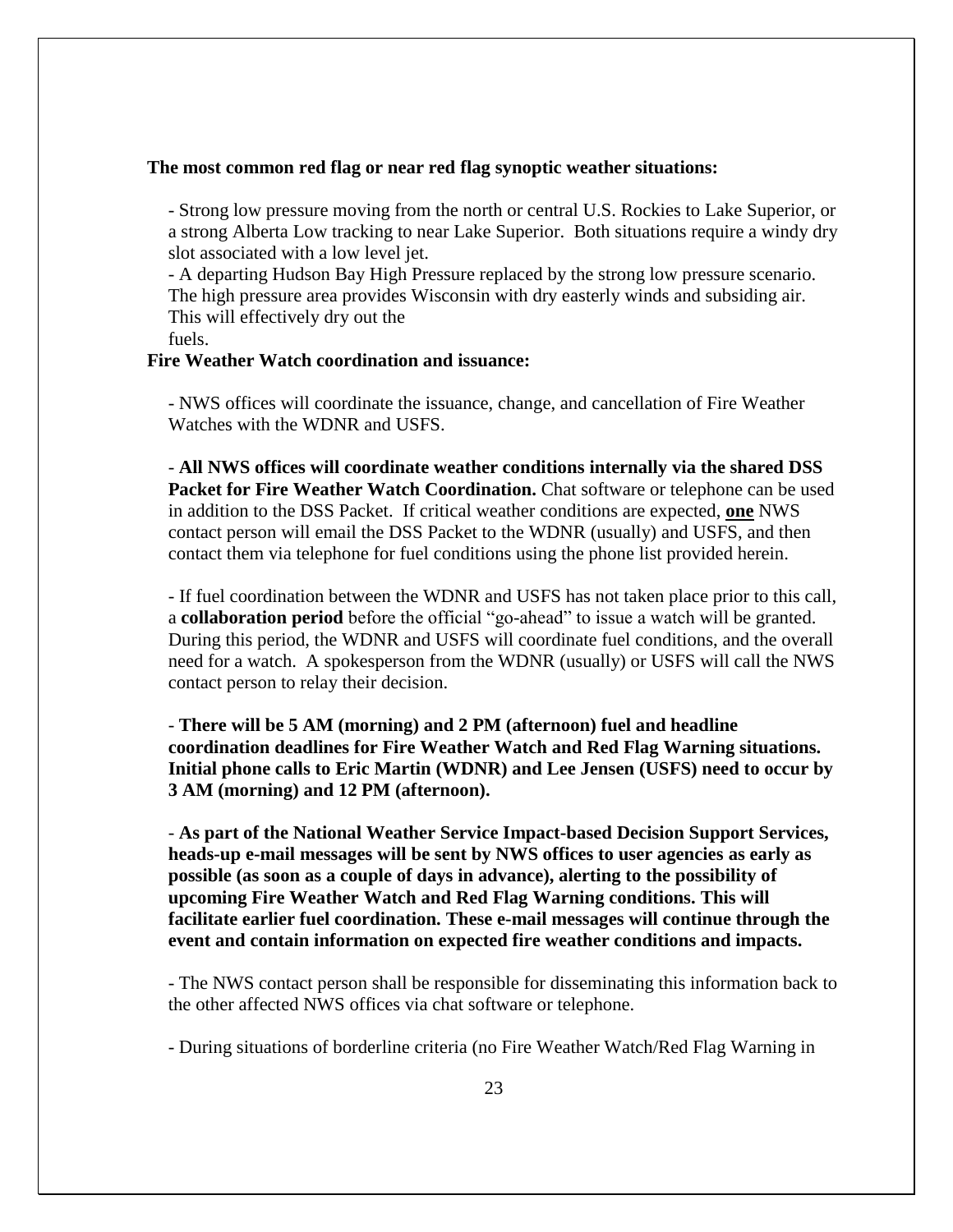**The most common red flag or near red flag synoptic weather situations:**

- Strong low pressure moving from the north or central U.S. Rockies to Lake Superior, or a strong Alberta Low tracking to near Lake Superior. Both situations require a windy dry slot associated with a low level jet.
- A departing Hudson Bay High Pressure replaced by the strong low pressure scenario. The high pressure area provides Wisconsin with dry easterly winds and subsiding air. This will effectively dry out the fuels.

**Fire Weather Watch coordination and issuance:**

- NWS offices will coordinate the issuance, change, and cancellation of Fire Weather Watches with the WDNR and USFS.

- **All NWS offices will coordinate weather conditions internally via the shared DSS Packet for Fire Weather Watch Coordination.** Chat software or telephone can be used in addition to the DSS Packet. If critical weather conditions are expected, **one** NWS contact person will email the DSS Packet to the WDNR (usually) and USFS, and then contact them via telephone for fuel conditions using the phone list provided herein.

- If fuel coordination between the WDNR and USFS has not taken place prior to this call, a **collaboration period** before the official "go-ahead" to issue a watch will be granted. During this period, the WDNR and USFS will coordinate fuel conditions, and the overall need for a watch. A spokesperson from the WDNR (usually) or USFS will call the NWS contact person to relay their decision.

- **There will be 5 AM (morning) and 2 PM (afternoon) fuel and headline coordination deadlines for Fire Weather Watch and Red Flag Warning situations. Initial phone calls to Eric Martin (WDNR) and Lee Jensen (USFS) need to occur by 3 AM (morning) and 12 PM (afternoon).**

- **As part of the National Weather Service Impact-based Decision Support Services, heads-up e-mail messages will be sent by NWS offices to user agencies as early as possible (as soon as a couple of days in advance), alerting to the possibility of upcoming Fire Weather Watch and Red Flag Warning conditions. This will facilitate earlier fuel coordination. These e-mail messages will continue through the event and contain information on expected fire weather conditions and impacts.**

- The NWS contact person shall be responsible for disseminating this information back to the other affected NWS offices via chat software or telephone.

- During situations of borderline criteria (no Fire Weather Watch/Red Flag Warning in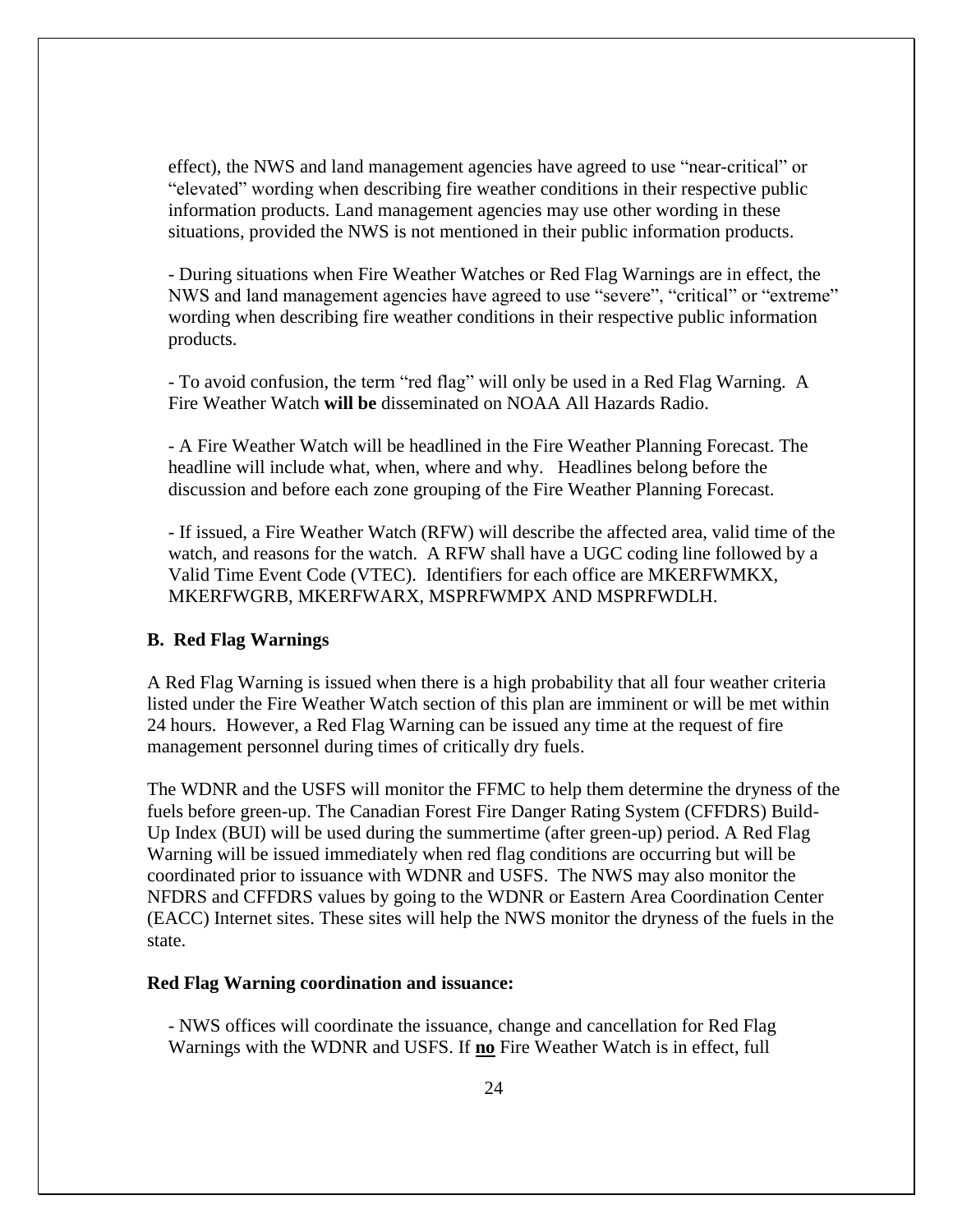effect), the NWS and land management agencies have agreed to use "near-critical" or "elevated" wording when describing fire weather conditions in their respective public information products. Land management agencies may use other wording in these situations, provided the NWS is not mentioned in their public information products.

- During situations when Fire Weather Watches or Red Flag Warnings are in effect, the NWS and land management agencies have agreed to use "severe", "critical" or "extreme" wording when describing fire weather conditions in their respective public information products.

- To avoid confusion, the term "red flag" will only be used in a Red Flag Warning. A Fire Weather Watch **will be** disseminated on NOAA All Hazards Radio.

- A Fire Weather Watch will be headlined in the Fire Weather Planning Forecast. The headline will include what, when, where and why. Headlines belong before the discussion and before each zone grouping of the Fire Weather Planning Forecast.

- If issued, a Fire Weather Watch (RFW) will describe the affected area, valid time of the watch, and reasons for the watch. A RFW shall have a UGC coding line followed by a Valid Time Event Code (VTEC). Identifiers for each office are MKERFWMKX, MKERFWGRB, MKERFWARX, MSPRFWMPX AND MSPRFWDLH.

### B. Red Flag Warnings

A Red Flag Warning is issued when there is a high probability that all four weather criteria listed under the Fire Weather Watch section of this plan are imminent or will be met within 24 hours. However, a Red Flag Warning can be issued any time at the request of fire management personnel during times of critically dry fuels.

The WDNR and the USFS will monitor the FFMC to help them determine the dryness of the fuels before green-up. The Canadian Forest Fire Danger Rating System (CFFDRS) Build-Up Index (BUI) will be used during the summertime (after green-up) period. A Red Flag Warning will be issued immediately when red flag conditions are occurring but will be coordinated prior to issuance with WDNR and USFS. The NWS may also monitor the NFDRS and CFFDRS values by going to the WDNR or Eastern Area Coordination Center (EACC) Internet sites. These sites will help the NWS monitor the dryness of the fuels in the state.

**Red Flag Warning coordination and issuance:**

- NWS offices will coordinate the issuance, change and cancellation for Red Flag Warnings with the WDNR and USFS. If **<u>no</u>** Fire Weather Watch is in effect, full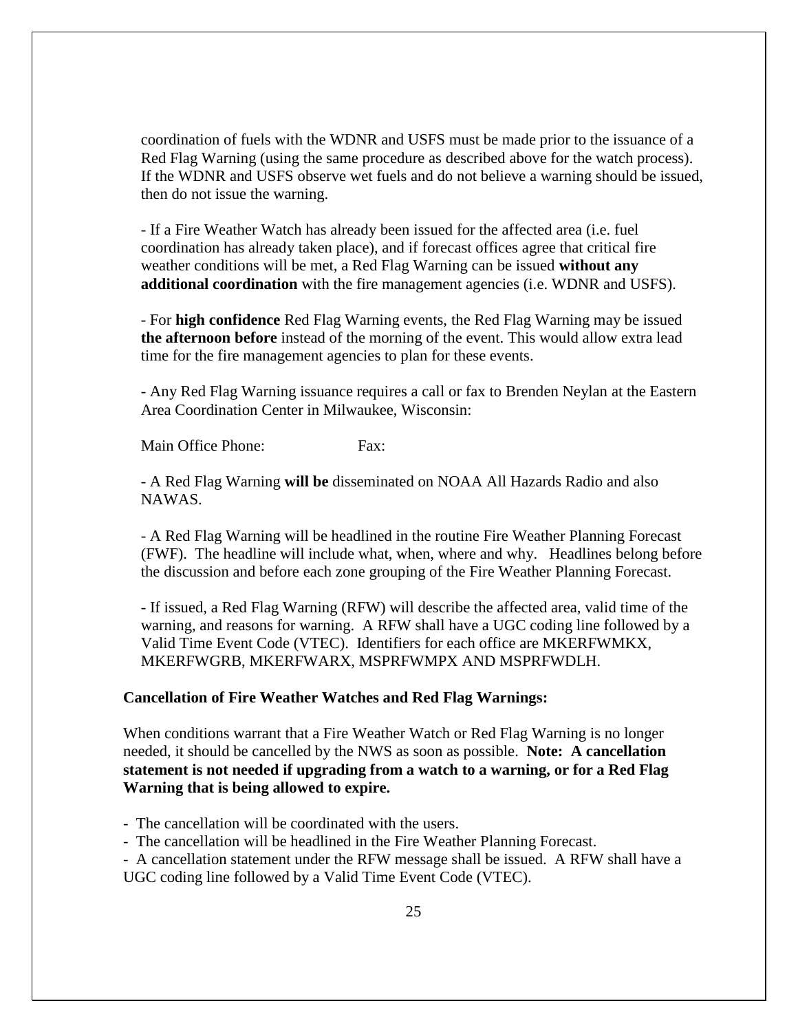coordination of fuels with the WDNR and USFS must be made prior to the issuance of a Red Flag Warning (using the same procedure as described above for the watch process). If the WDNR and USFS observe wet fuels and do not believe a warning should be issued, then do not issue the warning.

- If a Fire Weather Watch has already been issued for the affected area (i.e. fuel coordination has already taken place), and if forecast offices agree that critical fire weather conditions will be met, a Red Flag Warning can be issued **without any additional coordination** with the fire management agencies (i.e. WDNR and USFS).

- For **high confidence** Red Flag Warning events, the Red Flag Warning may be issued **the afternoon before** instead of the morning of the event. This would allow extra lead time for the fire management agencies to plan for these events.

- Any Red Flag Warning issuance requires a call or fax to Brenden Neylan at the Eastern Area Coordination Center in Milwaukee, Wisconsin:

Main Office Phone: Fax:

- A Red Flag Warning **will be** disseminated on NOAA All Hazards Radio and also NAWAS.

- A Red Flag Warning will be headlined in the routine Fire Weather Planning Forecast (FWF). The headline will include what, when, where and why. Headlines belong before the discussion and before each zone grouping of the Fire Weather Planning Forecast.

- If issued, a Red Flag Warning (RFW) will describe the affected area, valid time of the warning, and reasons for warning. A RFW shall have a UGC coding line followed by a Valid Time Event Code (VTEC). Identifiers for each office are MKERFWMKX, MKERFWGRB, MKERFWARX, MSPRFWMPX AND MSPRFWDLH.

**Cancellation of Fire Weather Watches and Red Flag Warnings:**

When conditions warrant that a Fire Weather Watch or Red Flag Warning is no longer needed, it should be cancelled by the NWS as soon as possible. **Note: A cancellation statement is not needed if upgrading from a watch to a warning, or for a Red Flag Warning that is being allowed to expire.**

- The cancellation will be coordinated with the users.
- The cancellation will be headlined in the Fire Weather Planning Forecast.
- A cancellation statement under the RFW message shall be issued. A RFW shall have a UGC coding line followed by a Valid Time Event Code (VTEC).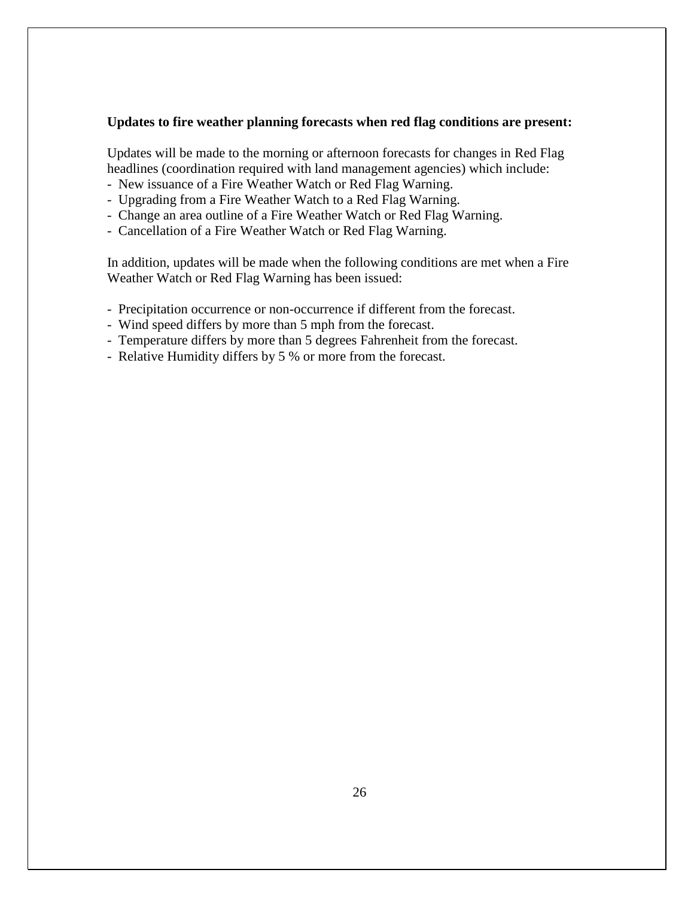**Updates to fire weather planning forecasts when red flag conditions are present:**

Updates will be made to the morning or afternoon forecasts for changes in Red Flag headlines (coordination required with land management agencies) which include:

- New issuance of a Fire Weather Watch or Red Flag Warning.
- Upgrading from a Fire Weather Watch to a Red Flag Warning.
- Change an area outline of a Fire Weather Watch or Red Flag Warning.
- Cancellation of a Fire Weather Watch or Red Flag Warning.

In addition, updates will be made when the following conditions are met when a Fire Weather Watch or Red Flag Warning has been issued:

- Precipitation occurrence or non-occurrence if different from the forecast.
- Wind speed differs by more than 5 mph from the forecast.
- Temperature differs by more than 5 degrees Fahrenheit from the forecast.
- Relative Humidity differs by 5 % or more from the forecast.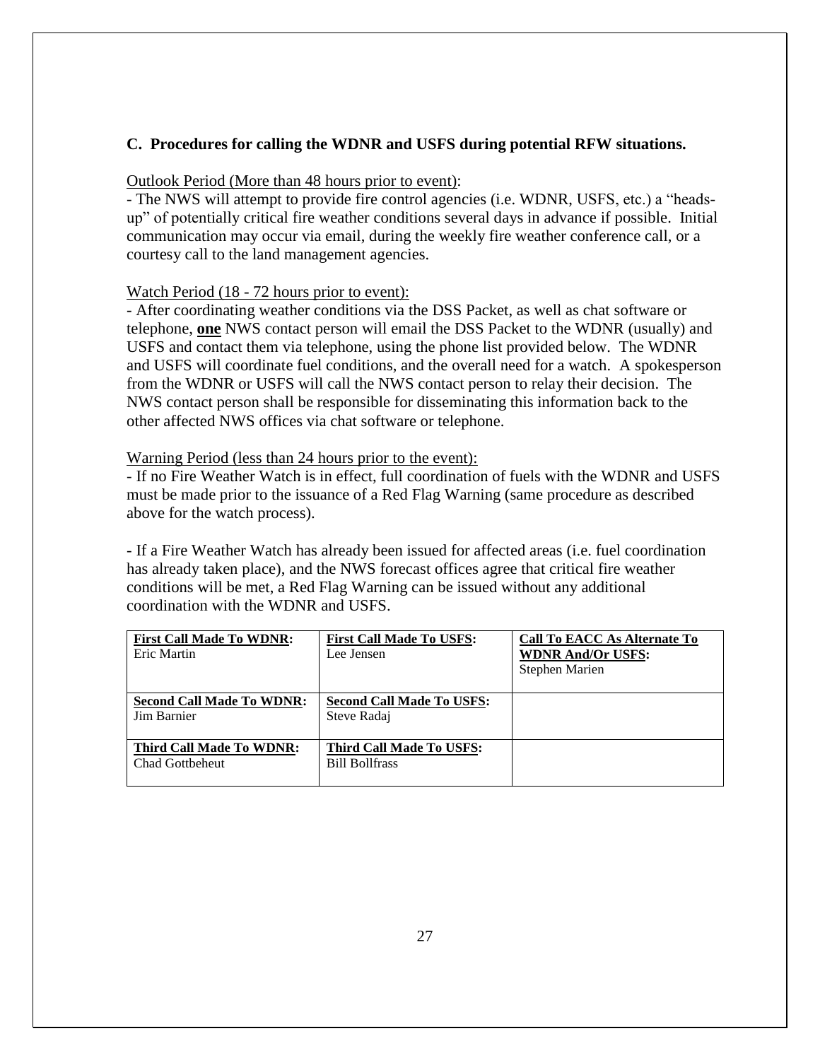### C. Procedures for calling the WDNR and USFS during potential RFW situations.

Outlook Period (More than 48 hours prior to event):

- The NWS will attempt to provide fire control agencies (i.e. WDNR, USFS, etc.) a "heads-up" of potentially critical fire weather conditions several days in advance if possible. Initial communication may occur via email, during the weekly fire weather conference call, or a courtesy call to the land management agencies.

Watch Period (18 - 72 hours prior to event):

- After coordinating weather conditions via the DSS Packet, as well as chat software or telephone, **one** NWS contact person will email the DSS Packet to the WDNR (usually) and USFS and contact them via telephone, using the phone list provided below. The WDNR and USFS will coordinate fuel conditions, and the overall need for a watch. A spokesperson from the WDNR or USFS will call the NWS contact person to relay their decision. The NWS contact person shall be responsible for disseminating this information back to the other affected NWS offices via chat software or telephone.

Warning Period (less than 24 hours prior to the event):

- If no Fire Weather Watch is in effect, full coordination of fuels with the WDNR and USFS must be made prior to the issuance of a Red Flag Warning (same procedure as described above for the watch process).

- If a Fire Weather Watch has already been issued for affected areas (i.e. fuel coordination has already taken place), and the NWS forecast offices agree that critical fire weather conditions will be met, a Red Flag Warning can be issued without any additional coordination with the WDNR and USFS.

| | | |
|---|---|---|
| **First Call Made To WDNR:** Eric Martin | **First Call Made To USFS:** Lee Jensen | **Call To EACC As Alternate To WDNR And/Or USFS:** Stephen Marien |
| **Second Call Made To WDNR:** Jim Barnier | **Second Call Made To USFS:** Steve Radaj | |
| **Third Call Made To WDNR:** Chad Gottbeheut | **Third Call Made To USFS:** Bill Bollfrass | |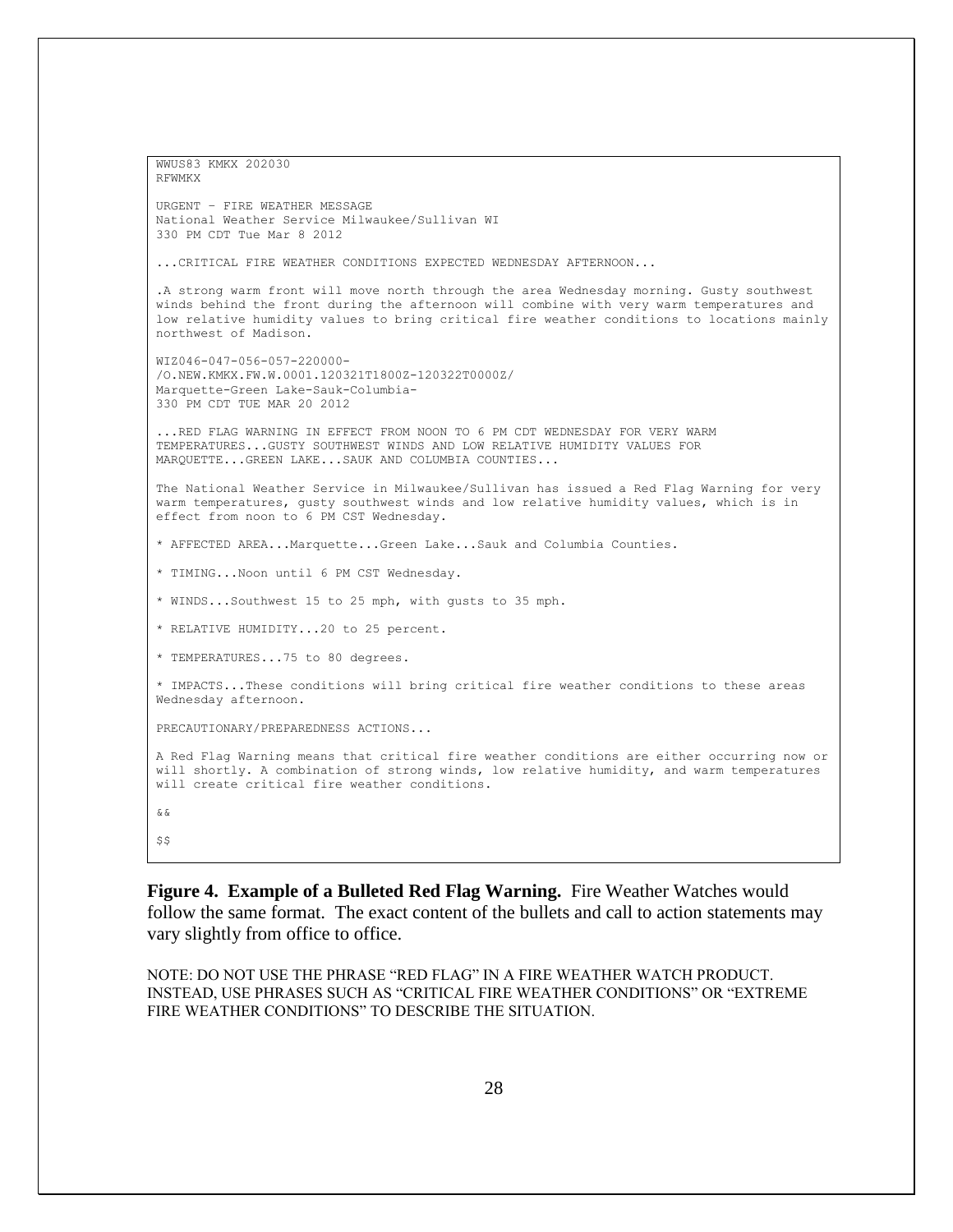```
WWUS83 KMKX 202030
RFWMKX

URGENT - FIRE WEATHER MESSAGE
National Weather Service Milwaukee/Sullivan WI
330 PM CDT Tue Mar 8 2012

...CRITICAL FIRE WEATHER CONDITIONS EXPECTED WEDNESDAY AFTERNOON...

.A strong warm front will move north through the area Wednesday morning. Gusty southwest
winds behind the front during the afternoon will combine with very warm temperatures and
low relative humidity values to bring critical fire weather conditions to locations mainly
northwest of Madison.

WIZ046-047-056-057-220000-
/O.NEW.KMKX.FW.W.0001.120321T1800Z-120322T0000Z/
Marquette-Green Lake-Sauk-Columbia-
330 PM CDT TUE MAR 20 2012

...RED FLAG WARNING IN EFFECT FROM NOON TO 6 PM CDT WEDNESDAY FOR VERY WARM
TEMPERATURES...GUSTY SOUTHWEST WINDS AND LOW RELATIVE HUMIDITY VALUES FOR
MARQUETTE...GREEN LAKE...SAUK AND COLUMBIA COUNTIES...

The National Weather Service in Milwaukee/Sullivan has issued a Red Flag Warning for very
warm temperatures, gusty southwest winds and low relative humidity values, which is in
effect from noon to 6 PM CST Wednesday.

* AFFECTED AREA...Marquette...Green Lake...Sauk and Columbia Counties.

* TIMING...Noon until 6 PM CST Wednesday.

* WINDS...Southwest 15 to 25 mph, with gusts to 35 mph.

* RELATIVE HUMIDITY...20 to 25 percent.

* TEMPERATURES...75 to 80 degrees.

* IMPACTS...These conditions will bring critical fire weather conditions to these areas
Wednesday afternoon.

PRECAUTIONARY/PREPAREDNESS ACTIONS...

A Red Flag Warning means that critical fire weather conditions are either occurring now or
will shortly. A combination of strong winds, low relative humidity, and warm temperatures
will create critical fire weather conditions.

&&

$$
```

**Figure 4. Example of a Bulleted Red Flag Warning.** Fire Weather Watches would follow the same format. The exact content of the bullets and call to action statements may vary slightly from office to office.

NOTE: DO NOT USE THE PHRASE "RED FLAG" IN A FIRE WEATHER WATCH PRODUCT. INSTEAD, USE PHRASES SUCH AS "CRITICAL FIRE WEATHER CONDITIONS" OR "EXTREME FIRE WEATHER CONDITIONS" TO DESCRIBE THE SITUATION.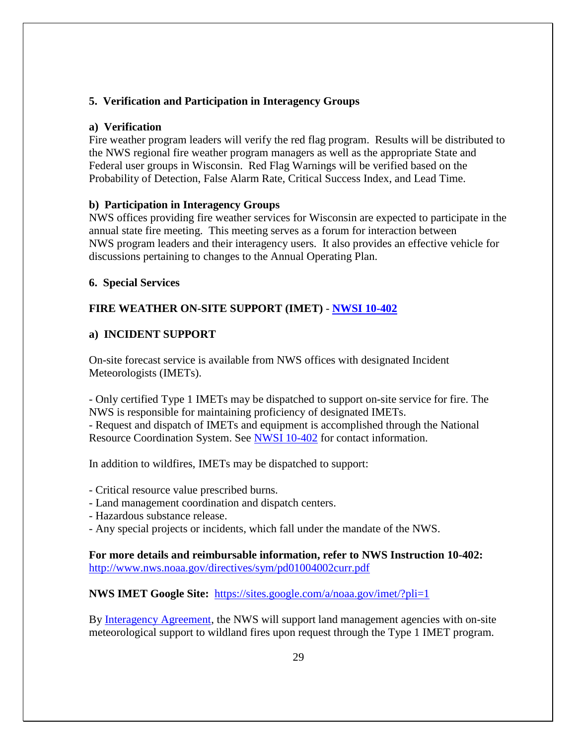## 5. Verification and Participation in Interagency Groups

### a) Verification

Fire weather program leaders will verify the red flag program. Results will be distributed to the NWS regional fire weather program managers as well as the appropriate State and Federal user groups in Wisconsin. Red Flag Warnings will be verified based on the Probability of Detection, False Alarm Rate, Critical Success Index, and Lead Time.

### b) Participation in Interagency Groups

NWS offices providing fire weather services for Wisconsin are expected to participate in the annual state fire meeting. This meeting serves as a forum for interaction between NWS program leaders and their interagency users. It also provides an effective vehicle for discussions pertaining to changes to the Annual Operating Plan.

## 6. Special Services

### FIRE WEATHER ON-SITE SUPPORT (IMET) - [NWSI 10-402]

### a) INCIDENT SUPPORT

On-site forecast service is available from NWS offices with designated Incident Meteorologists (IMETs).

- Only certified Type 1 IMETs may be dispatched to support on-site service for fire. The NWS is responsible for maintaining proficiency of designated IMETs.
- Request and dispatch of IMETs and equipment is accomplished through the National Resource Coordination System. See [NWSI 10-402] for contact information.

In addition to wildfires, IMETs may be dispatched to support:

- Critical resource value prescribed burns.
- Land management coordination and dispatch centers.
- Hazardous substance release.
- Any special projects or incidents, which fall under the mandate of the NWS.

**For more details and reimbursable information, refer to NWS Instruction 10-402:**
http://www.nws.noaa.gov/directives/sym/pd01004002curr.pdf

**NWS IMET Google Site:** https://sites.google.com/a/noaa.gov/imet/?pli=1

By [Interagency Agreement], the NWS will support land management agencies with on-site meteorological support to wildland fires upon request through the Type 1 IMET program.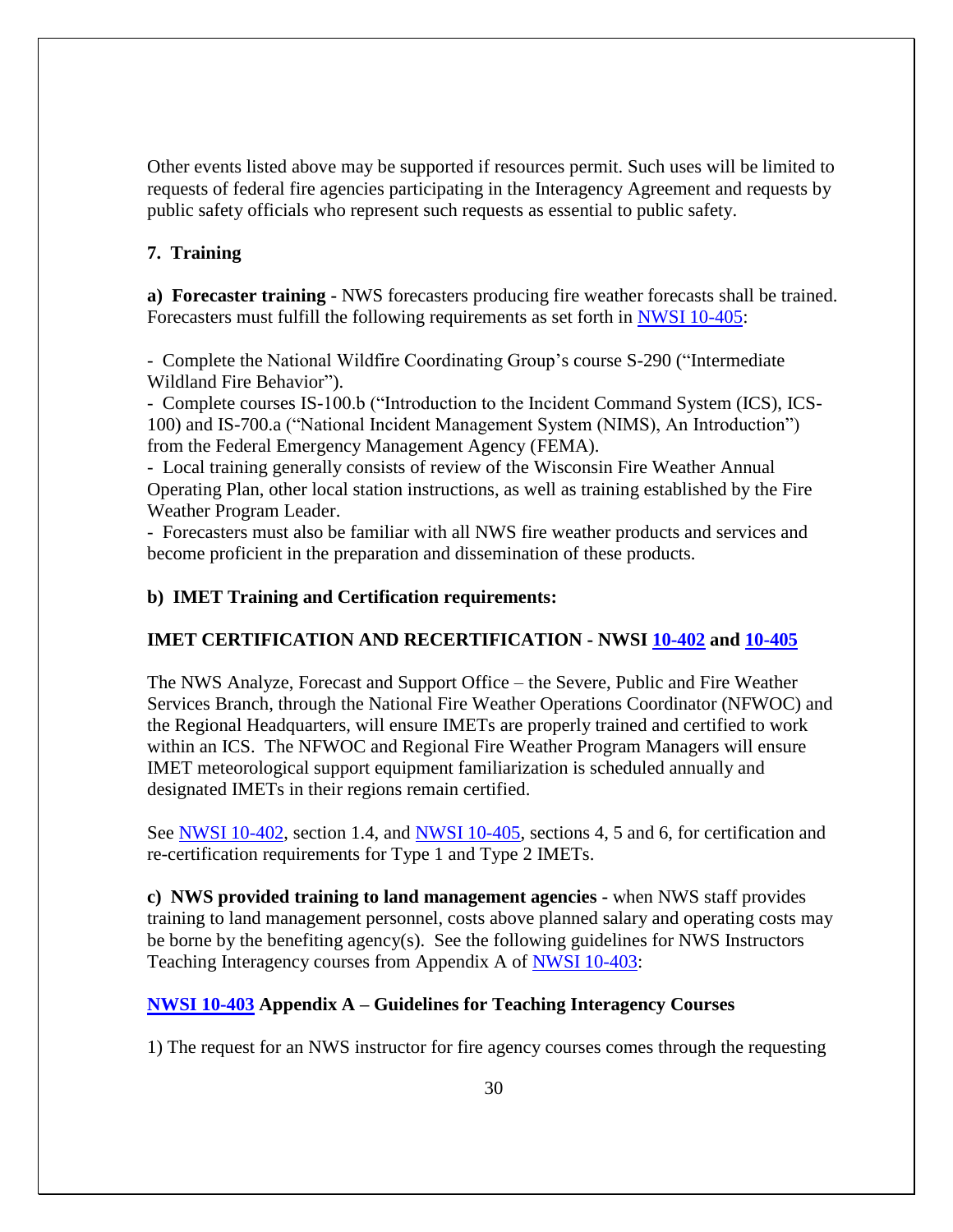Other events listed above may be supported if resources permit. Such uses will be limited to requests of federal fire agencies participating in the Interagency Agreement and requests by public safety officials who represent such requests as essential to public safety.

## 7. Training

**a) Forecaster training -** NWS forecasters producing fire weather forecasts shall be trained. Forecasters must fulfill the following requirements as set forth in NWSI 10-405:

- Complete the National Wildfire Coordinating Group's course S-290 ("Intermediate Wildland Fire Behavior").
- Complete courses IS-100.b ("Introduction to the Incident Command System (ICS), ICS-100) and IS-700.a ("National Incident Management System (NIMS), An Introduction") from the Federal Emergency Management Agency (FEMA).
- Local training generally consists of review of the Wisconsin Fire Weather Annual Operating Plan, other local station instructions, as well as training established by the Fire Weather Program Leader.
- Forecasters must also be familiar with all NWS fire weather products and services and become proficient in the preparation and dissemination of these products.

**b) IMET Training and Certification requirements:**

**IMET CERTIFICATION AND RECERTIFICATION - NWSI 10-402 and 10-405**

The NWS Analyze, Forecast and Support Office – the Severe, Public and Fire Weather Services Branch, through the National Fire Weather Operations Coordinator (NFWOC) and the Regional Headquarters, will ensure IMETs are properly trained and certified to work within an ICS. The NFWOC and Regional Fire Weather Program Managers will ensure IMET meteorological support equipment familiarization is scheduled annually and designated IMETs in their regions remain certified.

See NWSI 10-402, section 1.4, and NWSI 10-405, sections 4, 5 and 6, for certification and re-certification requirements for Type 1 and Type 2 IMETs.

**c) NWS provided training to land management agencies -** when NWS staff provides training to land management personnel, costs above planned salary and operating costs may be borne by the benefiting agency(s). See the following guidelines for NWS Instructors Teaching Interagency courses from Appendix A of NWSI 10-403:

**NWSI 10-403 Appendix A – Guidelines for Teaching Interagency Courses**

1) The request for an NWS instructor for fire agency courses comes through the requesting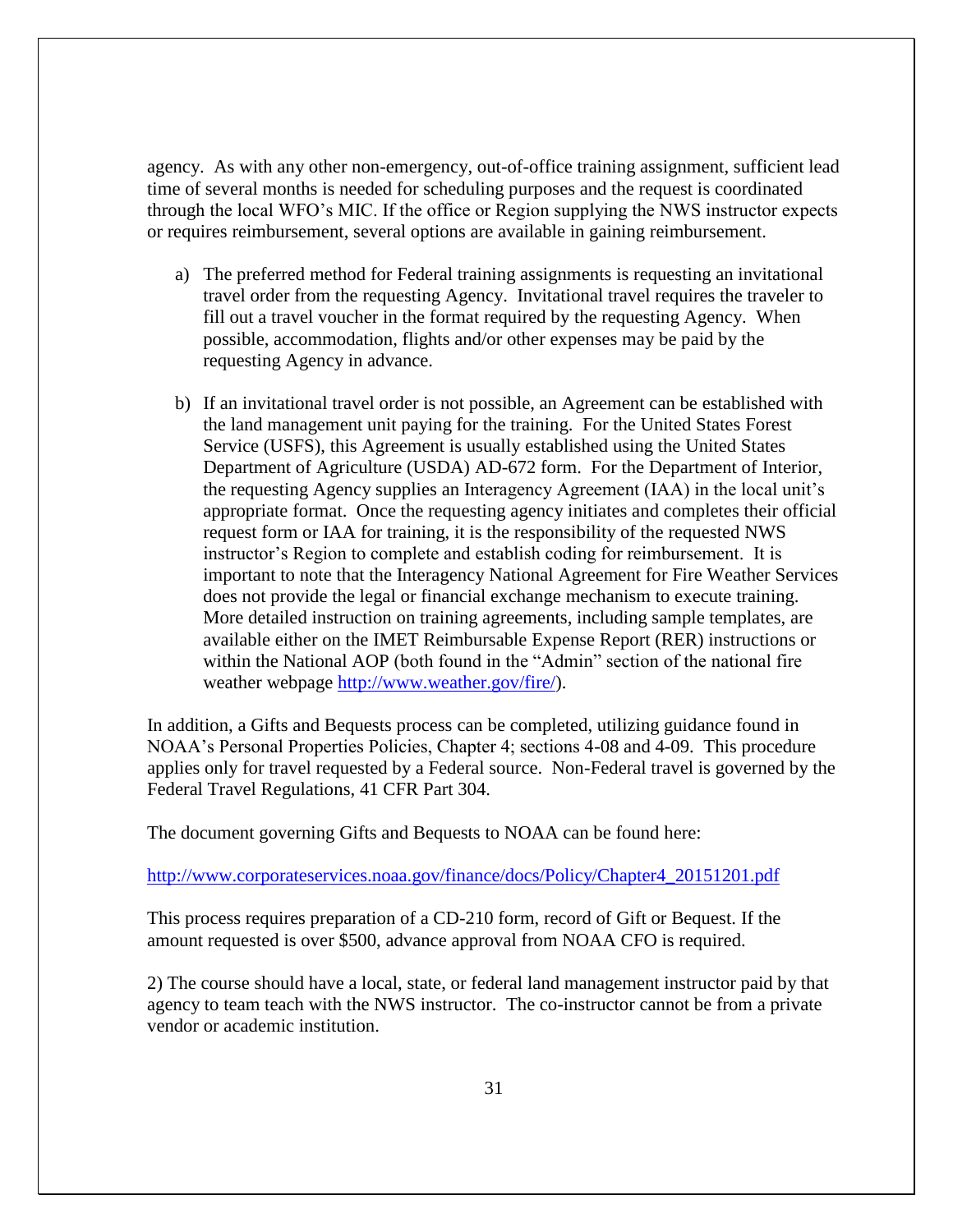agency. As with any other non-emergency, out-of-office training assignment, sufficient lead time of several months is needed for scheduling purposes and the request is coordinated through the local WFO's MIC. If the office or Region supplying the NWS instructor expects or requires reimbursement, several options are available in gaining reimbursement.

a) The preferred method for Federal training assignments is requesting an invitational travel order from the requesting Agency. Invitational travel requires the traveler to fill out a travel voucher in the format required by the requesting Agency. When possible, accommodation, flights and/or other expenses may be paid by the requesting Agency in advance.

b) If an invitational travel order is not possible, an Agreement can be established with the land management unit paying for the training. For the United States Forest Service (USFS), this Agreement is usually established using the United States Department of Agriculture (USDA) AD-672 form. For the Department of Interior, the requesting Agency supplies an Interagency Agreement (IAA) in the local unit's appropriate format. Once the requesting agency initiates and completes their official request form or IAA for training, it is the responsibility of the requested NWS instructor's Region to complete and establish coding for reimbursement. It is important to note that the Interagency National Agreement for Fire Weather Services does not provide the legal or financial exchange mechanism to execute training. More detailed instruction on training agreements, including sample templates, are available either on the IMET Reimbursable Expense Report (RER) instructions or within the National AOP (both found in the "Admin" section of the national fire weather webpage http://www.weather.gov/fire/).

In addition, a Gifts and Bequests process can be completed, utilizing guidance found in NOAA's Personal Properties Policies, Chapter 4; sections 4-08 and 4-09. This procedure applies only for travel requested by a Federal source. Non-Federal travel is governed by the Federal Travel Regulations, 41 CFR Part 304.

The document governing Gifts and Bequests to NOAA can be found here:

http://www.corporateservices.noaa.gov/finance/docs/Policy/Chapter4_20151201.pdf

This process requires preparation of a CD-210 form, record of Gift or Bequest. If the amount requested is over $500, advance approval from NOAA CFO is required.

2) The course should have a local, state, or federal land management instructor paid by that agency to team teach with the NWS instructor. The co-instructor cannot be from a private vendor or academic institution.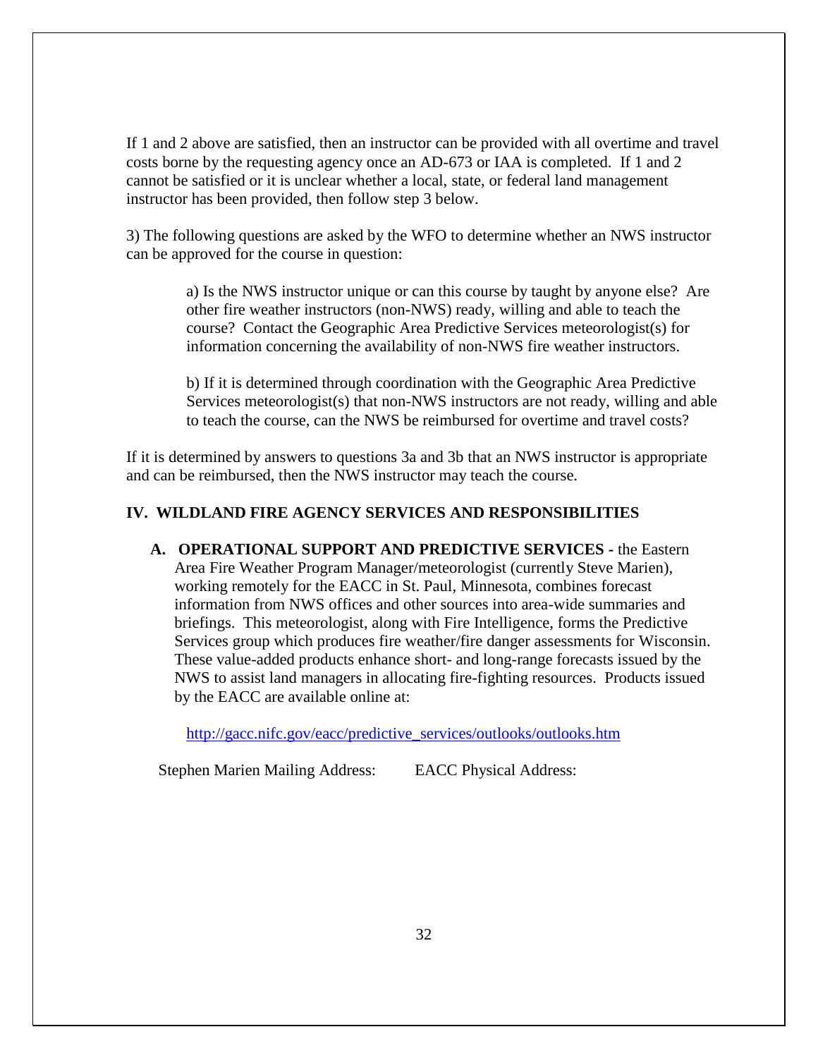If 1 and 2 above are satisfied, then an instructor can be provided with all overtime and travel costs borne by the requesting agency once an AD-673 or IAA is completed. If 1 and 2 cannot be satisfied or it is unclear whether a local, state, or federal land management instructor has been provided, then follow step 3 below.

3) The following questions are asked by the WFO to determine whether an NWS instructor can be approved for the course in question:

> a) Is the NWS instructor unique or can this course by taught by anyone else? Are other fire weather instructors (non-NWS) ready, willing and able to teach the course? Contact the Geographic Area Predictive Services meteorologist(s) for information concerning the availability of non-NWS fire weather instructors.
>
> b) If it is determined through coordination with the Geographic Area Predictive Services meteorologist(s) that non-NWS instructors are not ready, willing and able to teach the course, can the NWS be reimbursed for overtime and travel costs?

If it is determined by answers to questions 3a and 3b that an NWS instructor is appropriate and can be reimbursed, then the NWS instructor may teach the course.

## IV. WILDLAND FIRE AGENCY SERVICES AND RESPONSIBILITIES

**A. OPERATIONAL SUPPORT AND PREDICTIVE SERVICES -** the Eastern Area Fire Weather Program Manager/meteorologist (currently Steve Marien), working remotely for the EACC in St. Paul, Minnesota, combines forecast information from NWS offices and other sources into area-wide summaries and briefings. This meteorologist, along with Fire Intelligence, forms the Predictive Services group which produces fire weather/fire danger assessments for Wisconsin. These value-added products enhance short- and long-range forecasts issued by the NWS to assist land managers in allocating fire-fighting resources. Products issued by the EACC are available online at:

http://gacc.nifc.gov/eacc/predictive_services/outlooks/outlooks.htm

Stephen Marien Mailing Address: EACC Physical Address: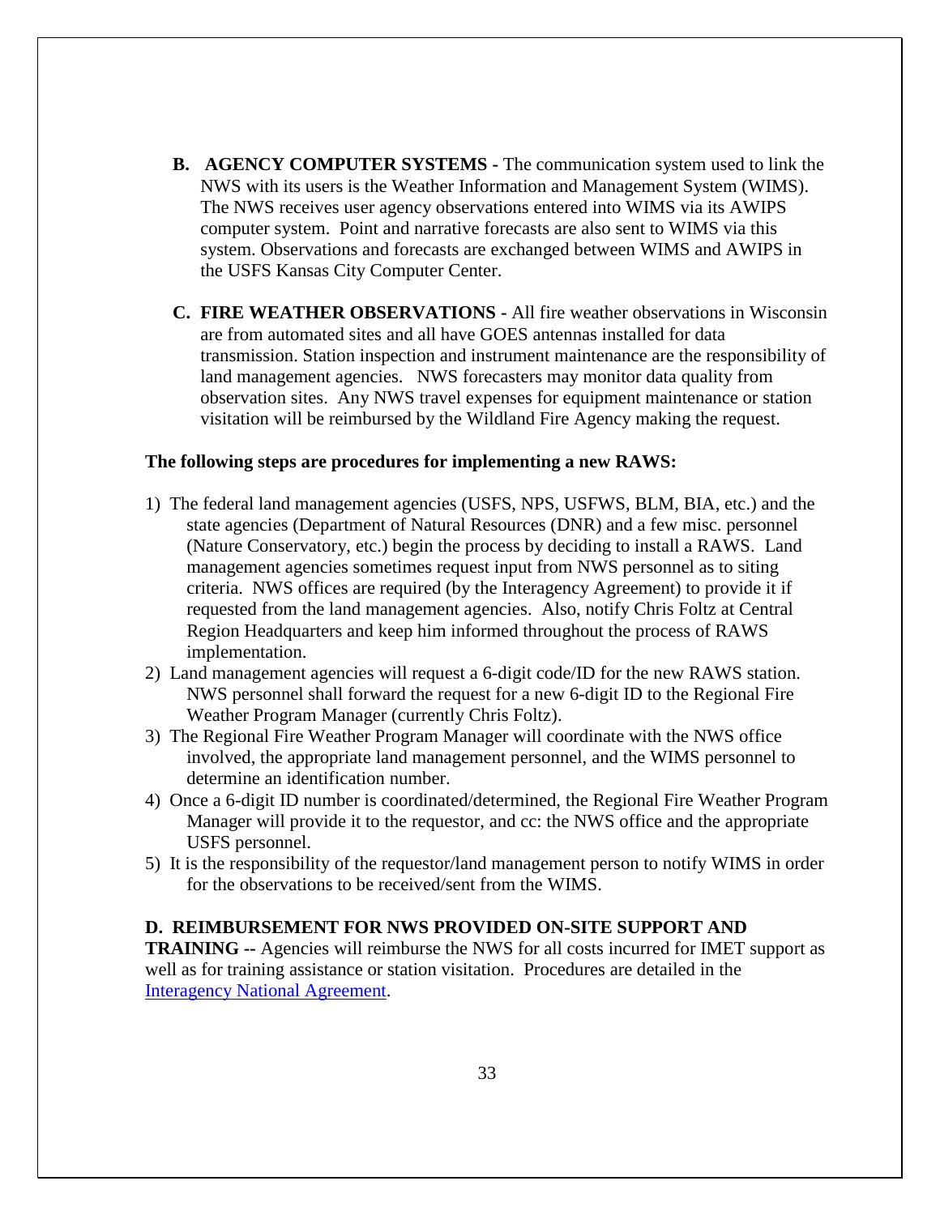**B. AGENCY COMPUTER SYSTEMS -** The communication system used to link the NWS with its users is the Weather Information and Management System (WIMS). The NWS receives user agency observations entered into WIMS via its AWIPS computer system. Point and narrative forecasts are also sent to WIMS via this system. Observations and forecasts are exchanged between WIMS and AWIPS in the USFS Kansas City Computer Center.

**C. FIRE WEATHER OBSERVATIONS -** All fire weather observations in Wisconsin are from automated sites and all have GOES antennas installed for data transmission. Station inspection and instrument maintenance are the responsibility of land management agencies. NWS forecasters may monitor data quality from observation sites. Any NWS travel expenses for equipment maintenance or station visitation will be reimbursed by the Wildland Fire Agency making the request.

**The following steps are procedures for implementing a new RAWS:**

1) The federal land management agencies (USFS, NPS, USFWS, BLM, BIA, etc.) and the state agencies (Department of Natural Resources (DNR) and a few misc. personnel (Nature Conservatory, etc.) begin the process by deciding to install a RAWS. Land management agencies sometimes request input from NWS personnel as to siting criteria. NWS offices are required (by the Interagency Agreement) to provide it if requested from the land management agencies. Also, notify Chris Foltz at Central Region Headquarters and keep him informed throughout the process of RAWS implementation.
2) Land management agencies will request a 6-digit code/ID for the new RAWS station. NWS personnel shall forward the request for a new 6-digit ID to the Regional Fire Weather Program Manager (currently Chris Foltz).
3) The Regional Fire Weather Program Manager will coordinate with the NWS office involved, the appropriate land management personnel, and the WIMS personnel to determine an identification number.
4) Once a 6-digit ID number is coordinated/determined, the Regional Fire Weather Program Manager will provide it to the requestor, and cc: the NWS office and the appropriate USFS personnel.
5) It is the responsibility of the requestor/land management person to notify WIMS in order for the observations to be received/sent from the WIMS.

**D. REIMBURSEMENT FOR NWS PROVIDED ON-SITE SUPPORT AND TRAINING --** Agencies will reimburse the NWS for all costs incurred for IMET support as well as for training assistance or station visitation. Procedures are detailed in the Interagency National Agreement.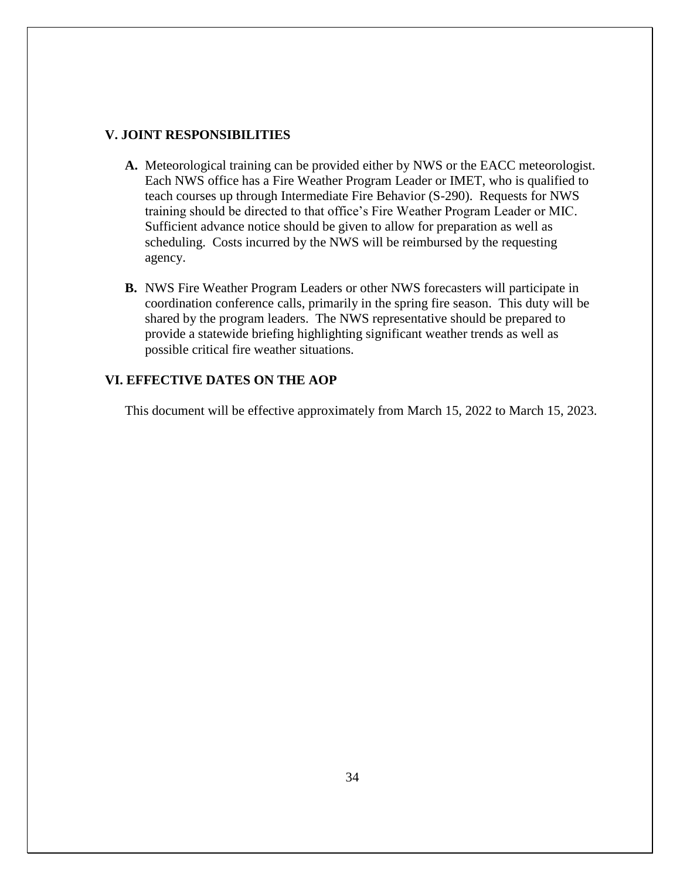## V. JOINT RESPONSIBILITIES

**A.** Meteorological training can be provided either by NWS or the EACC meteorologist. Each NWS office has a Fire Weather Program Leader or IMET, who is qualified to teach courses up through Intermediate Fire Behavior (S-290). Requests for NWS training should be directed to that office's Fire Weather Program Leader or MIC. Sufficient advance notice should be given to allow for preparation as well as scheduling. Costs incurred by the NWS will be reimbursed by the requesting agency.

**B.** NWS Fire Weather Program Leaders or other NWS forecasters will participate in coordination conference calls, primarily in the spring fire season. This duty will be shared by the program leaders. The NWS representative should be prepared to provide a statewide briefing highlighting significant weather trends as well as possible critical fire weather situations.

## VI. EFFECTIVE DATES ON THE AOP

This document will be effective approximately from March 15, 2022 to March 15, 2023.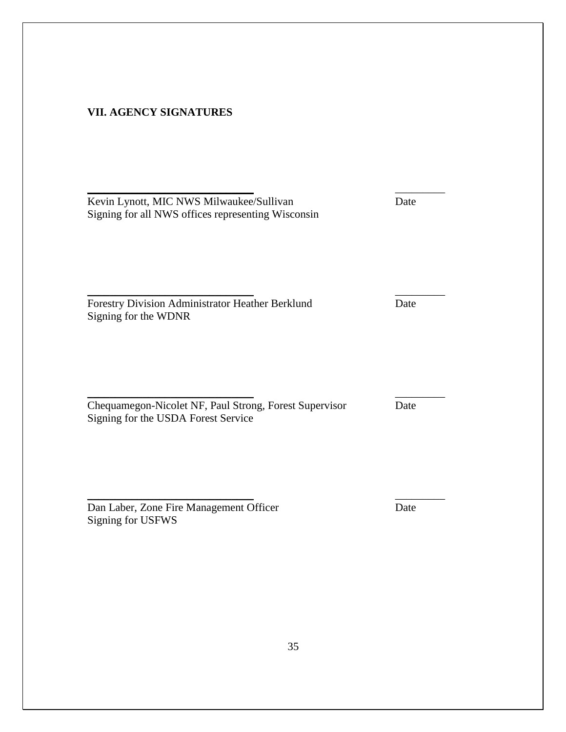## VII. AGENCY SIGNATURES

\_\_\_\_\_\_\_\_\_\_\_\_\_\_\_\_\_\_\_\_\_\_\_\_\_\_\_\_\_\_ \_\_\_\_\_\_\_\_\_

Kevin Lynott, MIC NWS Milwaukee/Sullivan Date
Signing for all NWS offices representing Wisconsin

\_\_\_\_\_\_\_\_\_\_\_\_\_\_\_\_\_\_\_\_\_\_\_\_\_\_\_\_\_\_ \_\_\_\_\_\_\_\_\_

Forestry Division Administrator Heather Berklund Date
Signing for the WDNR

\_\_\_\_\_\_\_\_\_\_\_\_\_\_\_\_\_\_\_\_\_\_\_\_\_\_\_\_\_\_ \_\_\_\_\_\_\_\_\_

Chequamegon-Nicolet NF, Paul Strong, Forest Supervisor Date
Signing for the USDA Forest Service

\_\_\_\_\_\_\_\_\_\_\_\_\_\_\_\_\_\_\_\_\_\_\_\_\_\_\_\_\_\_ \_\_\_\_\_\_\_\_\_

Dan Laber, Zone Fire Management Officer Date
Signing for USFWS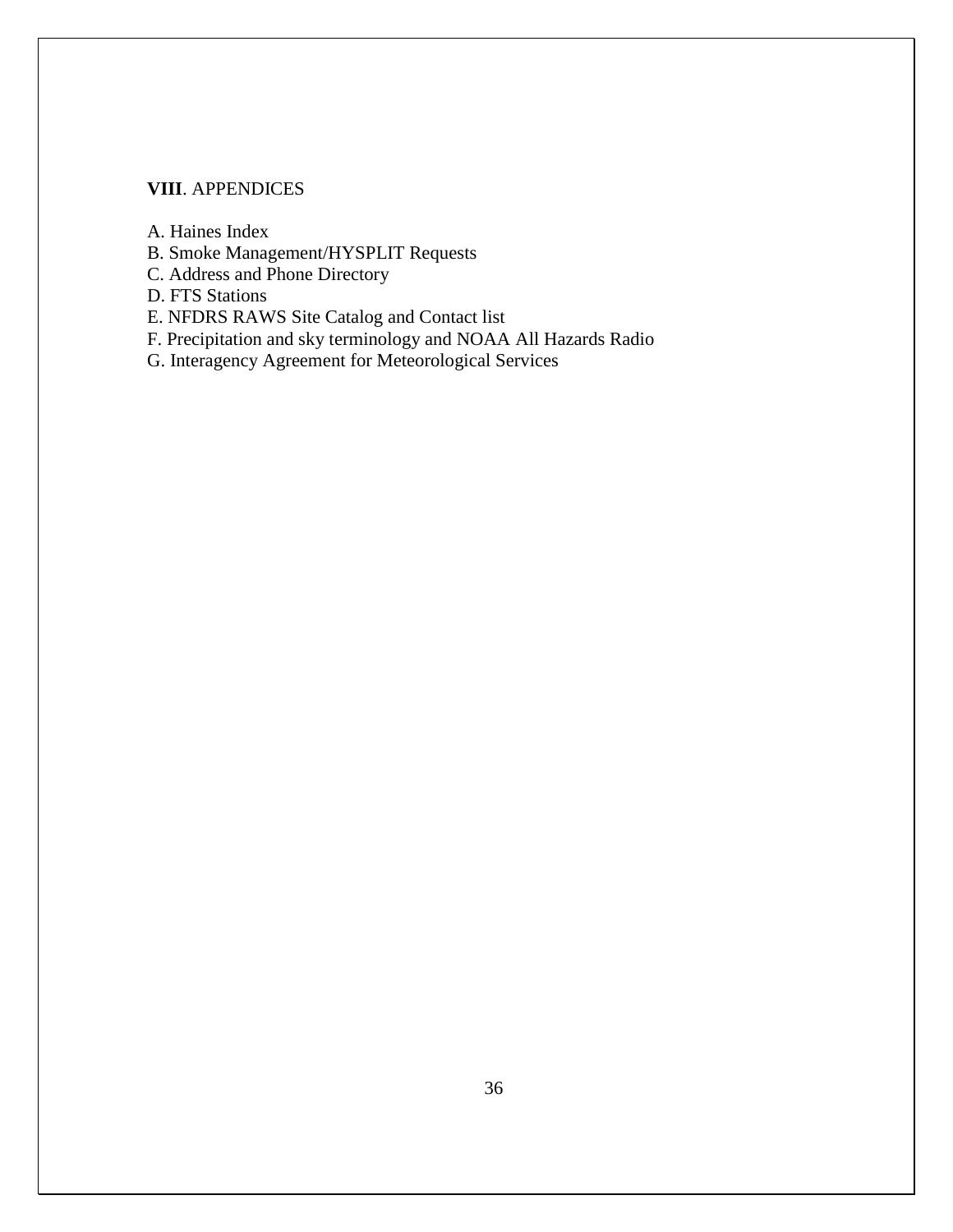## **VIII**. APPENDICES

A. Haines Index
B. Smoke Management/HYSPLIT Requests
C. Address and Phone Directory
D. FTS Stations
E. NFDRS RAWS Site Catalog and Contact list
F. Precipitation and sky terminology and NOAA All Hazards Radio
G. Interagency Agreement for Meteorological Services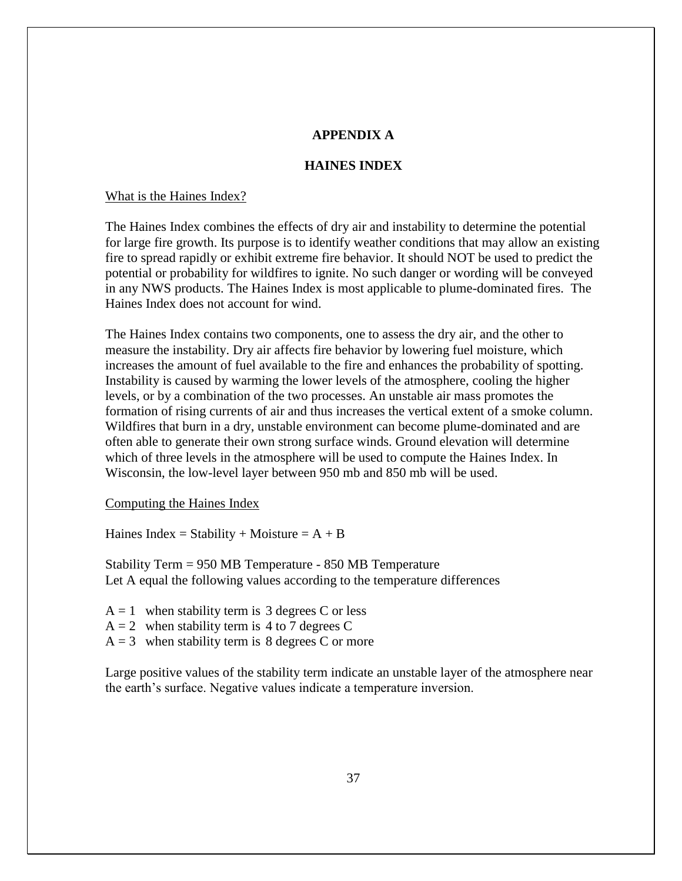# APPENDIX A

## HAINES INDEX

What is the Haines Index?

The Haines Index combines the effects of dry air and instability to determine the potential for large fire growth. Its purpose is to identify weather conditions that may allow an existing fire to spread rapidly or exhibit extreme fire behavior. It should NOT be used to predict the potential or probability for wildfires to ignite. No such danger or wording will be conveyed in any NWS products. The Haines Index is most applicable to plume-dominated fires. The Haines Index does not account for wind.

The Haines Index contains two components, one to assess the dry air, and the other to measure the instability. Dry air affects fire behavior by lowering fuel moisture, which increases the amount of fuel available to the fire and enhances the probability of spotting. Instability is caused by warming the lower levels of the atmosphere, cooling the higher levels, or by a combination of the two processes. An unstable air mass promotes the formation of rising currents of air and thus increases the vertical extent of a smoke column. Wildfires that burn in a dry, unstable environment can become plume-dominated and are often able to generate their own strong surface winds. Ground elevation will determine which of three levels in the atmosphere will be used to compute the Haines Index. In Wisconsin, the low-level layer between 950 mb and 850 mb will be used.

Computing the Haines Index

Haines Index = Stability + Moisture = A + B

Stability Term = 950 MB Temperature - 850 MB Temperature
Let A equal the following values according to the temperature differences

A = 1 when stability term is 3 degrees C or less
A = 2 when stability term is 4 to 7 degrees C
A = 3 when stability term is 8 degrees C or more

Large positive values of the stability term indicate an unstable layer of the atmosphere near the earth's surface. Negative values indicate a temperature inversion.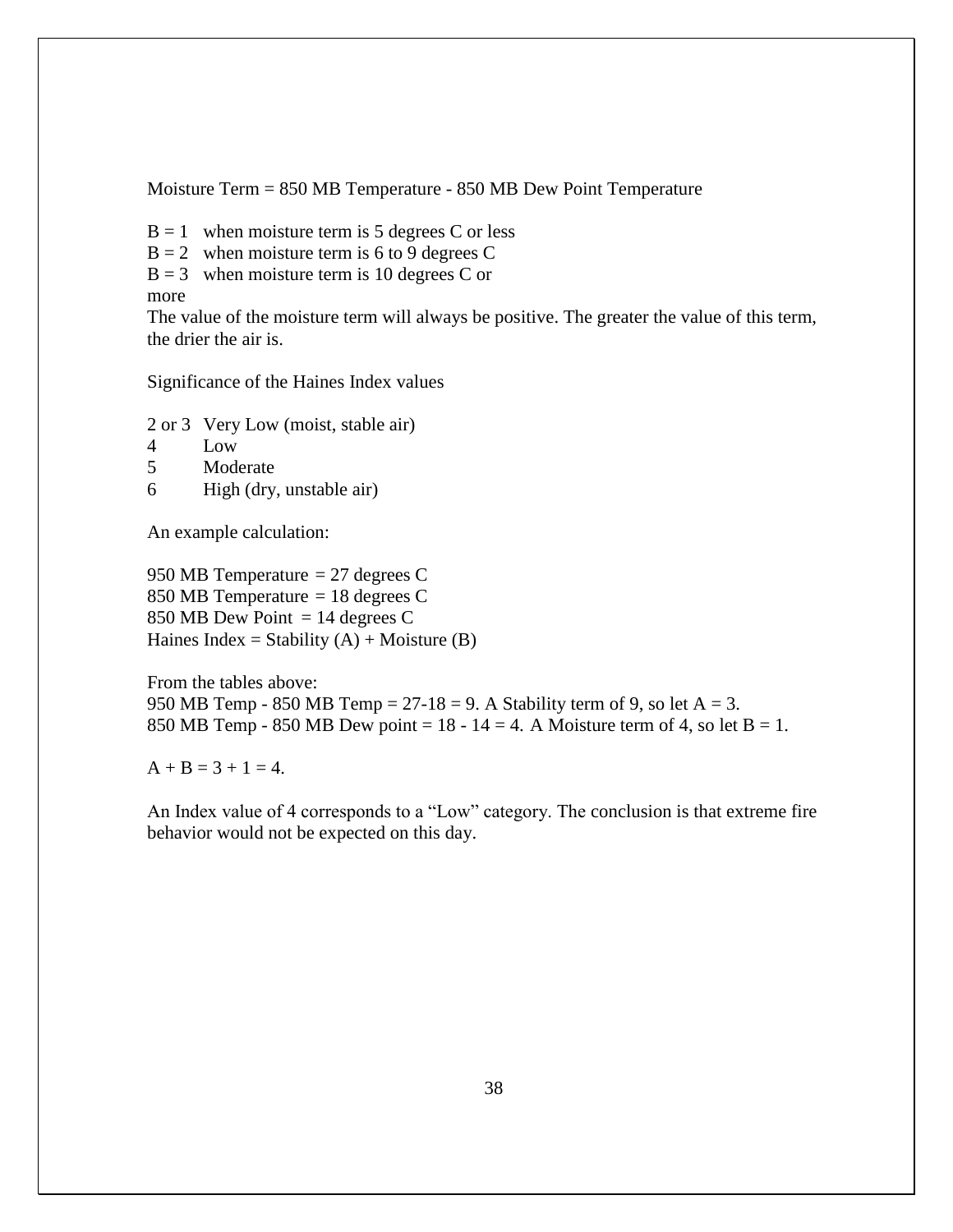Moisture Term = 850 MB Temperature - 850 MB Dew Point Temperature

B = 1 when moisture term is 5 degrees C or less
B = 2 when moisture term is 6 to 9 degrees C
B = 3 when moisture term is 10 degrees C or more

The value of the moisture term will always be positive. The greater the value of this term, the drier the air is.

Significance of the Haines Index values

| | |
|---|---|
| 2 or 3 | Very Low (moist, stable air) |
| 4 | Low |
| 5 | Moderate |
| 6 | High (dry, unstable air) |

An example calculation:

950 MB Temperature = 27 degrees C
850 MB Temperature = 18 degrees C
850 MB Dew Point = 14 degrees C
Haines Index = Stability (A) + Moisture (B)

From the tables above:
950 MB Temp - 850 MB Temp = 27-18 = 9. A Stability term of 9, so let A = 3.
850 MB Temp - 850 MB Dew point = 18 - 14 = 4. A Moisture term of 4, so let B = 1.

A + B = 3 + 1 = 4.

An Index value of 4 corresponds to a "Low" category. The conclusion is that extreme fire behavior would not be expected on this day.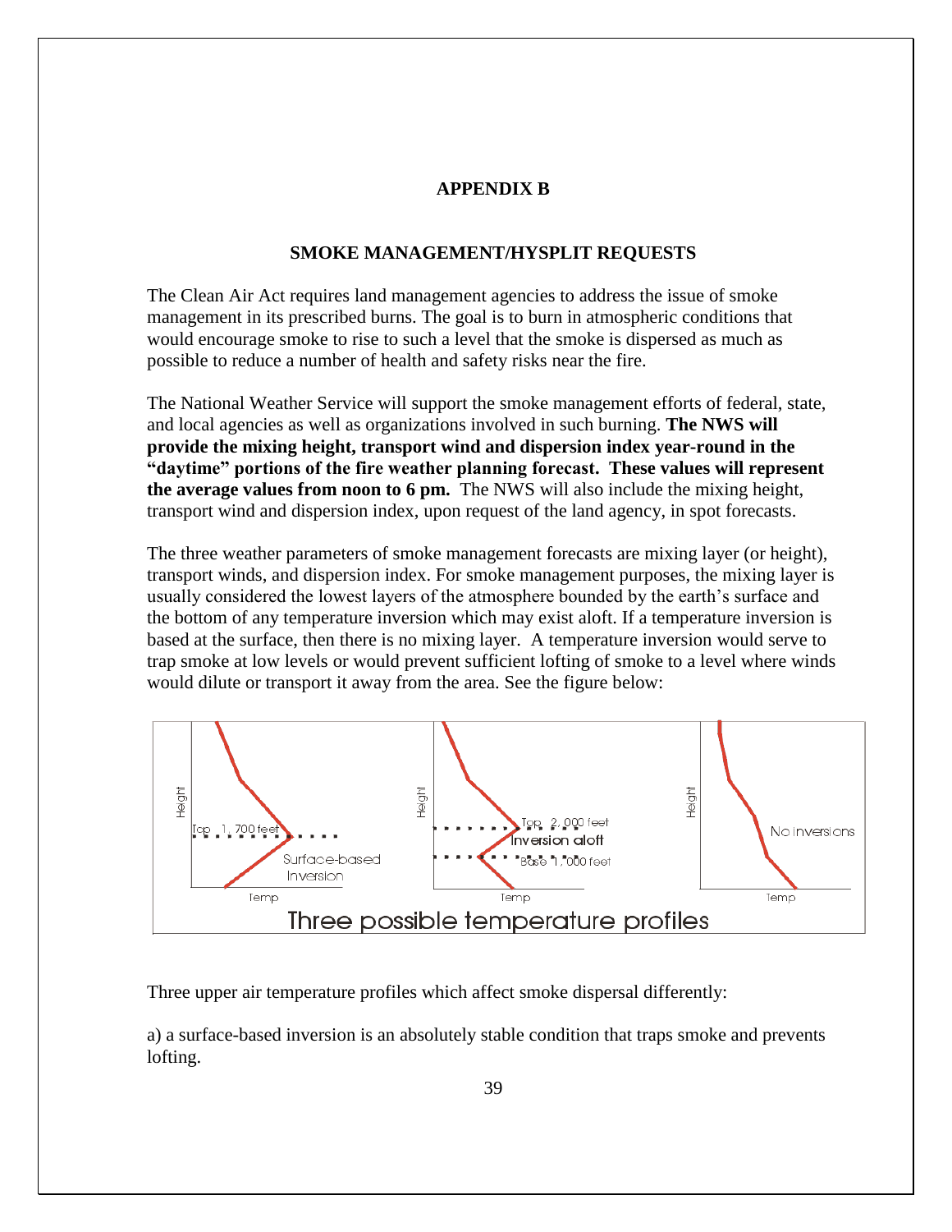# APPENDIX B

## SMOKE MANAGEMENT/HYSPLIT REQUESTS

The Clean Air Act requires land management agencies to address the issue of smoke management in its prescribed burns. The goal is to burn in atmospheric conditions that would encourage smoke to rise to such a level that the smoke is dispersed as much as possible to reduce a number of health and safety risks near the fire.

The National Weather Service will support the smoke management efforts of federal, state, and local agencies as well as organizations involved in such burning. **The NWS will provide the mixing height, transport wind and dispersion index year-round in the "daytime" portions of the fire weather planning forecast. These values will represent the average values from noon to 6 pm.** The NWS will also include the mixing height, transport wind and dispersion index, upon request of the land agency, in spot forecasts.

The three weather parameters of smoke management forecasts are mixing layer (or height), transport winds, and dispersion index. For smoke management purposes, the mixing layer is usually considered the lowest layers of the atmosphere bounded by the earth's surface and the bottom of any temperature inversion which may exist aloft. If a temperature inversion is based at the surface, then there is no mixing layer. A temperature inversion would serve to trap smoke at low levels or would prevent sufficient lofting of smoke to a level where winds would dilute or transport it away from the area. See the figure below:

Height
Top 1,700 feet
Surface-based Inversion
Temp

Height
Top 2,000 feet
Inversion aloft
Base 1,000 feet
Temp

Height
No Inversions
Temp

Three possible temperature profiles

Three upper air temperature profiles which affect smoke dispersal differently:

a) a surface-based inversion is an absolutely stable condition that traps smoke and prevents lofting.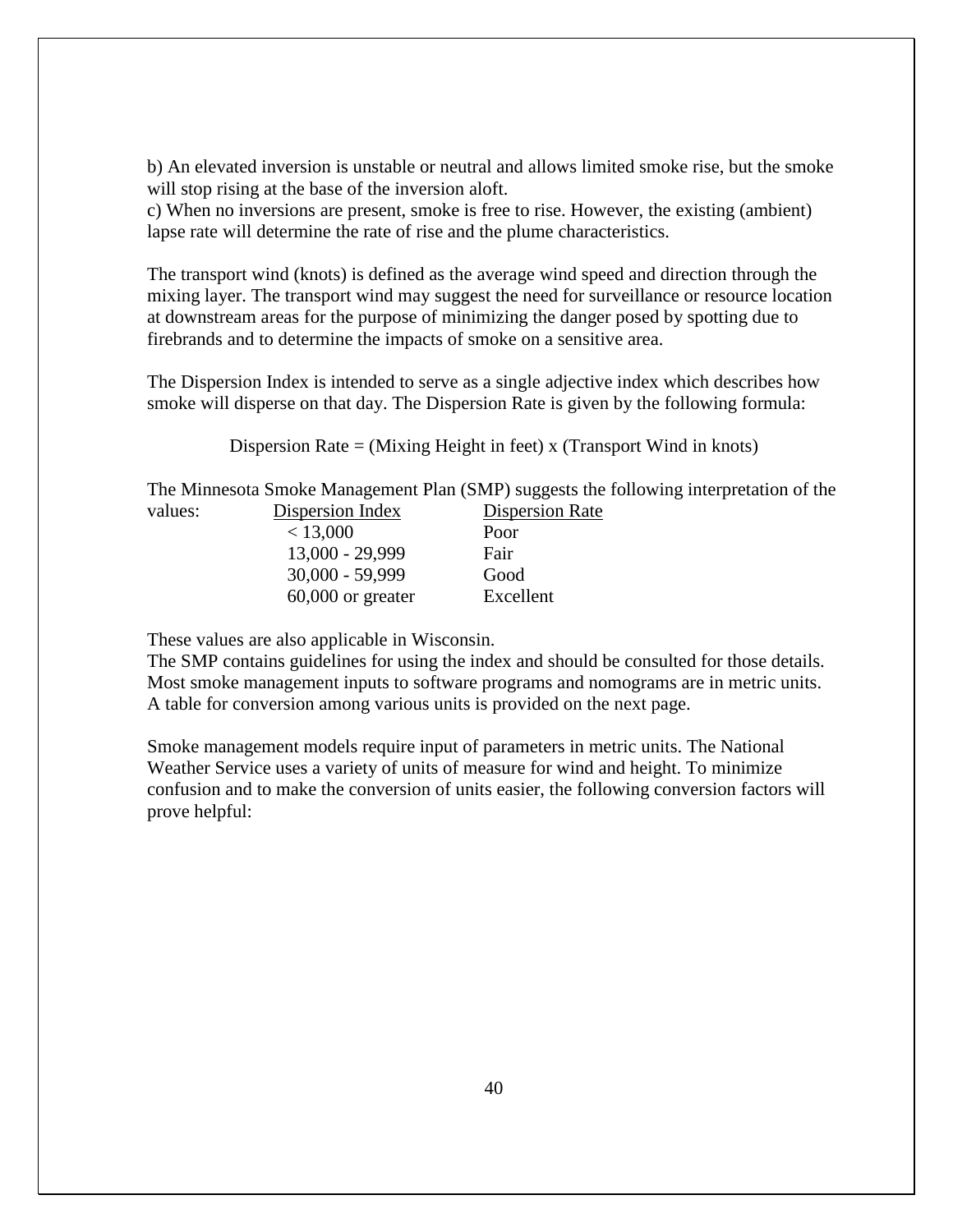b) An elevated inversion is unstable or neutral and allows limited smoke rise, but the smoke will stop rising at the base of the inversion aloft.
c) When no inversions are present, smoke is free to rise. However, the existing (ambient) lapse rate will determine the rate of rise and the plume characteristics.

The transport wind (knots) is defined as the average wind speed and direction through the mixing layer. The transport wind may suggest the need for surveillance or resource location at downstream areas for the purpose of minimizing the danger posed by spotting due to firebrands and to determine the impacts of smoke on a sensitive area.

The Dispersion Index is intended to serve as a single adjective index which describes how smoke will disperse on that day. The Dispersion Rate is given by the following formula:

Dispersion Rate = (Mixing Height in feet) x (Transport Wind in knots)

The Minnesota Smoke Management Plan (SMP) suggests the following interpretation of the values:

| Dispersion Index | Dispersion Rate |
|---|---|
| < 13,000 | Poor |
| 13,000 - 29,999 | Fair |
| 30,000 - 59,999 | Good |
| 60,000 or greater | Excellent |

These values are also applicable in Wisconsin.
The SMP contains guidelines for using the index and should be consulted for those details. Most smoke management inputs to software programs and nomograms are in metric units. A table for conversion among various units is provided on the next page.

Smoke management models require input of parameters in metric units. The National Weather Service uses a variety of units of measure for wind and height. To minimize confusion and to make the conversion of units easier, the following conversion factors will prove helpful: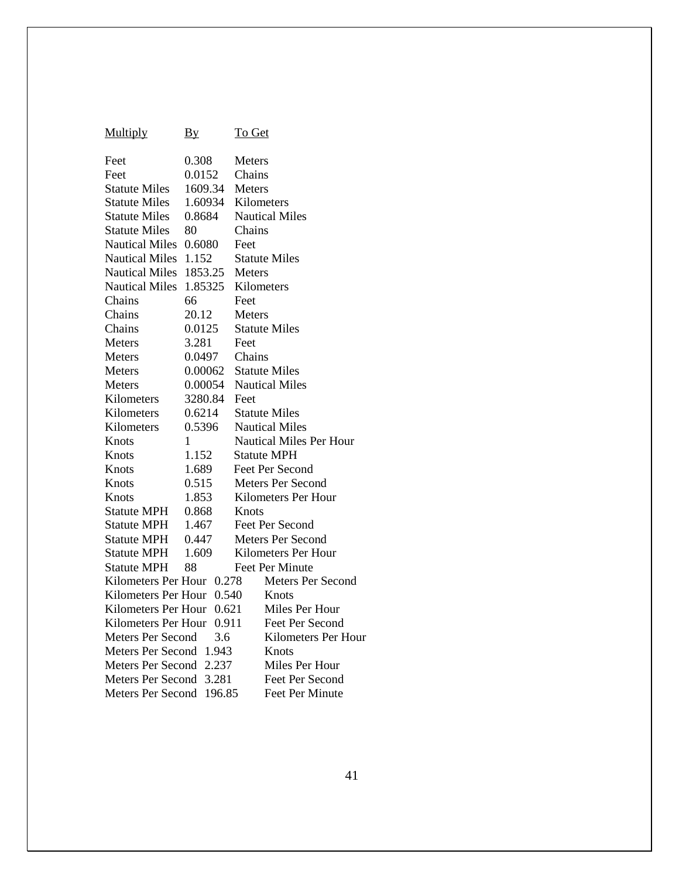| Multiply | By | To Get |
|---|---|---|
| Feet | 0.308 | Meters |
| Feet | 0.0152 | Chains |
| Statute Miles | 1609.34 | Meters |
| Statute Miles | 1.60934 | Kilometers |
| Statute Miles | 0.8684 | Nautical Miles |
| Statute Miles | 80 | Chains |
| Nautical Miles | 0.6080 | Feet |
| Nautical Miles | 1.152 | Statute Miles |
| Nautical Miles | 1853.25 | Meters |
| Nautical Miles | 1.85325 | Kilometers |
| Chains | 66 | Feet |
| Chains | 20.12 | Meters |
| Chains | 0.0125 | Statute Miles |
| Meters | 3.281 | Feet |
| Meters | 0.0497 | Chains |
| Meters | 0.00062 | Statute Miles |
| Meters | 0.00054 | Nautical Miles |
| Kilometers | 3280.84 | Feet |
| Kilometers | 0.6214 | Statute Miles |
| Kilometers | 0.5396 | Nautical Miles |
| Knots | 1 | Nautical Miles Per Hour |
| Knots | 1.152 | Statute MPH |
| Knots | 1.689 | Feet Per Second |
| Knots | 0.515 | Meters Per Second |
| Knots | 1.853 | Kilometers Per Hour |
| Statute MPH | 0.868 | Knots |
| Statute MPH | 1.467 | Feet Per Second |
| Statute MPH | 0.447 | Meters Per Second |
| Statute MPH | 1.609 | Kilometers Per Hour |
| Statute MPH | 88 | Feet Per Minute |
| Kilometers Per Hour | 0.278 | Meters Per Second |
| Kilometers Per Hour | 0.540 | Knots |
| Kilometers Per Hour | 0.621 | Miles Per Hour |
| Kilometers Per Hour | 0.911 | Feet Per Second |
| Meters Per Second | 3.6 | Kilometers Per Hour |
| Meters Per Second | 1.943 | Knots |
| Meters Per Second | 2.237 | Miles Per Hour |
| Meters Per Second | 3.281 | Feet Per Second |
| Meters Per Second | 196.85 | Feet Per Minute |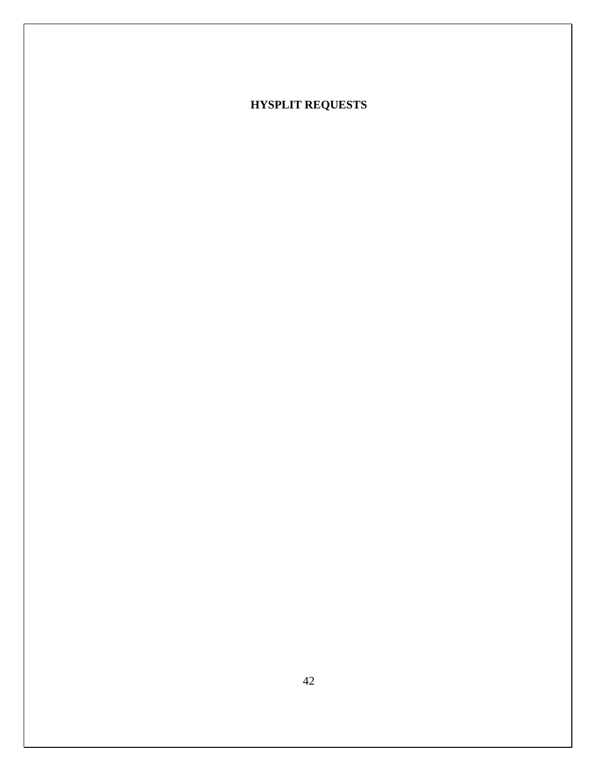# HYSPLIT REQUESTS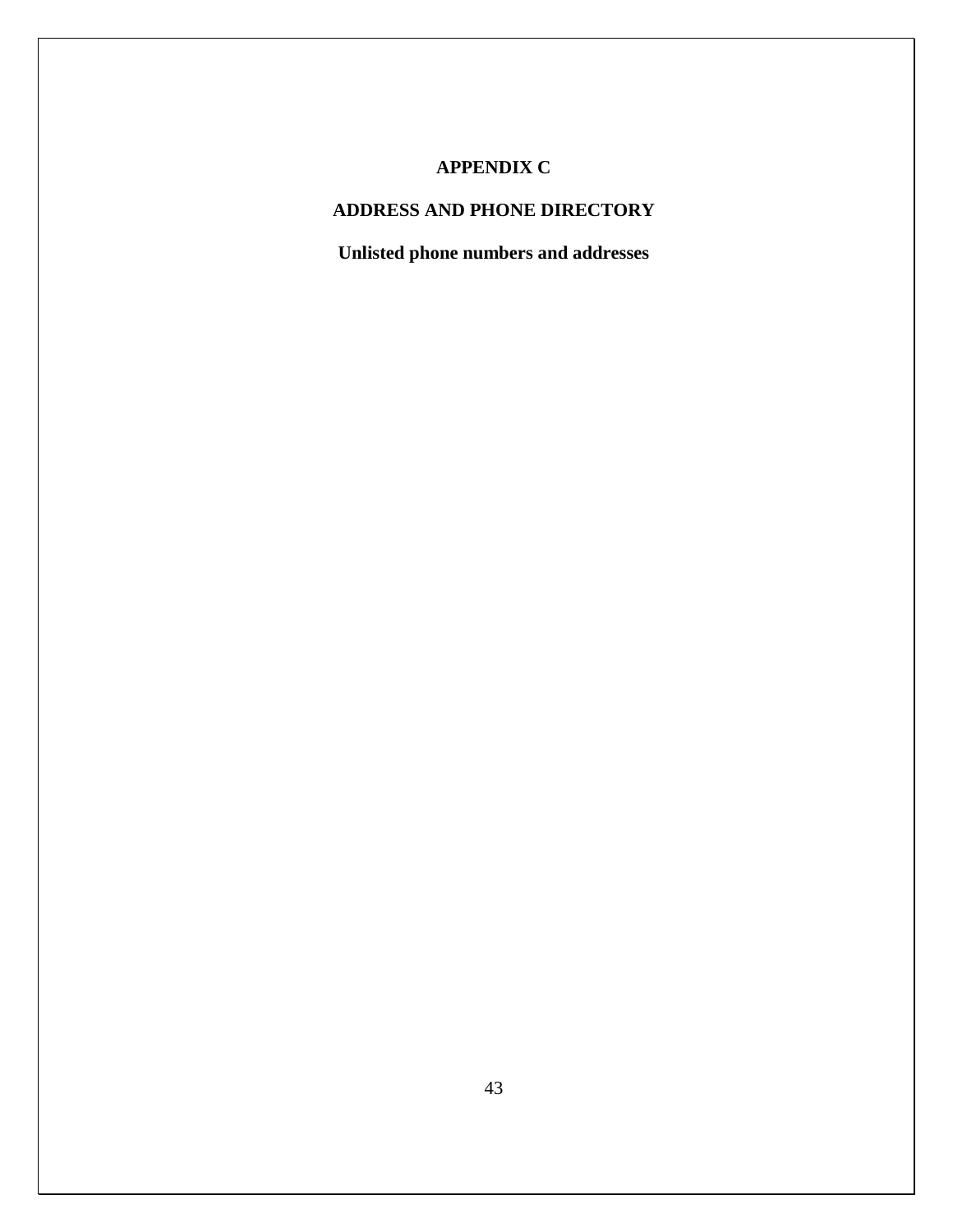# APPENDIX C

## ADDRESS AND PHONE DIRECTORY

**Unlisted phone numbers and addresses**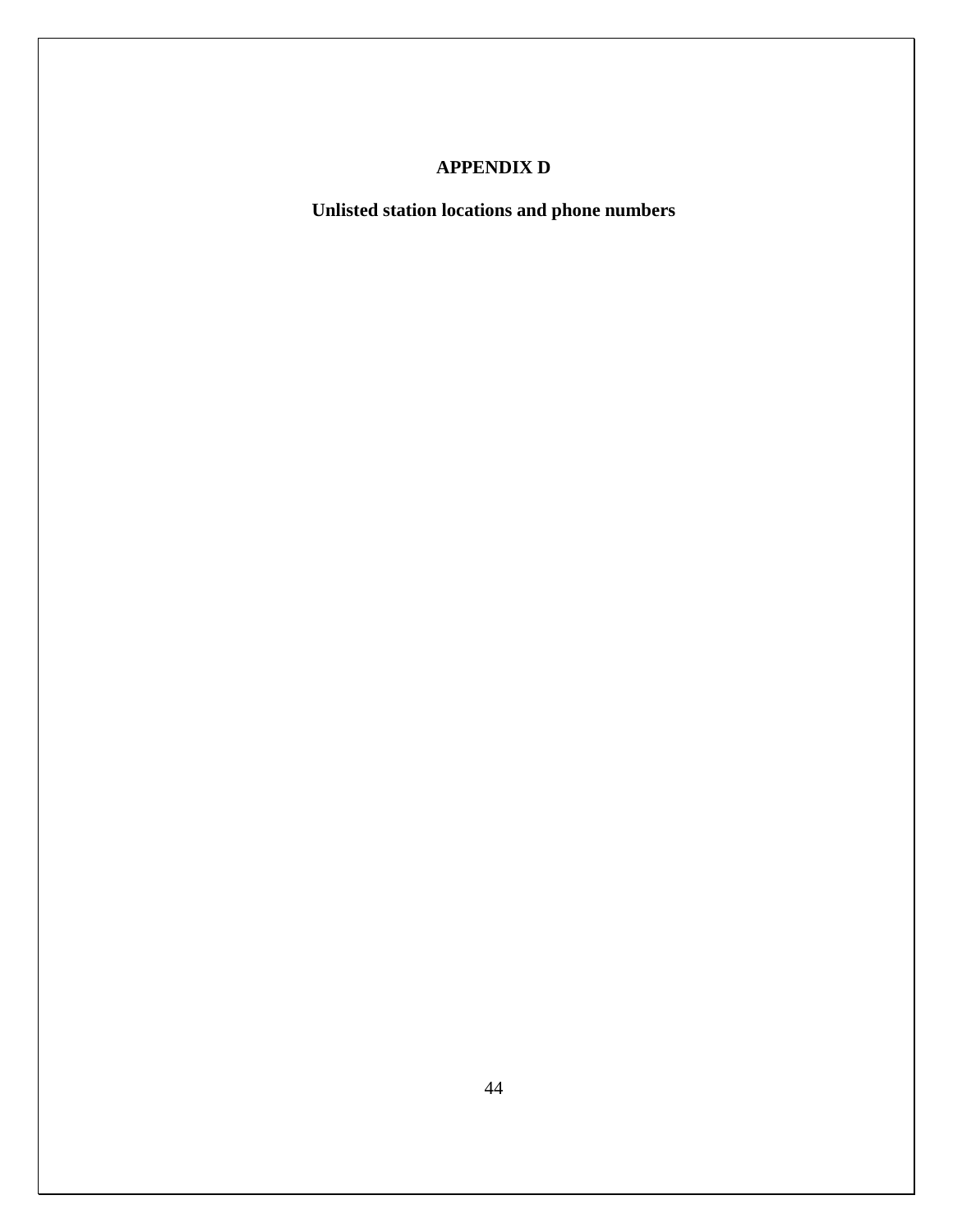# APPENDIX D

## Unlisted station locations and phone numbers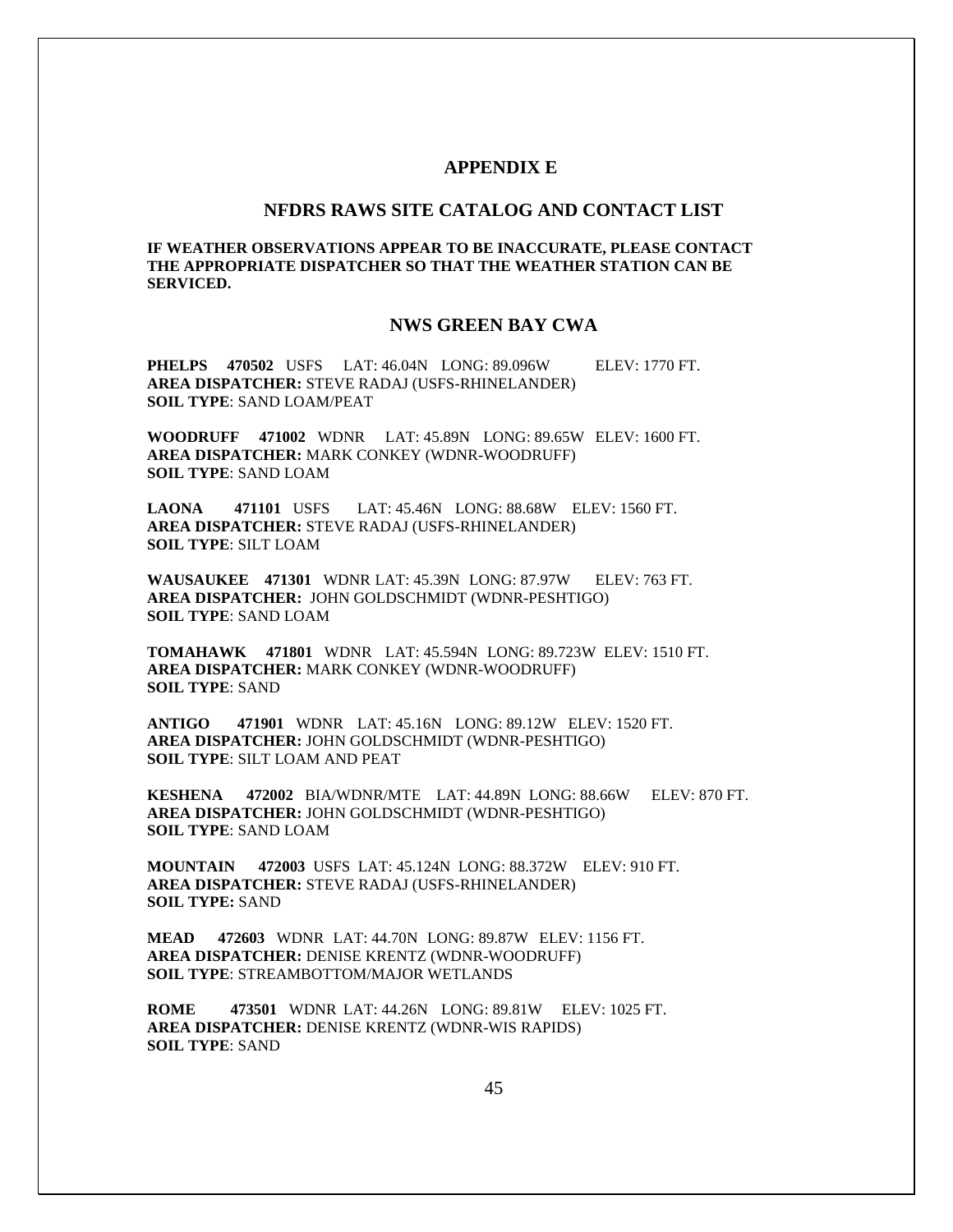# APPENDIX E

## NFDRS RAWS SITE CATALOG AND CONTACT LIST

**IF WEATHER OBSERVATIONS APPEAR TO BE INACCURATE, PLEASE CONTACT THE APPROPRIATE DISPATCHER SO THAT THE WEATHER STATION CAN BE SERVICED.**

## NWS GREEN BAY CWA

**PHELPS 470502** USFS LAT: 46.04N LONG: 89.096W ELEV: 1770 FT.
**AREA DISPATCHER:** STEVE RADAJ (USFS-RHINELANDER)
**SOIL TYPE**: SAND LOAM/PEAT

**WOODRUFF 471002** WDNR LAT: 45.89N LONG: 89.65W ELEV: 1600 FT.
**AREA DISPATCHER:** MARK CONKEY (WDNR-WOODRUFF)
**SOIL TYPE**: SAND LOAM

**LAONA 471101** USFS LAT: 45.46N LONG: 88.68W ELEV: 1560 FT.
**AREA DISPATCHER:** STEVE RADAJ (USFS-RHINELANDER)
**SOIL TYPE**: SILT LOAM

**WAUSAUKEE 471301** WDNR LAT: 45.39N LONG: 87.97W ELEV: 763 FT.
**AREA DISPATCHER:** JOHN GOLDSCHMIDT (WDNR-PESHTIGO)
**SOIL TYPE**: SAND LOAM

**TOMAHAWK 471801** WDNR LAT: 45.594N LONG: 89.723W ELEV: 1510 FT.
**AREA DISPATCHER:** MARK CONKEY (WDNR-WOODRUFF)
**SOIL TYPE**: SAND

**ANTIGO 471901** WDNR LAT: 45.16N LONG: 89.12W ELEV: 1520 FT.
**AREA DISPATCHER:** JOHN GOLDSCHMIDT (WDNR-PESHTIGO)
**SOIL TYPE**: SILT LOAM AND PEAT

**KESHENA 472002** BIA/WDNR/MTE LAT: 44.89N LONG: 88.66W ELEV: 870 FT.
**AREA DISPATCHER:** JOHN GOLDSCHMIDT (WDNR-PESHTIGO)
**SOIL TYPE**: SAND LOAM

**MOUNTAIN 472003** USFS LAT: 45.124N LONG: 88.372W ELEV: 910 FT.
**AREA DISPATCHER:** STEVE RADAJ (USFS-RHINELANDER)
**SOIL TYPE:** SAND

**MEAD 472603** WDNR LAT: 44.70N LONG: 89.87W ELEV: 1156 FT.
**AREA DISPATCHER:** DENISE KRENTZ (WDNR-WOODRUFF)
**SOIL TYPE**: STREAMBOTTOM/MAJOR WETLANDS

**ROME 473501** WDNR LAT: 44.26N LONG: 89.81W ELEV: 1025 FT.
**AREA DISPATCHER:** DENISE KRENTZ (WDNR-WIS RAPIDS)
**SOIL TYPE**: SAND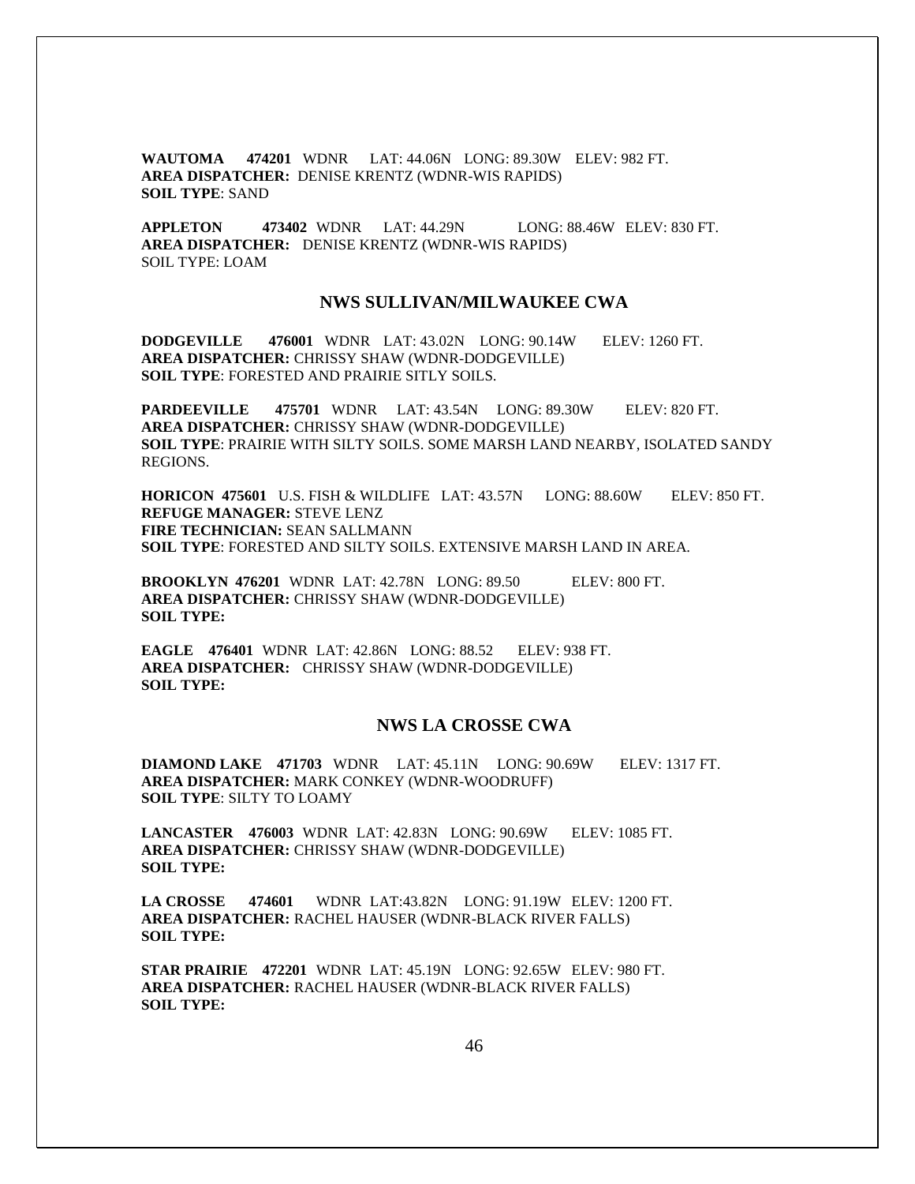**WAUTOMA 474201** WDNR LAT: 44.06N LONG: 89.30W ELEV: 982 FT.
**AREA DISPATCHER:** DENISE KRENTZ (WDNR-WIS RAPIDS)
**SOIL TYPE**: SAND

**APPLETON 473402** WDNR LAT: 44.29N LONG: 88.46W ELEV: 830 FT.
**AREA DISPATCHER:** DENISE KRENTZ (WDNR-WIS RAPIDS)
SOIL TYPE: LOAM

## NWS SULLIVAN/MILWAUKEE CWA

**DODGEVILLE 476001** WDNR LAT: 43.02N LONG: 90.14W ELEV: 1260 FT.
**AREA DISPATCHER:** CHRISSY SHAW (WDNR-DODGEVILLE)
**SOIL TYPE**: FORESTED AND PRAIRIE SITLY SOILS.

**PARDEEVILLE 475701** WDNR LAT: 43.54N LONG: 89.30W ELEV: 820 FT.
**AREA DISPATCHER:** CHRISSY SHAW (WDNR-DODGEVILLE)
**SOIL TYPE**: PRAIRIE WITH SILTY SOILS. SOME MARSH LAND NEARBY, ISOLATED SANDY REGIONS.

**HORICON 475601** U.S. FISH & WILDLIFE LAT: 43.57N LONG: 88.60W ELEV: 850 FT.
**REFUGE MANAGER:** STEVE LENZ
**FIRE TECHNICIAN:** SEAN SALLMANN
**SOIL TYPE**: FORESTED AND SILTY SOILS. EXTENSIVE MARSH LAND IN AREA.

**BROOKLYN 476201** WDNR LAT: 42.78N LONG: 89.50 ELEV: 800 FT.
**AREA DISPATCHER:** CHRISSY SHAW (WDNR-DODGEVILLE)
**SOIL TYPE:**

**EAGLE 476401** WDNR LAT: 42.86N LONG: 88.52 ELEV: 938 FT.
**AREA DISPATCHER:** CHRISSY SHAW (WDNR-DODGEVILLE)
**SOIL TYPE:**

## NWS LA CROSSE CWA

**DIAMOND LAKE 471703** WDNR LAT: 45.11N LONG: 90.69W ELEV: 1317 FT.
**AREA DISPATCHER:** MARK CONKEY (WDNR-WOODRUFF)
**SOIL TYPE**: SILTY TO LOAMY

**LANCASTER 476003** WDNR LAT: 42.83N LONG: 90.69W ELEV: 1085 FT.
**AREA DISPATCHER:** CHRISSY SHAW (WDNR-DODGEVILLE)
**SOIL TYPE:**

**LA CROSSE 474601** WDNR LAT:43.82N LONG: 91.19W ELEV: 1200 FT.
**AREA DISPATCHER:** RACHEL HAUSER (WDNR-BLACK RIVER FALLS)
**SOIL TYPE:**

**STAR PRAIRIE 472201** WDNR LAT: 45.19N LONG: 92.65W ELEV: 980 FT.
**AREA DISPATCHER:** RACHEL HAUSER (WDNR-BLACK RIVER FALLS)
**SOIL TYPE:**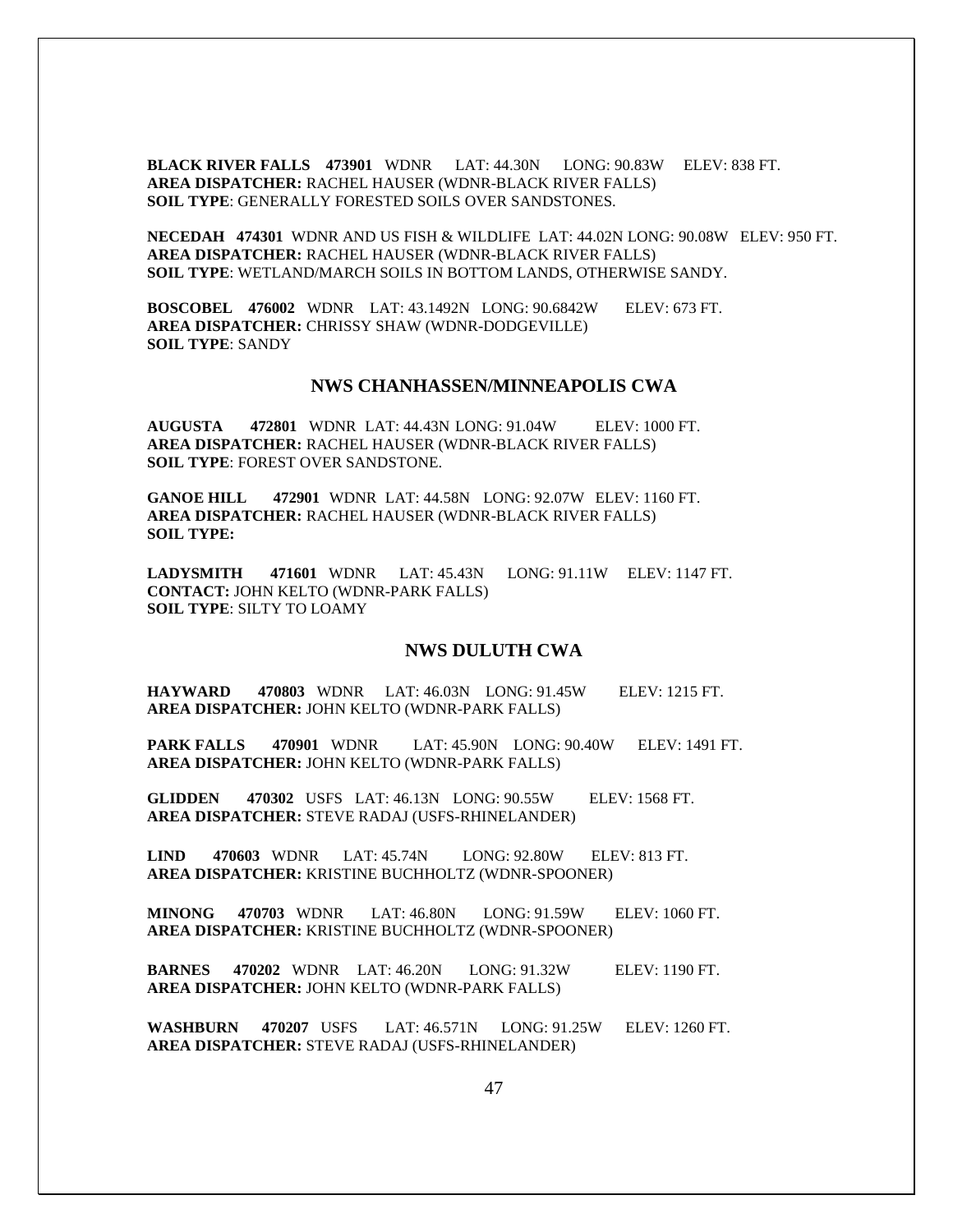**BLACK RIVER FALLS 473901** WDNR LAT: 44.30N LONG: 90.83W ELEV: 838 FT.
**AREA DISPATCHER:** RACHEL HAUSER (WDNR-BLACK RIVER FALLS)
**SOIL TYPE**: GENERALLY FORESTED SOILS OVER SANDSTONES.

**NECEDAH 474301** WDNR AND US FISH & WILDLIFE LAT: 44.02N LONG: 90.08W ELEV: 950 FT.
**AREA DISPATCHER:** RACHEL HAUSER (WDNR-BLACK RIVER FALLS)
**SOIL TYPE**: WETLAND/MARCH SOILS IN BOTTOM LANDS, OTHERWISE SANDY.

**BOSCOBEL 476002** WDNR LAT: 43.1492N LONG: 90.6842W ELEV: 673 FT.
**AREA DISPATCHER:** CHRISSY SHAW (WDNR-DODGEVILLE)
**SOIL TYPE**: SANDY

## NWS CHANHASSEN/MINNEAPOLIS CWA

**AUGUSTA 472801** WDNR LAT: 44.43N LONG: 91.04W ELEV: 1000 FT.
**AREA DISPATCHER:** RACHEL HAUSER (WDNR-BLACK RIVER FALLS)
**SOIL TYPE**: FOREST OVER SANDSTONE.

**GANOE HILL 472901** WDNR LAT: 44.58N LONG: 92.07W ELEV: 1160 FT.
**AREA DISPATCHER:** RACHEL HAUSER (WDNR-BLACK RIVER FALLS)
**SOIL TYPE:**

**LADYSMITH 471601** WDNR LAT: 45.43N LONG: 91.11W ELEV: 1147 FT.
**CONTACT:** JOHN KELTO (WDNR-PARK FALLS)
**SOIL TYPE**: SILTY TO LOAMY

## NWS DULUTH CWA

**HAYWARD 470803** WDNR LAT: 46.03N LONG: 91.45W ELEV: 1215 FT.
**AREA DISPATCHER:** JOHN KELTO (WDNR-PARK FALLS)

**PARK FALLS 470901** WDNR LAT: 45.90N LONG: 90.40W ELEV: 1491 FT.
**AREA DISPATCHER:** JOHN KELTO (WDNR-PARK FALLS)

**GLIDDEN 470302** USFS LAT: 46.13N LONG: 90.55W ELEV: 1568 FT.
**AREA DISPATCHER:** STEVE RADAJ (USFS-RHINELANDER)

**LIND 470603** WDNR LAT: 45.74N LONG: 92.80W ELEV: 813 FT.
**AREA DISPATCHER:** KRISTINE BUCHHOLTZ (WDNR-SPOONER)

**MINONG 470703** WDNR LAT: 46.80N LONG: 91.59W ELEV: 1060 FT.
**AREA DISPATCHER:** KRISTINE BUCHHOLTZ (WDNR-SPOONER)

**BARNES 470202** WDNR LAT: 46.20N LONG: 91.32W ELEV: 1190 FT.
**AREA DISPATCHER:** JOHN KELTO (WDNR-PARK FALLS)

**WASHBURN 470207** USFS LAT: 46.571N LONG: 91.25W ELEV: 1260 FT.
**AREA DISPATCHER:** STEVE RADAJ (USFS-RHINELANDER)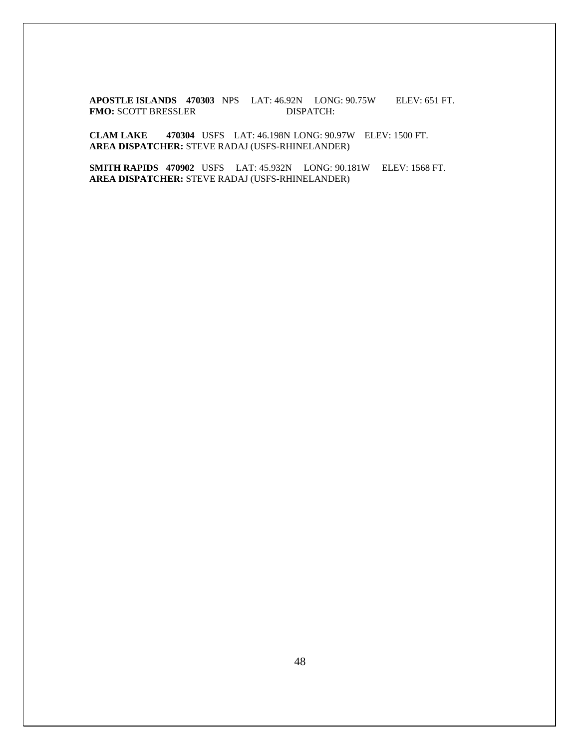**APOSTLE ISLANDS 470303** NPS LAT: 46.92N LONG: 90.75W ELEV: 651 FT.
**FMO:** SCOTT BRESSLER DISPATCH:

**CLAM LAKE 470304** USFS LAT: 46.198N LONG: 90.97W ELEV: 1500 FT.
**AREA DISPATCHER:** STEVE RADAJ (USFS-RHINELANDER)

**SMITH RAPIDS 470902** USFS LAT: 45.932N LONG: 90.181W ELEV: 1568 FT.
**AREA DISPATCHER:** STEVE RADAJ (USFS-RHINELANDER)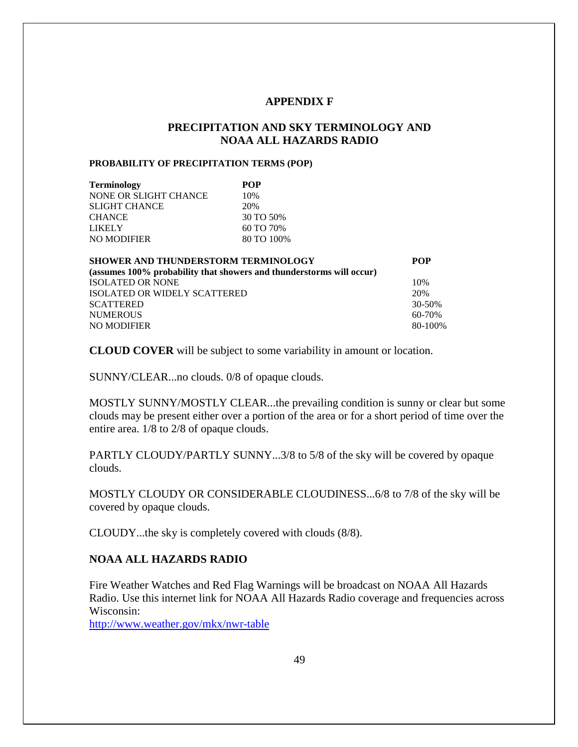# APPENDIX F

## PRECIPITATION AND SKY TERMINOLOGY AND NOAA ALL HAZARDS RADIO

**PROBABILITY OF PRECIPITATION TERMS (POP)**

| Terminology | POP |
|---|---|
| NONE OR SLIGHT CHANCE | 10% |
| SLIGHT CHANCE | 20% |
| CHANCE | 30 TO 50% |
| LIKELY | 60 TO 70% |
| NO MODIFIER | 80 TO 100% |

| SHOWER AND THUNDERSTORM TERMINOLOGY (assumes 100% probability that showers and thunderstorms will occur) | POP |
|---|---|
| ISOLATED OR NONE | 10% |
| ISOLATED OR WIDELY SCATTERED | 20% |
| SCATTERED | 30-50% |
| NUMEROUS | 60-70% |
| NO MODIFIER | 80-100% |

**CLOUD COVER** will be subject to some variability in amount or location.

SUNNY/CLEAR...no clouds. 0/8 of opaque clouds.

MOSTLY SUNNY/MOSTLY CLEAR...the prevailing condition is sunny or clear but some clouds may be present either over a portion of the area or for a short period of time over the entire area. 1/8 to 2/8 of opaque clouds.

PARTLY CLOUDY/PARTLY SUNNY...3/8 to 5/8 of the sky will be covered by opaque clouds.

MOSTLY CLOUDY OR CONSIDERABLE CLOUDINESS...6/8 to 7/8 of the sky will be covered by opaque clouds.

CLOUDY...the sky is completely covered with clouds (8/8).

### NOAA ALL HAZARDS RADIO

Fire Weather Watches and Red Flag Warnings will be broadcast on NOAA All Hazards Radio. Use this internet link for NOAA All Hazards Radio coverage and frequencies across Wisconsin:
http://www.weather.gov/mkx/nwr-table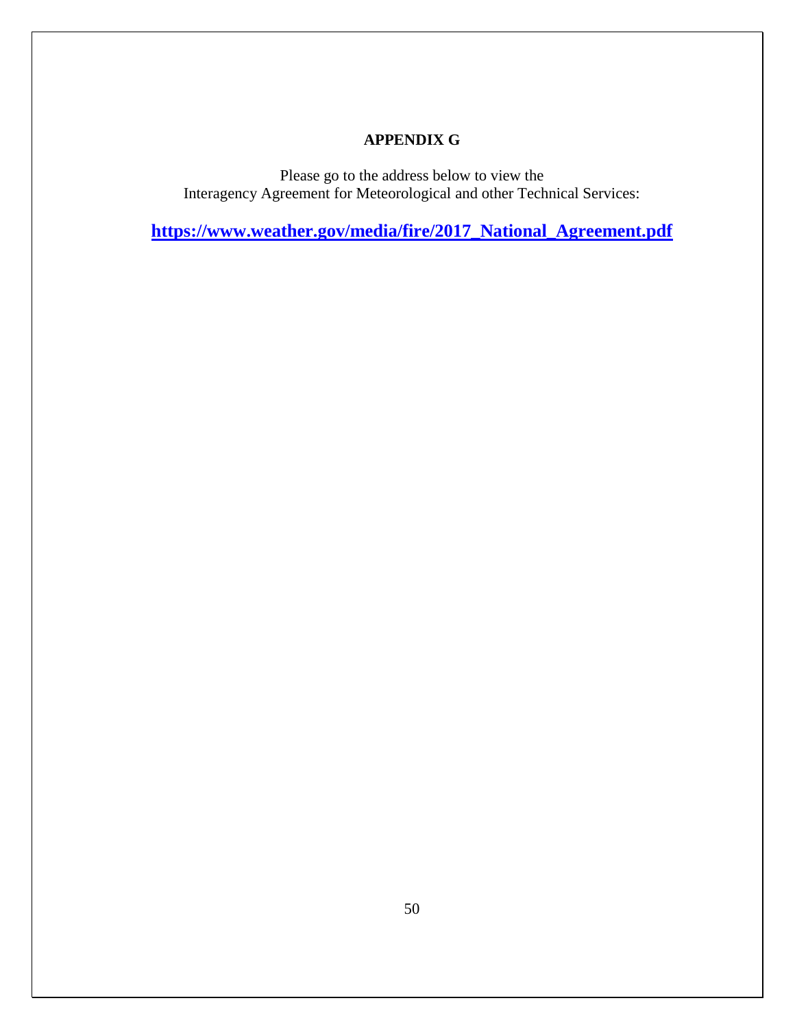# APPENDIX G

Please go to the address below to view the
Interagency Agreement for Meteorological and other Technical Services:

**https://www.weather.gov/media/fire/2017_National_Agreement.pdf**